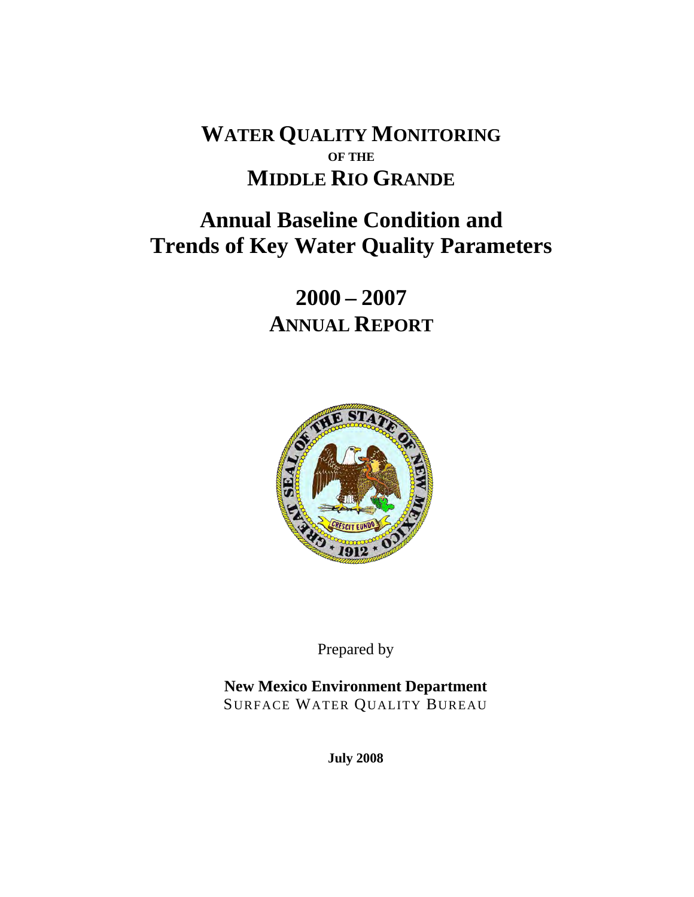# WATER QUALITY MONITORING
## OF THE
# MIDDLE RIO GRANDE

# Annual Baseline Condition and Trends of Key Water Quality Parameters

## 2000 – 2007
## ANNUAL REPORT

Prepared by

**New Mexico Environment Department**
SURFACE WATER QUALITY BUREAU

**July 2008**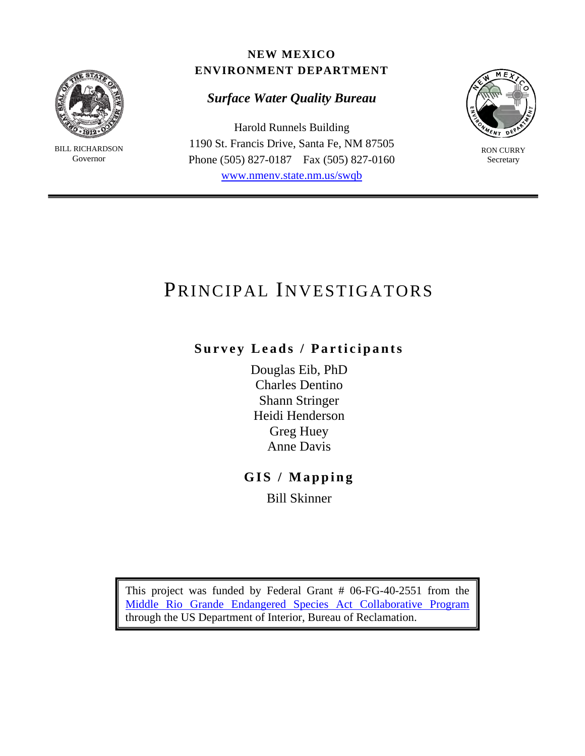BILL RICHARDSON
Governor

**NEW MEXICO**
**ENVIRONMENT DEPARTMENT**

***Surface Water Quality Bureau***

Harold Runnels Building
1190 St. Francis Drive, Santa Fe, NM 87505
Phone (505) 827-0187 Fax (505) 827-0160
www.nmenv.state.nm.us/swqb

RON CURRY
Secretary

# PRINCIPAL INVESTIGATORS

## Survey Leads / Participants

Douglas Eib, PhD
Charles Dentino
Shann Stringer
Heidi Henderson
Greg Huey
Anne Davis

## GIS / Mapping

Bill Skinner

This project was funded by Federal Grant # 06-FG-40-2551 from the Middle Rio Grande Endangered Species Act Collaborative Program through the US Department of Interior, Bureau of Reclamation.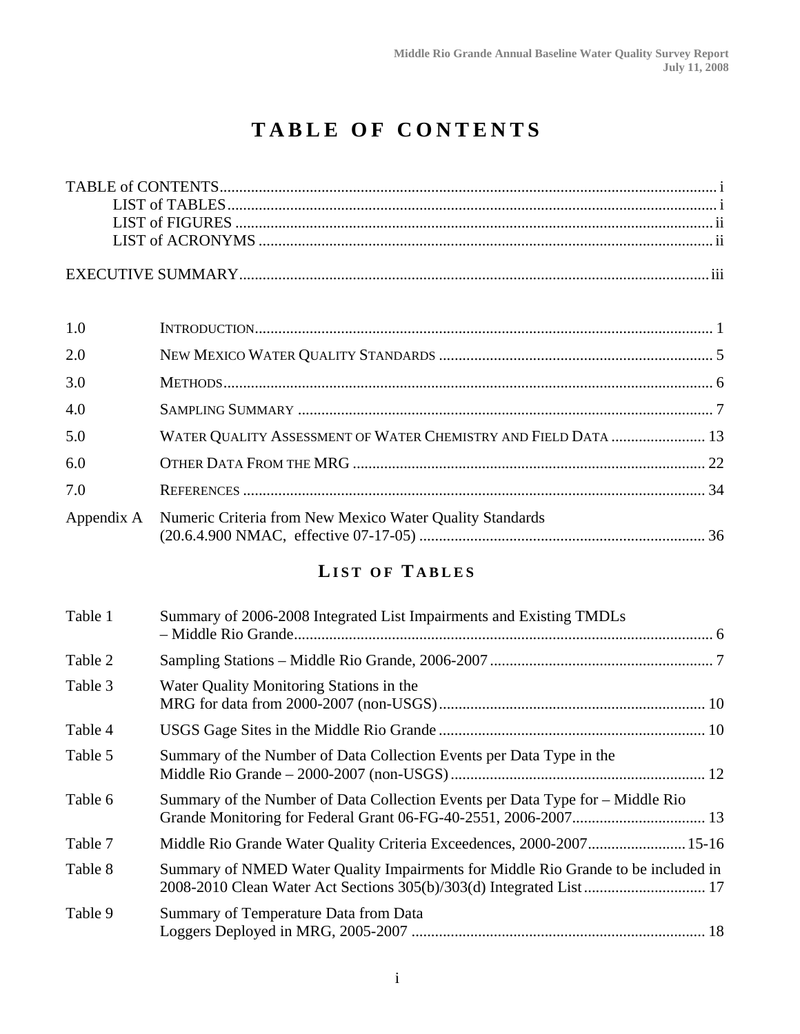# TABLE OF CONTENTS

TABLE of CONTENTS ..... i
- LIST of TABLES ..... i
- LIST of FIGURES ..... ii
- LIST of ACRONYMS ..... ii

EXECUTIVE SUMMARY ..... iii

| | | |
|---|---|---|
| 1.0 | INTRODUCTION | 1 |
| 2.0 | NEW MEXICO WATER QUALITY STANDARDS | 5 |
| 3.0 | METHODS | 6 |
| 4.0 | SAMPLING SUMMARY | 7 |
| 5.0 | WATER QUALITY ASSESSMENT OF WATER CHEMISTRY AND FIELD DATA | 13 |
| 6.0 | OTHER DATA FROM THE MRG | 22 |
| 7.0 | REFERENCES | 34 |
| Appendix A | Numeric Criteria from New Mexico Water Quality Standards (20.6.4.900 NMAC, effective 07-17-05) | 36 |

## LIST OF TABLES

| | | |
|---|---|---|
| Table 1 | Summary of 2006-2008 Integrated List Impairments and Existing TMDLs – Middle Rio Grande | 6 |
| Table 2 | Sampling Stations – Middle Rio Grande, 2006-2007 | 7 |
| Table 3 | Water Quality Monitoring Stations in the MRG for data from 2000-2007 (non-USGS) | 10 |
| Table 4 | USGS Gage Sites in the Middle Rio Grande | 10 |
| Table 5 | Summary of the Number of Data Collection Events per Data Type in the Middle Rio Grande – 2000-2007 (non-USGS) | 12 |
| Table 6 | Summary of the Number of Data Collection Events per Data Type for – Middle Rio Grande Monitoring for Federal Grant 06-FG-40-2551, 2006-2007 | 13 |
| Table 7 | Middle Rio Grande Water Quality Criteria Exceedences, 2000-2007 | 15-16 |
| Table 8 | Summary of NMED Water Quality Impairments for Middle Rio Grande to be included in 2008-2010 Clean Water Act Sections 305(b)/303(d) Integrated List | 17 |
| Table 9 | Summary of Temperature Data from Data Loggers Deployed in MRG, 2005-2007 | 18 |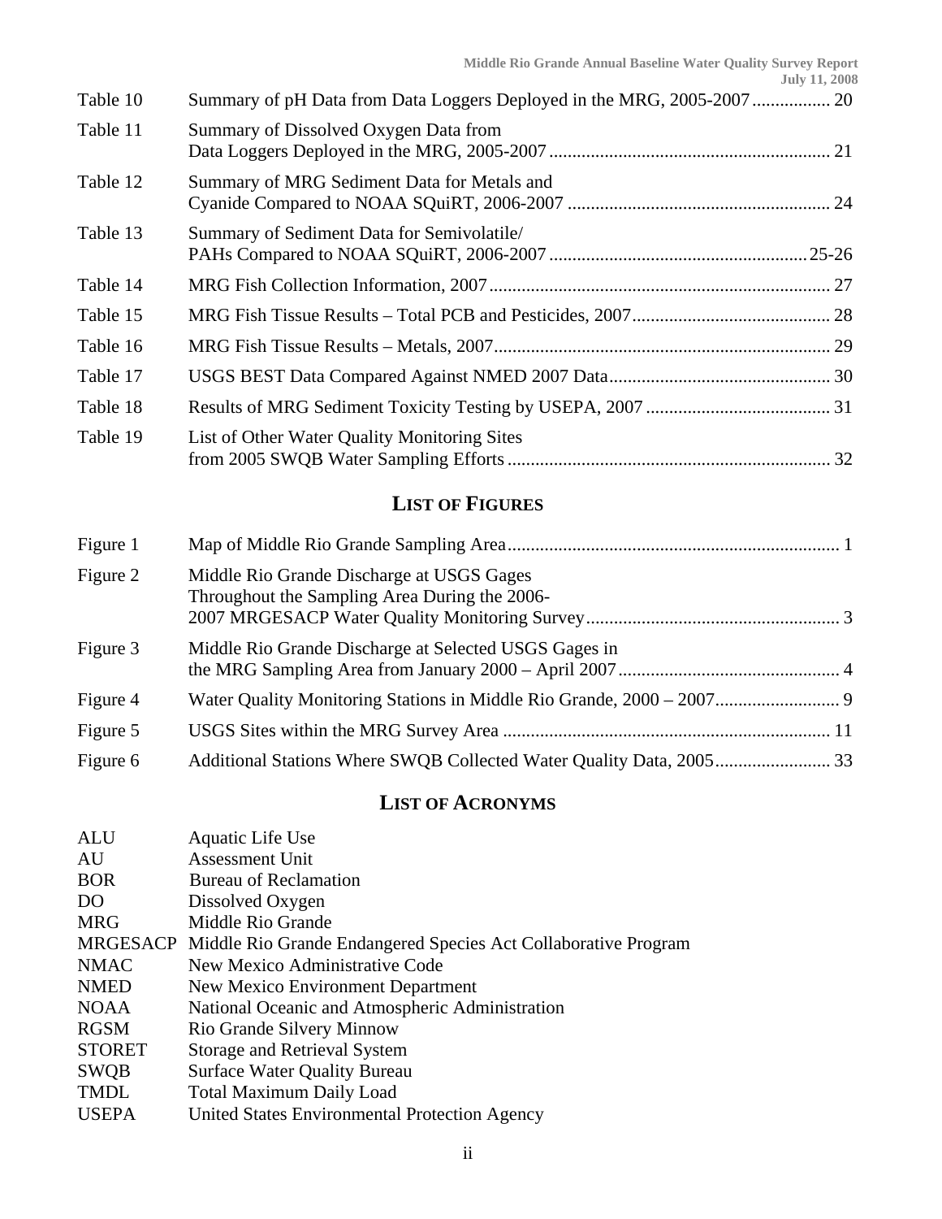| | | |
|---|---|---|
| Table 10 | Summary of pH Data from Data Loggers Deployed in the MRG, 2005-2007 | 20 |
| Table 11 | Summary of Dissolved Oxygen Data from Data Loggers Deployed in the MRG, 2005-2007 | 21 |
| Table 12 | Summary of MRG Sediment Data for Metals and Cyanide Compared to NOAA SQuiRT, 2006-2007 | 24 |
| Table 13 | Summary of Sediment Data for Semivolatile/ PAHs Compared to NOAA SQuiRT, 2006-2007 | 25-26 |
| Table 14 | MRG Fish Collection Information, 2007 | 27 |
| Table 15 | MRG Fish Tissue Results – Total PCB and Pesticides, 2007 | 28 |
| Table 16 | MRG Fish Tissue Results – Metals, 2007 | 29 |
| Table 17 | USGS BEST Data Compared Against NMED 2007 Data | 30 |
| Table 18 | Results of MRG Sediment Toxicity Testing by USEPA, 2007 | 31 |
| Table 19 | List of Other Water Quality Monitoring Sites from 2005 SWQB Water Sampling Efforts | 32 |

## LIST OF FIGURES

| | | |
|---|---|---|
| Figure 1 | Map of Middle Rio Grande Sampling Area | 1 |
| Figure 2 | Middle Rio Grande Discharge at USGS Gages Throughout the Sampling Area During the 2006-2007 MRGESACP Water Quality Monitoring Survey | 3 |
| Figure 3 | Middle Rio Grande Discharge at Selected USGS Gages in the MRG Sampling Area from January 2000 – April 2007 | 4 |
| Figure 4 | Water Quality Monitoring Stations in Middle Rio Grande, 2000 – 2007 | 9 |
| Figure 5 | USGS Sites within the MRG Survey Area | 11 |
| Figure 6 | Additional Stations Where SWQB Collected Water Quality Data, 2005 | 33 |

## LIST OF ACRONYMS

| | |
|---|---|
| ALU | Aquatic Life Use |
| AU | Assessment Unit |
| BOR | Bureau of Reclamation |
| DO | Dissolved Oxygen |
| MRG | Middle Rio Grande |
| MRGESACP | Middle Rio Grande Endangered Species Act Collaborative Program |
| NMAC | New Mexico Administrative Code |
| NMED | New Mexico Environment Department |
| NOAA | National Oceanic and Atmospheric Administration |
| RGSM | Rio Grande Silvery Minnow |
| STORET | Storage and Retrieval System |
| SWQB | Surface Water Quality Bureau |
| TMDL | Total Maximum Daily Load |
| USEPA | United States Environmental Protection Agency |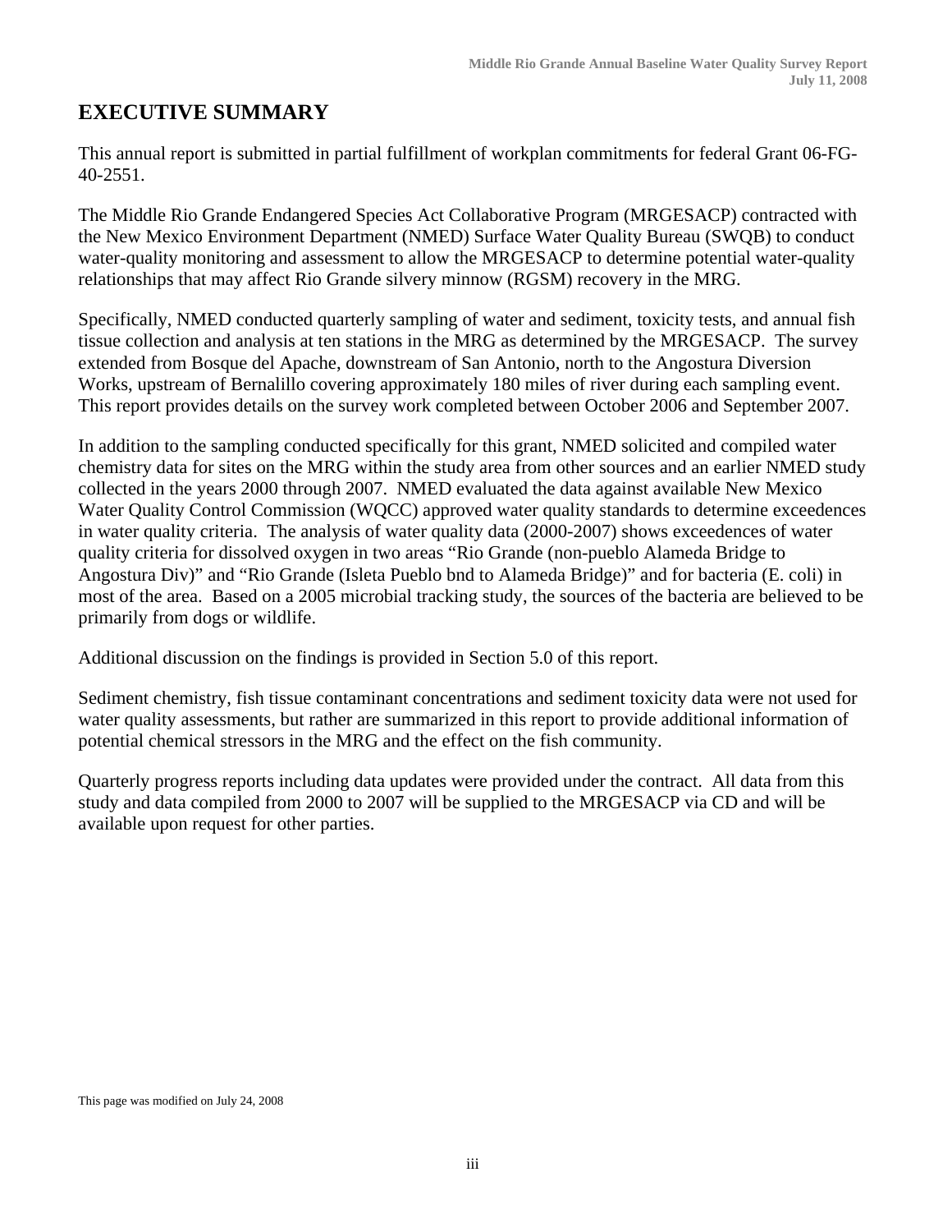# EXECUTIVE SUMMARY

This annual report is submitted in partial fulfillment of workplan commitments for federal Grant 06-FG-40-2551.

The Middle Rio Grande Endangered Species Act Collaborative Program (MRGESACP) contracted with the New Mexico Environment Department (NMED) Surface Water Quality Bureau (SWQB) to conduct water-quality monitoring and assessment to allow the MRGESACP to determine potential water-quality relationships that may affect Rio Grande silvery minnow (RGSM) recovery in the MRG.

Specifically, NMED conducted quarterly sampling of water and sediment, toxicity tests, and annual fish tissue collection and analysis at ten stations in the MRG as determined by the MRGESACP. The survey extended from Bosque del Apache, downstream of San Antonio, north to the Angostura Diversion Works, upstream of Bernalillo covering approximately 180 miles of river during each sampling event. This report provides details on the survey work completed between October 2006 and September 2007.

In addition to the sampling conducted specifically for this grant, NMED solicited and compiled water chemistry data for sites on the MRG within the study area from other sources and an earlier NMED study collected in the years 2000 through 2007. NMED evaluated the data against available New Mexico Water Quality Control Commission (WQCC) approved water quality standards to determine exceedences in water quality criteria. The analysis of water quality data (2000-2007) shows exceedences of water quality criteria for dissolved oxygen in two areas "Rio Grande (non-pueblo Alameda Bridge to Angostura Div)" and "Rio Grande (Isleta Pueblo bnd to Alameda Bridge)" and for bacteria (E. coli) in most of the area. Based on a 2005 microbial tracking study, the sources of the bacteria are believed to be primarily from dogs or wildlife.

Additional discussion on the findings is provided in Section 5.0 of this report.

Sediment chemistry, fish tissue contaminant concentrations and sediment toxicity data were not used for water quality assessments, but rather are summarized in this report to provide additional information of potential chemical stressors in the MRG and the effect on the fish community.

Quarterly progress reports including data updates were provided under the contract. All data from this study and data compiled from 2000 to 2007 will be supplied to the MRGESACP via CD and will be available upon request for other parties.

This page was modified on July 24, 2008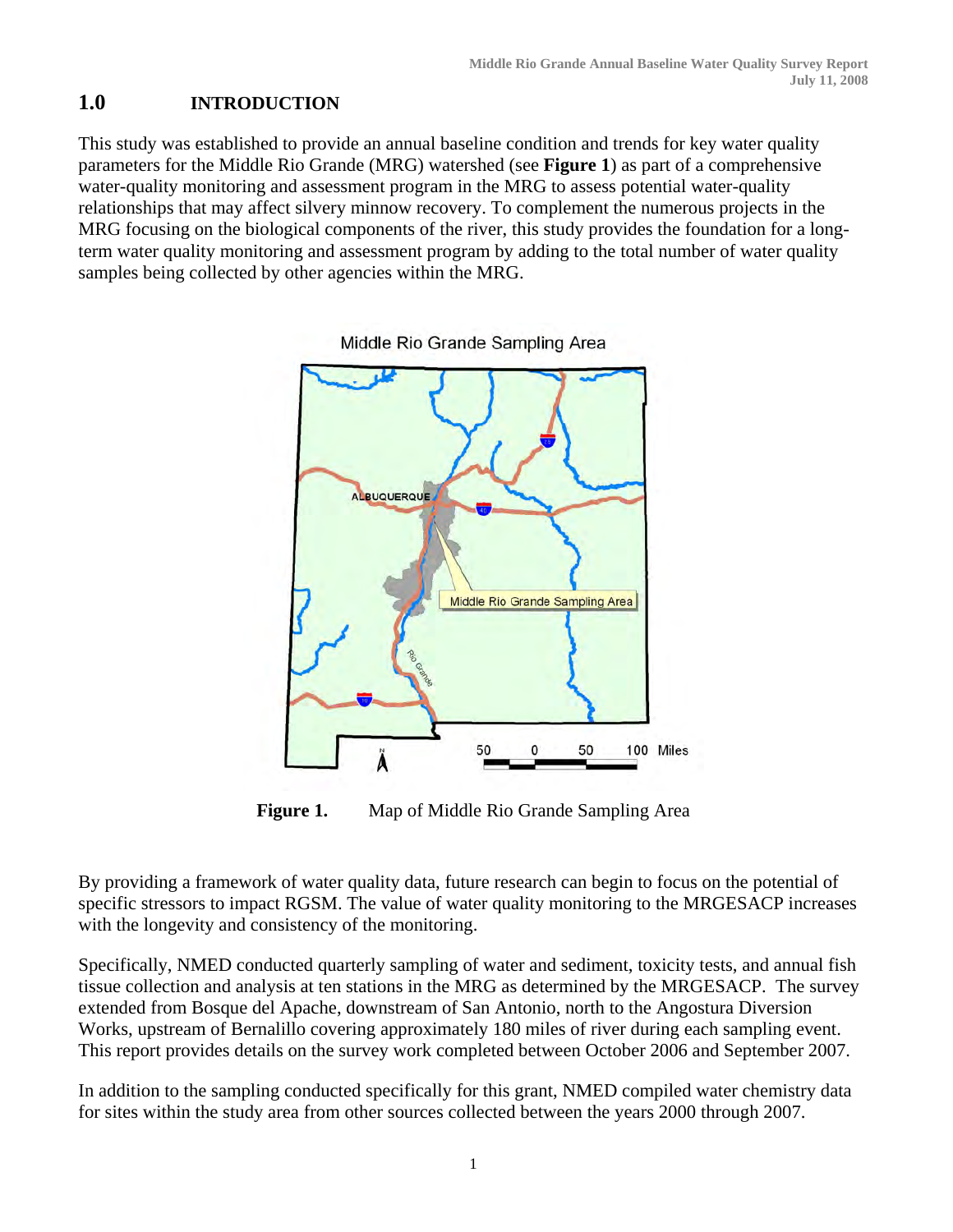# 1.0 INTRODUCTION

This study was established to provide an annual baseline condition and trends for key water quality parameters for the Middle Rio Grande (MRG) watershed (see **Figure 1**) as part of a comprehensive water-quality monitoring and assessment program in the MRG to assess potential water-quality relationships that may affect silvery minnow recovery. To complement the numerous projects in the MRG focusing on the biological components of the river, this study provides the foundation for a long-term water quality monitoring and assessment program by adding to the total number of water quality samples being collected by other agencies within the MRG.

**Figure 1.** Map of Middle Rio Grande Sampling Area

By providing a framework of water quality data, future research can begin to focus on the potential of specific stressors to impact RGSM. The value of water quality monitoring to the MRGESACP increases with the longevity and consistency of the monitoring.

Specifically, NMED conducted quarterly sampling of water and sediment, toxicity tests, and annual fish tissue collection and analysis at ten stations in the MRG as determined by the MRGESACP. The survey extended from Bosque del Apache, downstream of San Antonio, north to the Angostura Diversion Works, upstream of Bernalillo covering approximately 180 miles of river during each sampling event. This report provides details on the survey work completed between October 2006 and September 2007.

In addition to the sampling conducted specifically for this grant, NMED compiled water chemistry data for sites within the study area from other sources collected between the years 2000 through 2007.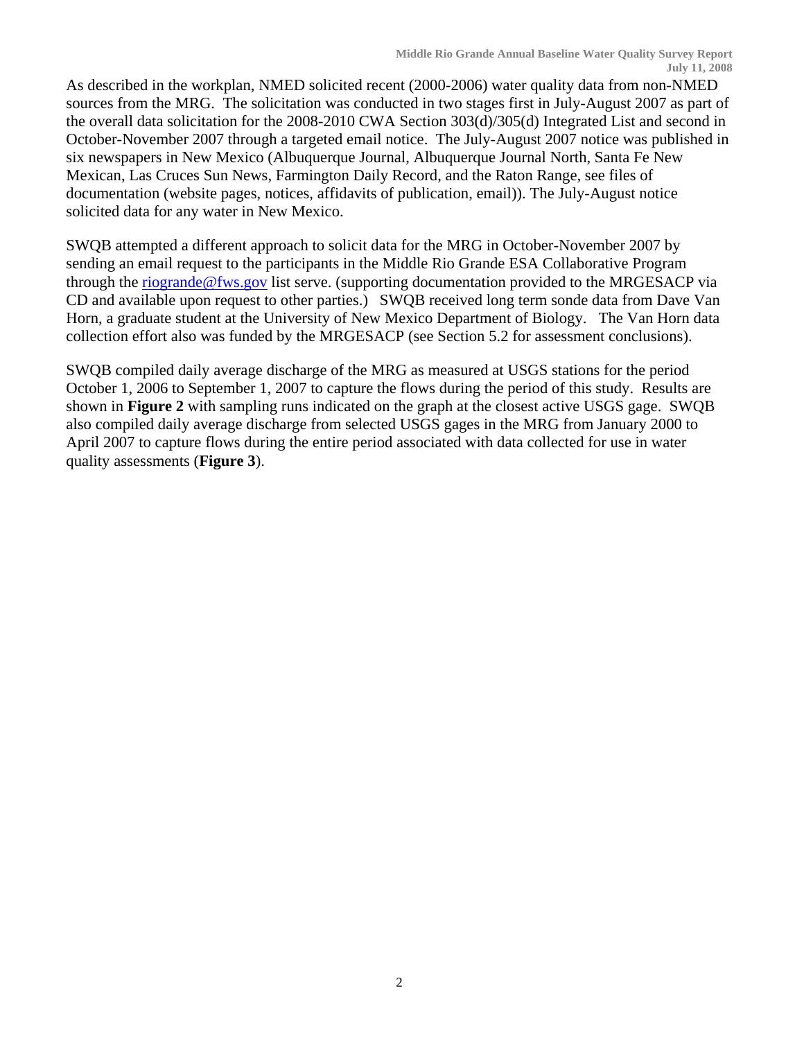As described in the workplan, NMED solicited recent (2000-2006) water quality data from non-NMED sources from the MRG. The solicitation was conducted in two stages first in July-August 2007 as part of the overall data solicitation for the 2008-2010 CWA Section 303(d)/305(d) Integrated List and second in October-November 2007 through a targeted email notice. The July-August 2007 notice was published in six newspapers in New Mexico (Albuquerque Journal, Albuquerque Journal North, Santa Fe New Mexican, Las Cruces Sun News, Farmington Daily Record, and the Raton Range, see files of documentation (website pages, notices, affidavits of publication, email)). The July-August notice solicited data for any water in New Mexico.

SWQB attempted a different approach to solicit data for the MRG in October-November 2007 by sending an email request to the participants in the Middle Rio Grande ESA Collaborative Program through the riogrande@fws.gov list serve. (supporting documentation provided to the MRGESACP via CD and available upon request to other parties.) SWQB received long term sonde data from Dave Van Horn, a graduate student at the University of New Mexico Department of Biology. The Van Horn data collection effort also was funded by the MRGESACP (see Section 5.2 for assessment conclusions).

SWQB compiled daily average discharge of the MRG as measured at USGS stations for the period October 1, 2006 to September 1, 2007 to capture the flows during the period of this study. Results are shown in **Figure 2** with sampling runs indicated on the graph at the closest active USGS gage. SWQB also compiled daily average discharge from selected USGS gages in the MRG from January 2000 to April 2007 to capture flows during the entire period associated with data collected for use in water quality assessments (**Figure 3**).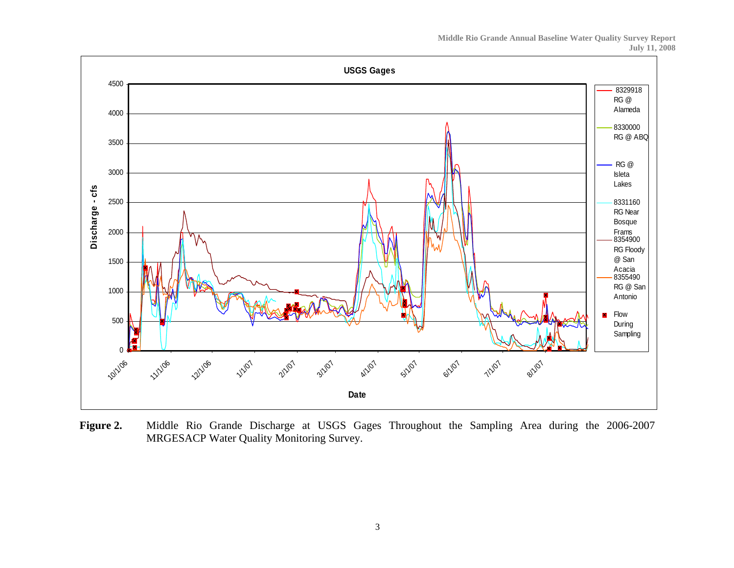**Figure 2.** Middle Rio Grande Discharge at USGS Gages Throughout the Sampling Area during the 2006-2007 MRGESACP Water Quality Monitoring Survey.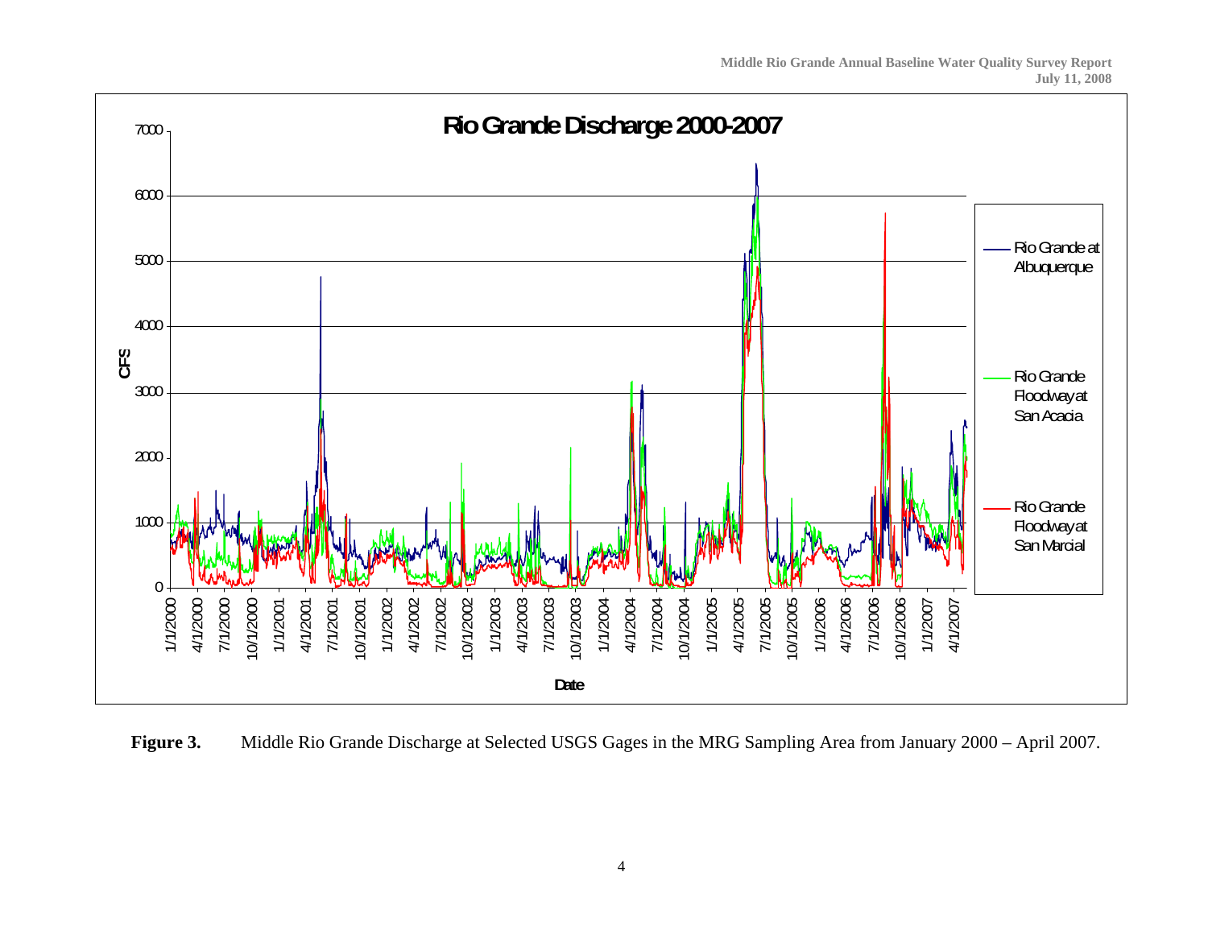**Figure 3.** Middle Rio Grande Discharge at Selected USGS Gages in the MRG Sampling Area from January 2000 – April 2007.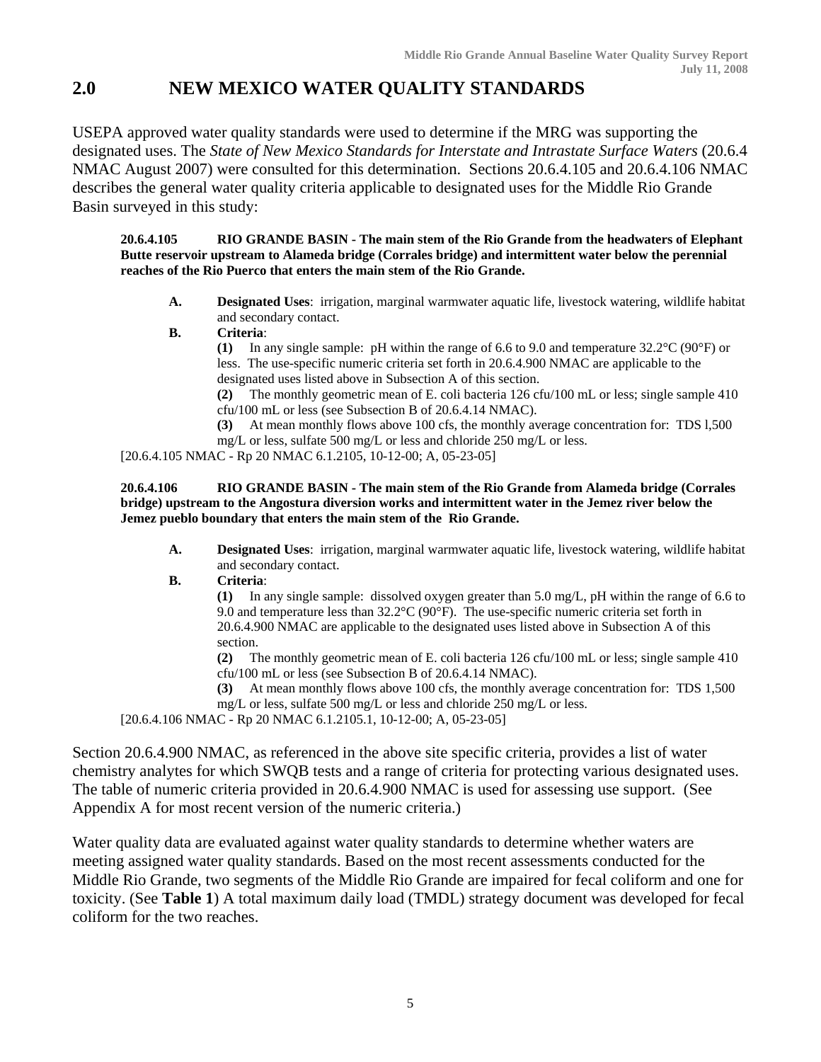## 2.0 NEW MEXICO WATER QUALITY STANDARDS

USEPA approved water quality standards were used to determine if the MRG was supporting the designated uses. The *State of New Mexico Standards for Interstate and Intrastate Surface Waters* (20.6.4 NMAC August 2007) were consulted for this determination. Sections 20.6.4.105 and 20.6.4.106 NMAC describes the general water quality criteria applicable to designated uses for the Middle Rio Grande Basin surveyed in this study:

> **20.6.4.105 RIO GRANDE BASIN - The main stem of the Rio Grande from the headwaters of Elephant Butte reservoir upstream to Alameda bridge (Corrales bridge) and intermittent water below the perennial reaches of the Rio Puerco that enters the main stem of the Rio Grande.**
>
> **A.** **Designated Uses**: irrigation, marginal warmwater aquatic life, livestock watering, wildlife habitat and secondary contact.
>
> **B.** **Criteria**:
>
> **(1)** In any single sample: pH within the range of 6.6 to 9.0 and temperature 32.2°C (90°F) or less. The use-specific numeric criteria set forth in 20.6.4.900 NMAC are applicable to the designated uses listed above in Subsection A of this section.
>
> **(2)** The monthly geometric mean of E. coli bacteria 126 cfu/100 mL or less; single sample 410 cfu/100 mL or less (see Subsection B of 20.6.4.14 NMAC).
>
> **(3)** At mean monthly flows above 100 cfs, the monthly average concentration for: TDS l,500 mg/L or less, sulfate 500 mg/L or less and chloride 250 mg/L or less.
>
> [20.6.4.105 NMAC - Rp 20 NMAC 6.1.2105, 10-12-00; A, 05-23-05]

> **20.6.4.106 RIO GRANDE BASIN - The main stem of the Rio Grande from Alameda bridge (Corrales bridge) upstream to the Angostura diversion works and intermittent water in the Jemez river below the Jemez pueblo boundary that enters the main stem of the Rio Grande.**
>
> **A.** **Designated Uses**: irrigation, marginal warmwater aquatic life, livestock watering, wildlife habitat and secondary contact.
>
> **B.** **Criteria**:
>
> **(1)** In any single sample: dissolved oxygen greater than 5.0 mg/L, pH within the range of 6.6 to 9.0 and temperature less than 32.2°C (90°F). The use-specific numeric criteria set forth in 20.6.4.900 NMAC are applicable to the designated uses listed above in Subsection A of this section.
>
> **(2)** The monthly geometric mean of E. coli bacteria 126 cfu/100 mL or less; single sample 410 cfu/100 mL or less (see Subsection B of 20.6.4.14 NMAC).
>
> **(3)** At mean monthly flows above 100 cfs, the monthly average concentration for: TDS 1,500 mg/L or less, sulfate 500 mg/L or less and chloride 250 mg/L or less.
>
> [20.6.4.106 NMAC - Rp 20 NMAC 6.1.2105.1, 10-12-00; A, 05-23-05]

Section 20.6.4.900 NMAC, as referenced in the above site specific criteria, provides a list of water chemistry analytes for which SWQB tests and a range of criteria for protecting various designated uses. The table of numeric criteria provided in 20.6.4.900 NMAC is used for assessing use support. (See Appendix A for most recent version of the numeric criteria.)

Water quality data are evaluated against water quality standards to determine whether waters are meeting assigned water quality standards. Based on the most recent assessments conducted for the Middle Rio Grande, two segments of the Middle Rio Grande are impaired for fecal coliform and one for toxicity. (See **Table 1**) A total maximum daily load (TMDL) strategy document was developed for fecal coliform for the two reaches.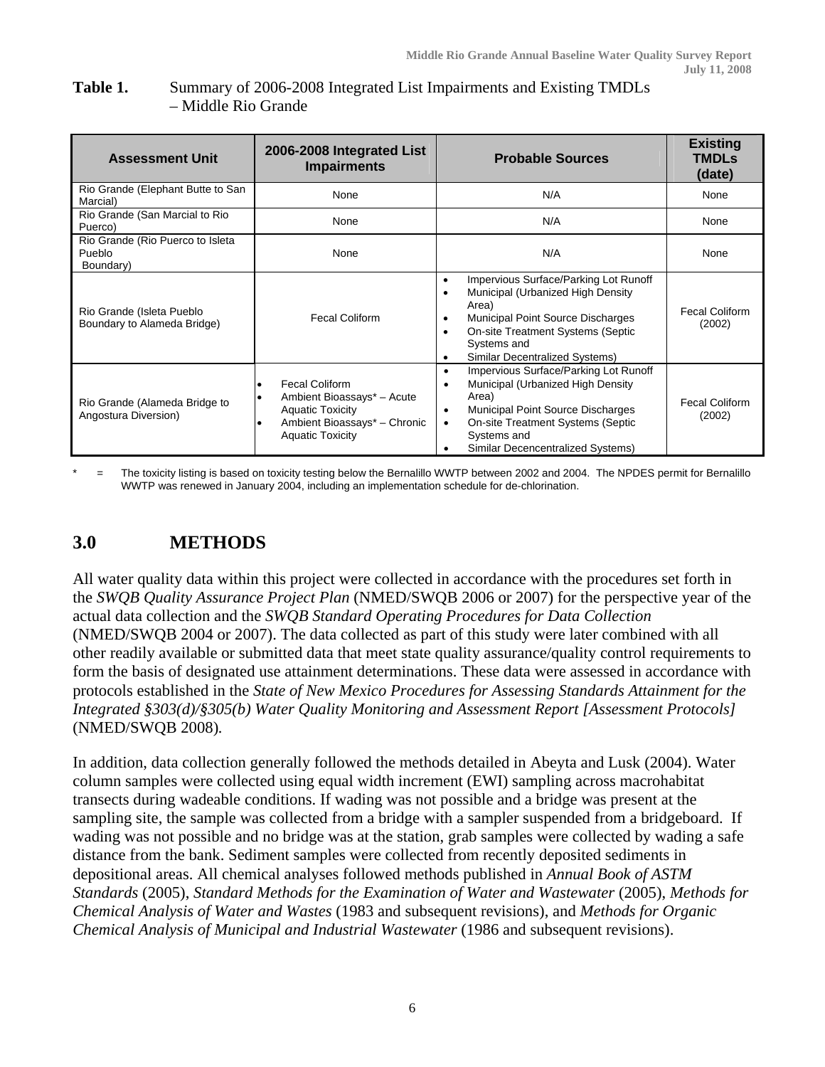**Table 1.** Summary of 2006-2008 Integrated List Impairments and Existing TMDLs – Middle Rio Grande

| Assessment Unit | 2006-2008 Integrated List Impairments | Probable Sources | Existing TMDLs (date) |
|---|---|---|---|
| Rio Grande (Elephant Butte to San Marcial) | None | N/A | None |
| Rio Grande (San Marcial to Rio Puerco) | None | N/A | None |
| Rio Grande (Rio Puerco to Isleta Pueblo Boundary) | None | N/A | None |
| Rio Grande (Isleta Pueblo Boundary to Alameda Bridge) | Fecal Coliform | • Impervious Surface/Parking Lot Runoff<br>• Municipal (Urbanized High Density Area)<br>• Municipal Point Source Discharges<br>• On-site Treatment Systems (Septic Systems and<br>• Similar Decentralized Systems) | Fecal Coliform (2002) |
| Rio Grande (Alameda Bridge to Angostura Diversion) | • Fecal Coliform<br>• Ambient Bioassays* – Acute Aquatic Toxicity<br>• Ambient Bioassays* – Chronic Aquatic Toxicity | • Impervious Surface/Parking Lot Runoff<br>• Municipal (Urbanized High Density Area)<br>• Municipal Point Source Discharges<br>• On-site Treatment Systems (Septic Systems and<br>• Similar Decencentralized Systems) | Fecal Coliform (2002) |

\* = The toxicity listing is based on toxicity testing below the Bernalillo WWTP between 2002 and 2004. The NPDES permit for Bernalillo WWTP was renewed in January 2004, including an implementation schedule for de-chlorination.

## 3.0 METHODS

All water quality data within this project were collected in accordance with the procedures set forth in the *SWQB Quality Assurance Project Plan* (NMED/SWQB 2006 or 2007) for the perspective year of the actual data collection and the *SWQB Standard Operating Procedures for Data Collection* (NMED/SWQB 2004 or 2007). The data collected as part of this study were later combined with all other readily available or submitted data that meet state quality assurance/quality control requirements to form the basis of designated use attainment determinations. These data were assessed in accordance with protocols established in the *State of New Mexico Procedures for Assessing Standards Attainment for the Integrated §303(d)/§305(b) Water Quality Monitoring and Assessment Report [Assessment Protocols]* (NMED/SWQB 2008).

In addition, data collection generally followed the methods detailed in Abeyta and Lusk (2004). Water column samples were collected using equal width increment (EWI) sampling across macrohabitat transects during wadeable conditions. If wading was not possible and a bridge was present at the sampling site, the sample was collected from a bridge with a sampler suspended from a bridgeboard. If wading was not possible and no bridge was at the station, grab samples were collected by wading a safe distance from the bank. Sediment samples were collected from recently deposited sediments in depositional areas. All chemical analyses followed methods published in *Annual Book of ASTM Standards* (2005), *Standard Methods for the Examination of Water and Wastewater* (2005), *Methods for Chemical Analysis of Water and Wastes* (1983 and subsequent revisions), and *Methods for Organic Chemical Analysis of Municipal and Industrial Wastewater* (1986 and subsequent revisions).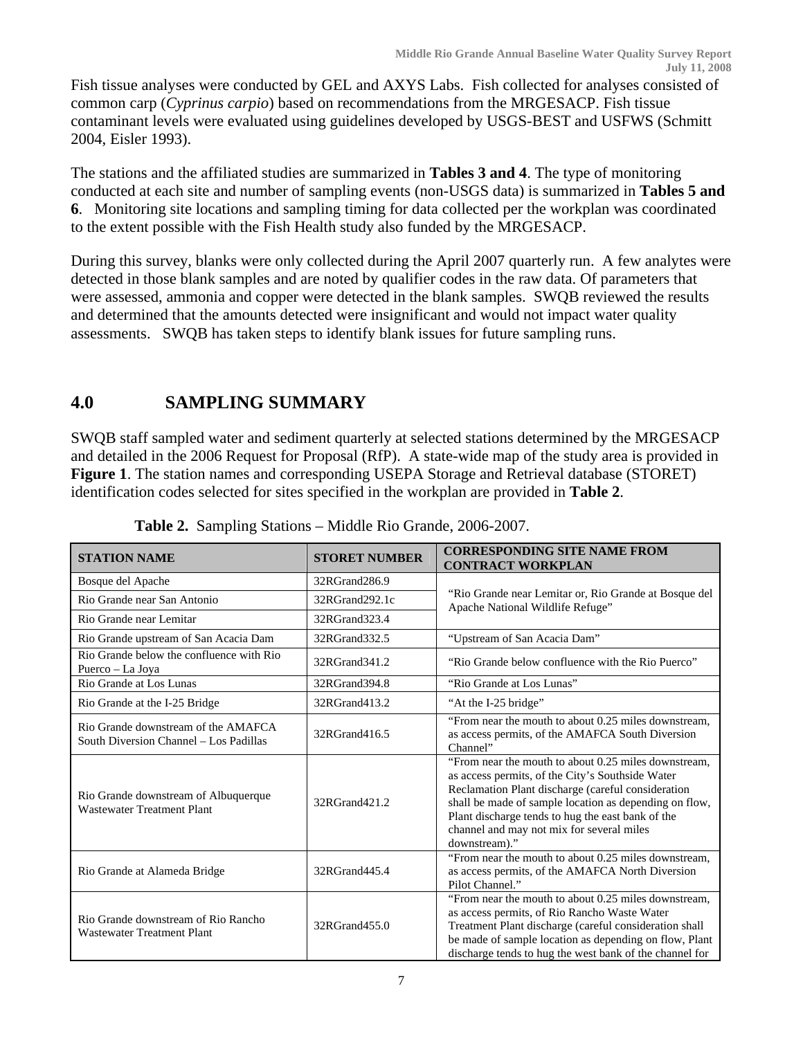Fish tissue analyses were conducted by GEL and AXYS Labs. Fish collected for analyses consisted of common carp (*Cyprinus carpio*) based on recommendations from the MRGESACP. Fish tissue contaminant levels were evaluated using guidelines developed by USGS-BEST and USFWS (Schmitt 2004, Eisler 1993).

The stations and the affiliated studies are summarized in **Tables 3 and 4**. The type of monitoring conducted at each site and number of sampling events (non-USGS data) is summarized in **Tables 5 and 6**. Monitoring site locations and sampling timing for data collected per the workplan was coordinated to the extent possible with the Fish Health study also funded by the MRGESACP.

During this survey, blanks were only collected during the April 2007 quarterly run. A few analytes were detected in those blank samples and are noted by qualifier codes in the raw data. Of parameters that were assessed, ammonia and copper were detected in the blank samples. SWQB reviewed the results and determined that the amounts detected were insignificant and would not impact water quality assessments. SWQB has taken steps to identify blank issues for future sampling runs.

# 4.0 SAMPLING SUMMARY

SWQB staff sampled water and sediment quarterly at selected stations determined by the MRGESACP and detailed in the 2006 Request for Proposal (RfP). A state-wide map of the study area is provided in **Figure 1**. The station names and corresponding USEPA Storage and Retrieval database (STORET) identification codes selected for sites specified in the workplan are provided in **Table 2**.

**Table 2.** Sampling Stations – Middle Rio Grande, 2006-2007.

| STATION NAME | STORET NUMBER | CORRESPONDING SITE NAME FROM CONTRACT WORKPLAN |
|---|---|---|
| Bosque del Apache | 32RGrand286.9 | "Rio Grande near Lemitar or, Rio Grande at Bosque del Apache National Wildlife Refuge" |
| Rio Grande near San Antonio | 32RGrand292.1c | |
| Rio Grande near Lemitar | 32RGrand323.4 | |
| Rio Grande upstream of San Acacia Dam | 32RGrand332.5 | "Upstream of San Acacia Dam" |
| Rio Grande below the confluence with Rio Puerco – La Joya | 32RGrand341.2 | "Rio Grande below confluence with the Rio Puerco" |
| Rio Grande at Los Lunas | 32RGrand394.8 | "Rio Grande at Los Lunas" |
| Rio Grande at the I-25 Bridge | 32RGrand413.2 | "At the I-25 bridge" |
| Rio Grande downstream of the AMAFCA South Diversion Channel – Los Padillas | 32RGrand416.5 | "From near the mouth to about 0.25 miles downstream, as access permits, of the AMAFCA South Diversion Channel" |
| Rio Grande downstream of Albuquerque Wastewater Treatment Plant | 32RGrand421.2 | "From near the mouth to about 0.25 miles downstream, as access permits, of the City's Southside Water Reclamation Plant discharge (careful consideration shall be made of sample location as depending on flow, Plant discharge tends to hug the east bank of the channel and may not mix for several miles downstream)." |
| Rio Grande at Alameda Bridge | 32RGrand445.4 | "From near the mouth to about 0.25 miles downstream, as access permits, of the AMAFCA North Diversion Pilot Channel." |
| Rio Grande downstream of Rio Rancho Wastewater Treatment Plant | 32RGrand455.0 | "From near the mouth to about 0.25 miles downstream, as access permits, of Rio Rancho Waste Water Treatment Plant discharge (careful consideration shall be made of sample location as depending on flow, Plant discharge tends to hug the west bank of the channel for |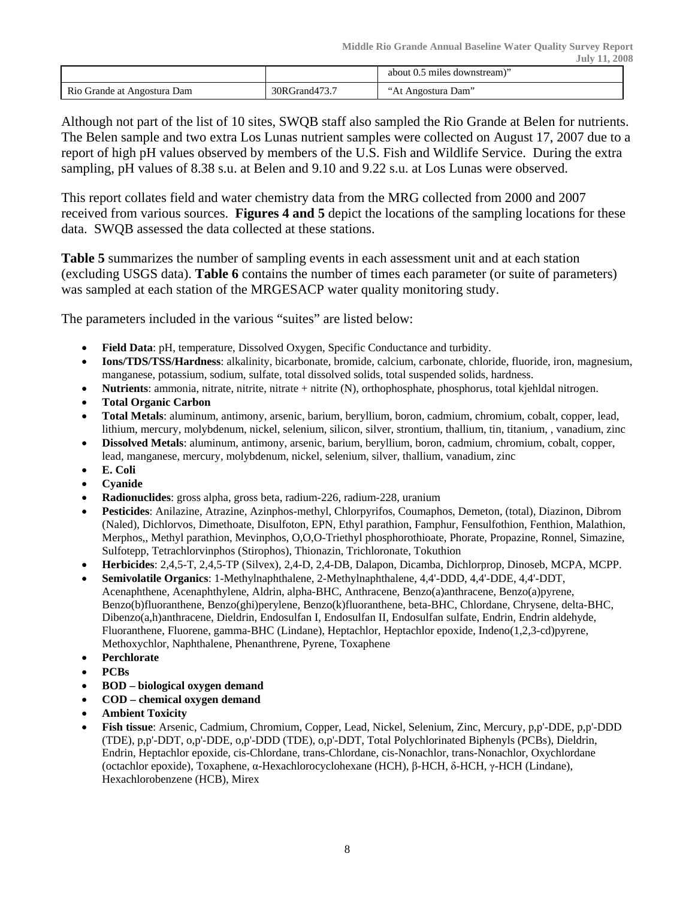|  |  | about 0.5 miles downstream)” |
| --- | --- | --- |
| Rio Grande at Angostura Dam | 30RGrand473.7 | “At Angostura Dam” |

Although not part of the list of 10 sites, SWQB staff also sampled the Rio Grande at Belen for nutrients. The Belen sample and two extra Los Lunas nutrient samples were collected on August 17, 2007 due to a report of high pH values observed by members of the U.S. Fish and Wildlife Service. During the extra sampling, pH values of 8.38 s.u. at Belen and 9.10 and 9.22 s.u. at Los Lunas were observed.

This report collates field and water chemistry data from the MRG collected from 2000 and 2007 received from various sources. **Figures 4 and 5** depict the locations of the sampling locations for these data. SWQB assessed the data collected at these stations.

**Table 5** summarizes the number of sampling events in each assessment unit and at each station (excluding USGS data). **Table 6** contains the number of times each parameter (or suite of parameters) was sampled at each station of the MRGESACP water quality monitoring study.

The parameters included in the various “suites” are listed below:

- **Field Data**: pH, temperature, Dissolved Oxygen, Specific Conductance and turbidity.
- **Ions/TDS/TSS/Hardness**: alkalinity, bicarbonate, bromide, calcium, carbonate, chloride, fluoride, iron, magnesium, manganese, potassium, sodium, sulfate, total dissolved solids, total suspended solids, hardness.
- **Nutrients**: ammonia, nitrate, nitrite, nitrate + nitrite (N), orthophosphate, phosphorus, total kjehldal nitrogen.
- **Total Organic Carbon**
- **Total Metals**: aluminum, antimony, arsenic, barium, beryllium, boron, cadmium, chromium, cobalt, copper, lead, lithium, mercury, molybdenum, nickel, selenium, silicon, silver, strontium, thallium, tin, titanium, , vanadium, zinc
- **Dissolved Metals**: aluminum, antimony, arsenic, barium, beryllium, boron, cadmium, chromium, cobalt, copper, lead, manganese, mercury, molybdenum, nickel, selenium, silver, thallium, vanadium, zinc
- **E. Coli**
- **Cyanide**
- **Radionuclides**: gross alpha, gross beta, radium-226, radium-228, uranium
- **Pesticides**: Anilazine, Atrazine, Azinphos-methyl, Chlorpyrifos, Coumaphos, Demeton, (total), Diazinon, Dibrom (Naled), Dichlorvos, Dimethoate, Disulfoton, EPN, Ethyl parathion, Famphur, Fensulfothion, Fenthion, Malathion, Merphos,, Methyl parathion, Mevinphos, O,O,O-Triethyl phosphorothioate, Phorate, Propazine, Ronnel, Simazine, Sulfotepp, Tetrachlorvinphos (Stirophos), Thionazin, Trichloronate, Tokuthion
- **Herbicides**: 2,4,5-T, 2,4,5-TP (Silvex), 2,4-D, 2,4-DB, Dalapon, Dicamba, Dichlorprop, Dinoseb, MCPA, MCPP.
- **Semivolatile Organics**: 1-Methylnaphthalene, 2-Methylnaphthalene, 4,4'-DDD, 4,4'-DDE, 4,4'-DDT, Acenaphthene, Acenaphthylene, Aldrin, alpha-BHC, Anthracene, Benzo(a)anthracene, Benzo(a)pyrene, Benzo(b)fluoranthene, Benzo(ghi)perylene, Benzo(k)fluoranthene, beta-BHC, Chlordane, Chrysene, delta-BHC, Dibenzo(a,h)anthracene, Dieldrin, Endosulfan I, Endosulfan II, Endosulfan sulfate, Endrin, Endrin aldehyde, Fluoranthene, Fluorene, gamma-BHC (Lindane), Heptachlor, Heptachlor epoxide, Indeno(1,2,3-cd)pyrene, Methoxychlor, Naphthalene, Phenanthrene, Pyrene, Toxaphene
- **Perchlorate**
- **PCBs**
- **BOD – biological oxygen demand**
- **COD – chemical oxygen demand**
- **Ambient Toxicity**
- **Fish tissue**: Arsenic, Cadmium, Chromium, Copper, Lead, Nickel, Selenium, Zinc, Mercury, p,p'-DDE, p,p'-DDD (TDE), p,p'-DDT, o,p'-DDE, o,p'-DDD (TDE), o,p'-DDT, Total Polychlorinated Biphenyls (PCBs), Dieldrin, Endrin, Heptachlor epoxide, cis-Chlordane, trans-Chlordane, cis-Nonachlor, trans-Nonachlor, Oxychlordane (octachlor epoxide), Toxaphene, α-Hexachlorocyclohexane (HCH), β-HCH, δ-HCH, γ-HCH (Lindane), Hexachlorobenzene (HCB), Mirex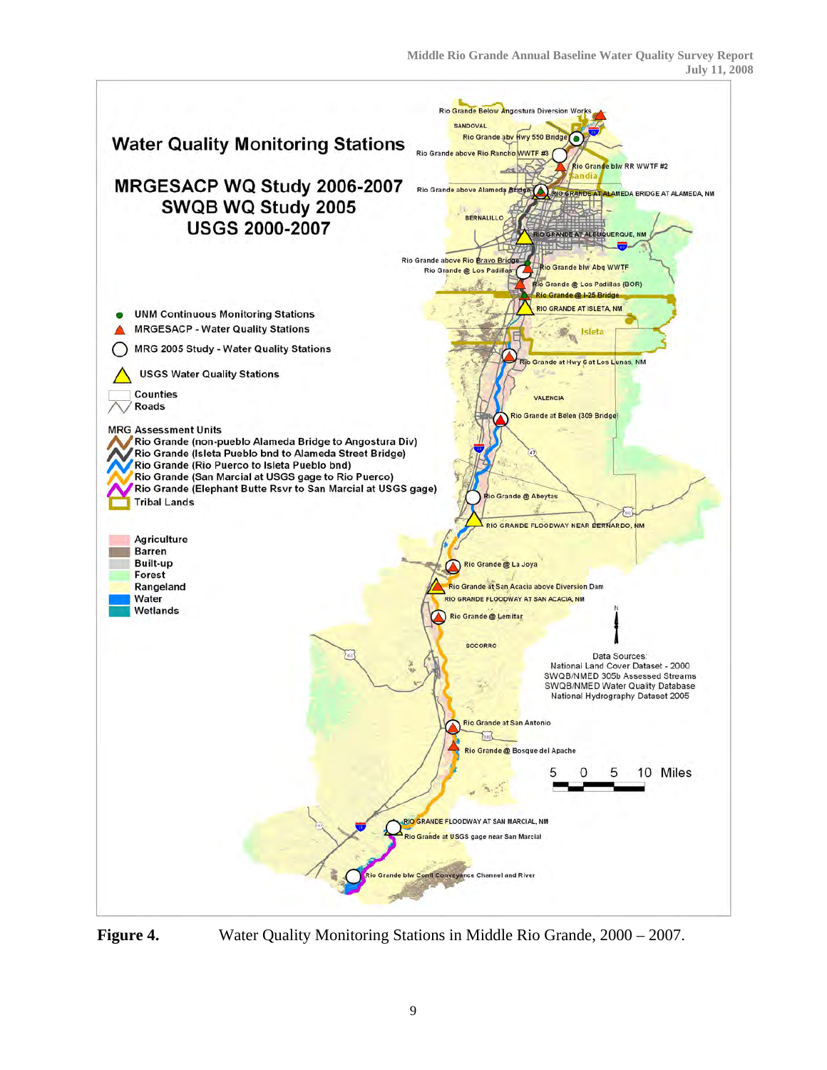**Figure 4.** Water Quality Monitoring Stations in Middle Rio Grande, 2000 – 2007.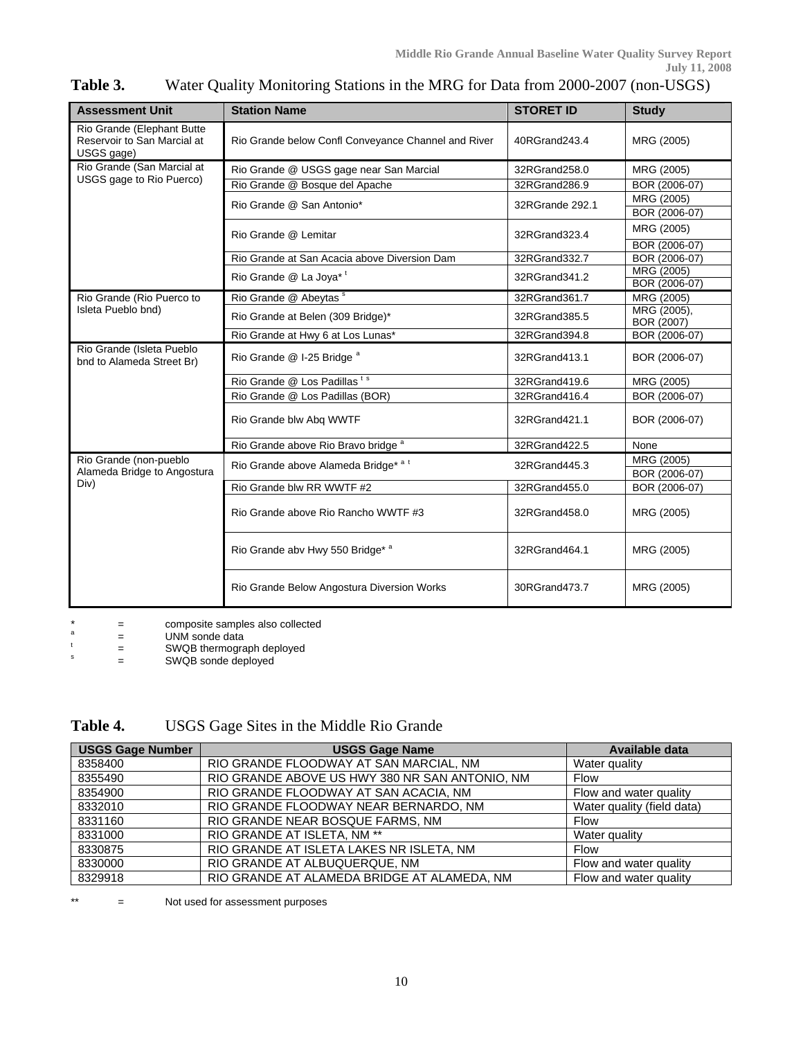**Table 3.** Water Quality Monitoring Stations in the MRG for Data from 2000-2007 (non-USGS)

| Assessment Unit | Station Name | STORET ID | Study |
| --- | --- | --- | --- |
| Rio Grande (Elephant Butte Reservoir to San Marcial at USGS gage) | Rio Grande below Confl Conveyance Channel and River | 40RGrand243.4 | MRG (2005) |
| Rio Grande (San Marcial at USGS gage to Rio Puerco) | Rio Grande @ USGS gage near San Marcial | 32RGrand258.0 | MRG (2005) |
| | Rio Grande @ Bosque del Apache | 32RGrand286.9 | BOR (2006-07) |
| | Rio Grande @ San Antonio* | 32RGrande 292.1 | MRG (2005) |
| | | | BOR (2006-07) |
| | Rio Grande @ Lemitar | 32RGrand323.4 | MRG (2005) |
| | | | BOR (2006-07) |
| | Rio Grande at San Acacia above Diversion Dam | 32RGrand332.7 | BOR (2006-07) |
| | Rio Grande @ La Joya* [t] | 32RGrand341.2 | MRG (2005) |
| | | | BOR (2006-07) |
| Rio Grande (Rio Puerco to Isleta Pueblo bnd) | Rio Grande @ Abeytas [s] | 32RGrand361.7 | MRG (2005) |
| | Rio Grande at Belen (309 Bridge)* | 32RGrand385.5 | MRG (2005), BOR (2007) |
| | Rio Grande at Hwy 6 at Los Lunas* | 32RGrand394.8 | BOR (2006-07) |
| Rio Grande (Isleta Pueblo bnd to Alameda Street Br) | Rio Grande @ I-25 Bridge [a] | 32RGrand413.1 | BOR (2006-07) |
| | Rio Grande @ Los Padillas [t s] | 32RGrand419.6 | MRG (2005) |
| | Rio Grande @ Los Padillas (BOR) | 32RGrand416.4 | BOR (2006-07) |
| | Rio Grande blw Abq WWTF | 32RGrand421.1 | BOR (2006-07) |
| | Rio Grande above Rio Bravo bridge [a] | 32RGrand422.5 | None |
| Rio Grande (non-pueblo Alameda Bridge to Angostura Div) | Rio Grande above Alameda Bridge* [a t] | 32RGrand445.3 | MRG (2005) |
| | | | BOR (2006-07) |
| | Rio Grande blw RR WWTF #2 | 32RGrand455.0 | BOR (2006-07) |
| | Rio Grande above Rio Rancho WWTF #3 | 32RGrand458.0 | MRG (2005) |
| | Rio Grande abv Hwy 550 Bridge* [a] | 32RGrand464.1 | MRG (2005) |
| | Rio Grande Below Angostura Diversion Works | 30RGrand473.7 | MRG (2005) |

\* = composite samples also collected
[a] = UNM sonde data
[t] = SWQB thermograph deployed
[s] = SWQB sonde deployed

**Table 4.** USGS Gage Sites in the Middle Rio Grande

| USGS Gage Number | USGS Gage Name | Available data |
| --- | --- | --- |
| 8358400 | RIO GRANDE FLOODWAY AT SAN MARCIAL, NM | Water quality |
| 8355490 | RIO GRANDE ABOVE US HWY 380 NR SAN ANTONIO, NM | Flow |
| 8354900 | RIO GRANDE FLOODWAY AT SAN ACACIA, NM | Flow and water quality |
| 8332010 | RIO GRANDE FLOODWAY NEAR BERNARDO, NM | Water quality (field data) |
| 8331160 | RIO GRANDE NEAR BOSQUE FARMS, NM | Flow |
| 8331000 | RIO GRANDE AT ISLETA, NM ** | Water quality |
| 8330875 | RIO GRANDE AT ISLETA LAKES NR ISLETA, NM | Flow |
| 8330000 | RIO GRANDE AT ALBUQUERQUE, NM | Flow and water quality |
| 8329918 | RIO GRANDE AT ALAMEDA BRIDGE AT ALAMEDA, NM | Flow and water quality |

** = Not used for assessment purposes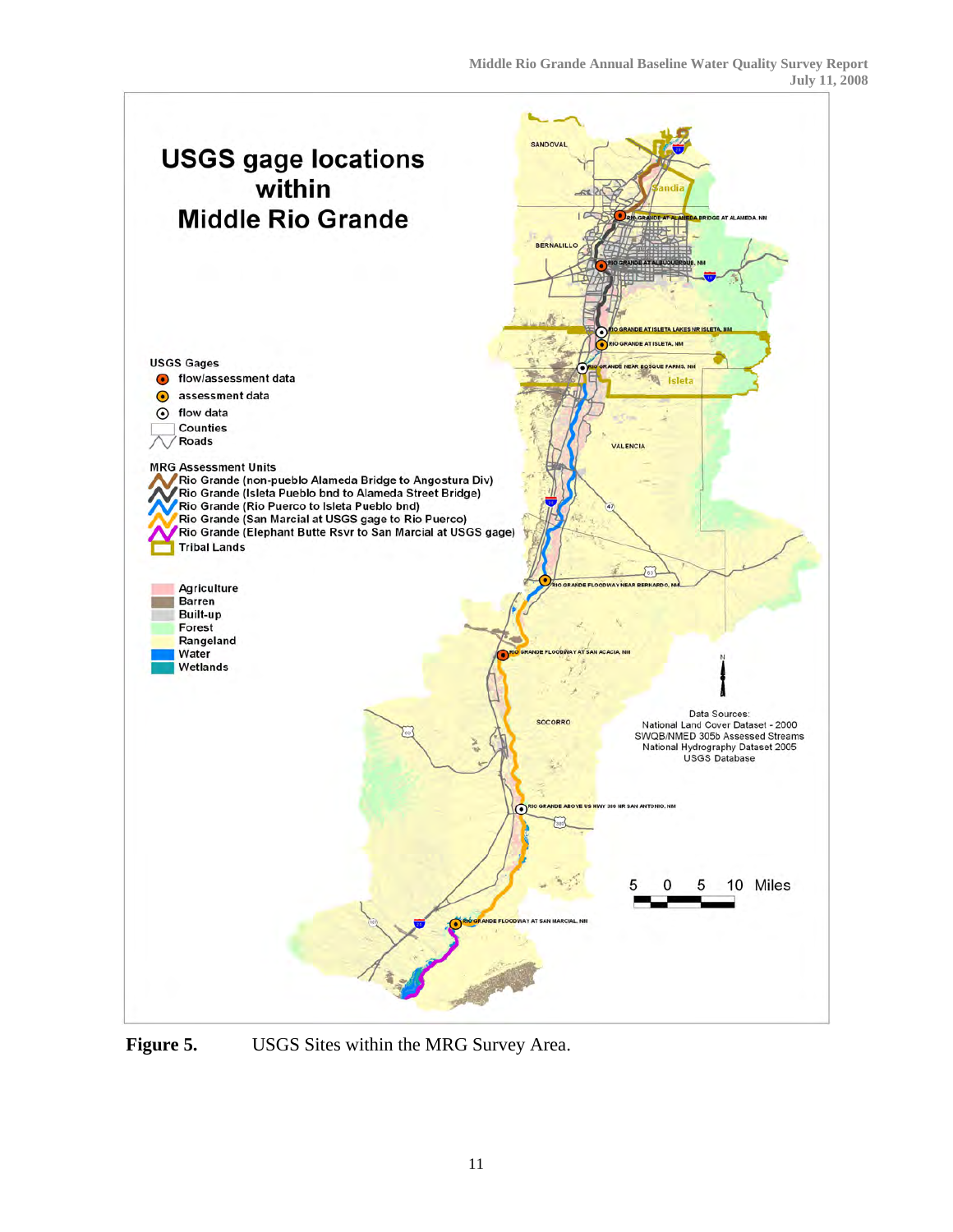# USGS gage locations within Middle Rio Grande

**USGS Gages**
- flow/assessment data
- assessment data
- flow data
- Counties
- Roads

**MRG Assessment Units**
- Rio Grande (non-pueblo Alameda Bridge to Angostura Div)
- Rio Grande (Isleta Pueblo bnd to Alameda Street Bridge)
- Rio Grande (Rio Puerco to Isleta Pueblo bnd)
- Rio Grande (San Marcial at USGS gage to Rio Puerco)
- Rio Grande (Elephant Butte Rsvr to San Marcial at USGS gage)
- Tribal Lands

- Agriculture
- Barren
- Built-up
- Forest
- Rangeland
- Water
- Wetlands

SANDOVAL, Sandia, BERNALILLO, Isleta, VALENCIA, SOCORRO

RIO GRANDE AT ALAMEDA BRIDGE AT ALAMEDA, NM
RIO GRANDE AT ALBUQUERQUE, NM
RIO GRANDE AT ISLETA LAKES NR ISLETA, NM
RIO GRANDE AT ISLETA, NM
RIO GRANDE NEAR BOSQUE FARMS, NM
RIO GRANDE FLOODWAY NEAR BERNARDO, NM
RIO GRANDE FLOODWAY AT SAN ACACIA, NM
RIO GRANDE ABOVE US HWY 380 NR SAN ANTONIO, NM
RIO GRANDE FLOODWAY AT SAN MARCIAL, NM

Data Sources:
National Land Cover Dataset - 2000
SWQB/NMED 305b Assessed Streams
National Hydrography Dataset 2005
USGS Database

5 0 5 10 Miles

**Figure 5.** USGS Sites within the MRG Survey Area.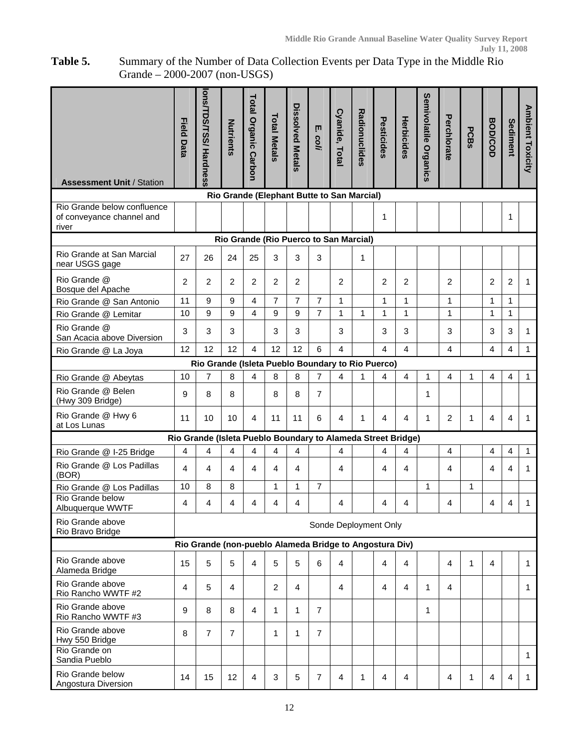**Table 5.** Summary of the Number of Data Collection Events per Data Type in the Middle Rio Grande – 2000-2007 (non-USGS)

| **Assessment Unit** / Station | Field Data | Ions/TDS/TSS/ Hardness | Nutrients | Total Organic Carbon | Total Metals | Dissolved Metals | *E. coli* | Cyanide, Total | Radionuclides | Pesticides | Herbicides | Semivolatile Organics | Perchlorate | PCBs | BOD/COD | Sediment | Ambient Toxicity |
|---|---|---|---|---|---|---|---|---|---|---|---|---|---|---|---|---|---|
| **Rio Grande (Elephant Butte to San Marcial)** | | | | | | | | | | | | | | | | | |
| Rio Grande below confluence of conveyance channel and river | | | | | | | | | | 1 | | | | | | 1 | |
| **Rio Grande (Rio Puerco to San Marcial)** | | | | | | | | | | | | | | | | | |
| Rio Grande at San Marcial near USGS gage | 27 | 26 | 24 | 25 | 3 | 3 | 3 | | 1 | | | | | | | | |
| Rio Grande @ Bosque del Apache | 2 | 2 | 2 | 2 | 2 | 2 | | 2 | | 2 | 2 | | 2 | | 2 | 2 | 1 |
| Rio Grande @ San Antonio | 11 | 9 | 9 | 4 | 7 | 7 | 7 | 1 | | 1 | 1 | | 1 | | 1 | 1 | |
| Rio Grande @ Lemitar | 10 | 9 | 9 | 4 | 9 | 9 | 7 | 1 | 1 | 1 | 1 | | 1 | | 1 | 1 | |
| Rio Grande @ San Acacia above Diversion | 3 | 3 | 3 | | 3 | 3 | | 3 | | 3 | 3 | | 3 | | 3 | 3 | 1 |
| Rio Grande @ La Joya | 12 | 12 | 12 | 4 | 12 | 12 | 6 | 4 | | 4 | 4 | | 4 | | 4 | 4 | 1 |
| **Rio Grande (Isleta Pueblo Boundary to Rio Puerco)** | | | | | | | | | | | | | | | | | |
| Rio Grande @ Abeytas | 10 | 7 | 8 | 4 | 8 | 8 | 7 | 4 | 1 | 4 | 4 | 1 | 4 | 1 | 4 | 4 | 1 |
| Rio Grande @ Belen (Hwy 309 Bridge) | 9 | 8 | 8 | | 8 | 8 | 7 | | | | | 1 | | | | | |
| Rio Grande @ Hwy 6 at Los Lunas | 11 | 10 | 10 | 4 | 11 | 11 | 6 | 4 | 1 | 4 | 4 | 1 | 2 | 1 | 4 | 4 | 1 |
| **Rio Grande (Isleta Pueblo Boundary to Alameda Street Bridge)** | | | | | | | | | | | | | | | | | |
| Rio Grande @ I-25 Bridge | 4 | 4 | 4 | 4 | 4 | 4 | | 4 | | 4 | 4 | | 4 | | 4 | 4 | 1 |
| Rio Grande @ Los Padillas (BOR) | 4 | 4 | 4 | 4 | 4 | 4 | | 4 | | 4 | 4 | | 4 | | 4 | 4 | 1 |
| Rio Grande @ Los Padillas | 10 | 8 | 8 | | 1 | 1 | 7 | | | | | 1 | | 1 | | | |
| Rio Grande below Albuquerque WWTF | 4 | 4 | 4 | 4 | 4 | 4 | | 4 | | 4 | 4 | | 4 | | 4 | 4 | 1 |
| Rio Grande above Rio Bravo Bridge | Sonde Deployment Only | | | | | | | | | | | | | | | | |
| **Rio Grande (non-pueblo Alameda Bridge to Angostura Div)** | | | | | | | | | | | | | | | | | |
| Rio Grande above Alameda Bridge | 15 | 5 | 5 | 4 | 5 | 5 | 6 | 4 | | 4 | 4 | | 4 | 1 | 4 | | 1 |
| Rio Grande above Rio Rancho WWTF #2 | 4 | 5 | 4 | | 2 | 4 | | 4 | | 4 | 4 | 1 | 4 | | | | 1 |
| Rio Grande above Rio Rancho WWTF #3 | 9 | 8 | 8 | 4 | 1 | 1 | 7 | | | | | 1 | | | | | |
| Rio Grande above Hwy 550 Bridge | 8 | 7 | 7 | | 1 | 1 | 7 | | | | | | | | | | |
| Rio Grande on Sandia Pueblo | | | | | | | | | | | | | | | | | 1 |
| Rio Grande below Angostura Diversion | 14 | 15 | 12 | 4 | 3 | 5 | 7 | 4 | 1 | 4 | 4 | | 4 | 1 | 4 | 4 | 1 |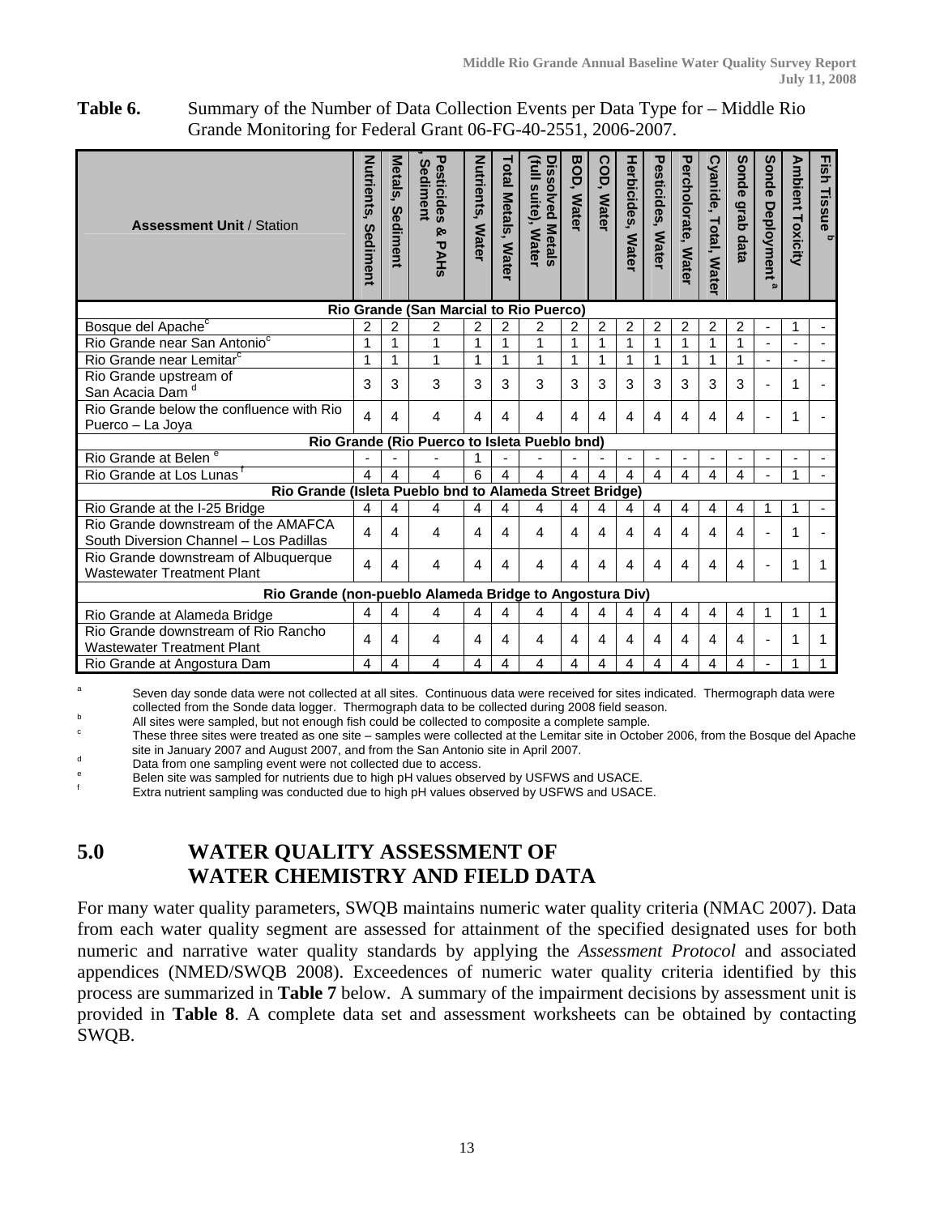**Table 6.** Summary of the Number of Data Collection Events per Data Type for – Middle Rio Grande Monitoring for Federal Grant 06-FG-40-2551, 2006-2007.

| **Assessment Unit** / Station | Nutrients, Sediment | Metals, Sediment | Pesticides & PAHs, Sediment | Nutrients, Water | Total Metals, Water | Dissolved Metals (full suite), Water | BOD, Water | COD, Water | Herbicides, Water | Pesticides, Water | Percholorate, Water | Cyanide, Total, Water | Sonde grab data | Sonde Deployment [a] | Ambient Toxicity | Fish Tissue [b] |
|---|---|---|---|---|---|---|---|---|---|---|---|---|---|---|---|---|
| **Rio Grande (San Marcial to Rio Puerco)** | | | | | | | | | | | | | | | | |
| Bosque del Apache[c] | 2 | 2 | 2 | 2 | 2 | 2 | 2 | 2 | 2 | 2 | 2 | 2 | 2 | - | 1 | - |
| Rio Grande near San Antonio[c] | 1 | 1 | 1 | 1 | 1 | 1 | 1 | 1 | 1 | 1 | 1 | 1 | 1 | - | - | - |
| Rio Grande near Lemitar[c] | 1 | 1 | 1 | 1 | 1 | 1 | 1 | 1 | 1 | 1 | 1 | 1 | 1 | - | - | - |
| Rio Grande upstream of San Acacia Dam [d] | 3 | 3 | 3 | 3 | 3 | 3 | 3 | 3 | 3 | 3 | 3 | 3 | 3 | - | 1 | - |
| Rio Grande below the confluence with Rio Puerco – La Joya | 4 | 4 | 4 | 4 | 4 | 4 | 4 | 4 | 4 | 4 | 4 | 4 | 4 | - | 1 | - |
| **Rio Grande (Rio Puerco to Isleta Pueblo bnd)** | | | | | | | | | | | | | | | | |
| Rio Grande at Belen [e] | - | - | - | 1 | - | - | - | - | - | - | - | - | - | - | - | - |
| Rio Grande at Los Lunas [f] | 4 | 4 | 4 | 6 | 4 | 4 | 4 | 4 | 4 | 4 | 4 | 4 | 4 | - | 1 | - |
| **Rio Grande (Isleta Pueblo bnd to Alameda Street Bridge)** | | | | | | | | | | | | | | | | |
| Rio Grande at the I-25 Bridge | 4 | 4 | 4 | 4 | 4 | 4 | 4 | 4 | 4 | 4 | 4 | 4 | 4 | 1 | 1 | - |
| Rio Grande downstream of the AMAFCA South Diversion Channel – Los Padillas | 4 | 4 | 4 | 4 | 4 | 4 | 4 | 4 | 4 | 4 | 4 | 4 | 4 | - | 1 | - |
| Rio Grande downstream of Albuquerque Wastewater Treatment Plant | 4 | 4 | 4 | 4 | 4 | 4 | 4 | 4 | 4 | 4 | 4 | 4 | 4 | - | 1 | 1 |
| **Rio Grande (non-pueblo Alameda Bridge to Angostura Div)** | | | | | | | | | | | | | | | | |
| Rio Grande at Alameda Bridge | 4 | 4 | 4 | 4 | 4 | 4 | 4 | 4 | 4 | 4 | 4 | 4 | 4 | 1 | 1 | 1 |
| Rio Grande downstream of Rio Rancho Wastewater Treatment Plant | 4 | 4 | 4 | 4 | 4 | 4 | 4 | 4 | 4 | 4 | 4 | 4 | 4 | - | 1 | 1 |
| Rio Grande at Angostura Dam | 4 | 4 | 4 | 4 | 4 | 4 | 4 | 4 | 4 | 4 | 4 | 4 | 4 | - | 1 | 1 |

[a] Seven day sonde data were not collected at all sites. Continuous data were received for sites indicated. Thermograph data were collected from the Sonde data logger. Thermograph data to be collected during 2008 field season.
[b] All sites were sampled, but not enough fish could be collected to composite a complete sample.
[c] These three sites were treated as one site – samples were collected at the Lemitar site in October 2006, from the Bosque del Apache site in January 2007 and August 2007, and from the San Antonio site in April 2007.
[d] Data from one sampling event were not collected due to access.
[e] Belen site was sampled for nutrients due to high pH values observed by USFWS and USACE.
[f] Extra nutrient sampling was conducted due to high pH values observed by USFWS and USACE.

# 5.0 WATER QUALITY ASSESSMENT OF WATER CHEMISTRY AND FIELD DATA

For many water quality parameters, SWQB maintains numeric water quality criteria (NMAC 2007). Data from each water quality segment are assessed for attainment of the specified designated uses for both numeric and narrative water quality standards by applying the *Assessment Protocol* and associated appendices (NMED/SWQB 2008). Exceedences of numeric water quality criteria identified by this process are summarized in **Table 7** below. A summary of the impairment decisions by assessment unit is provided in **Table 8**. A complete data set and assessment worksheets can be obtained by contacting SWQB.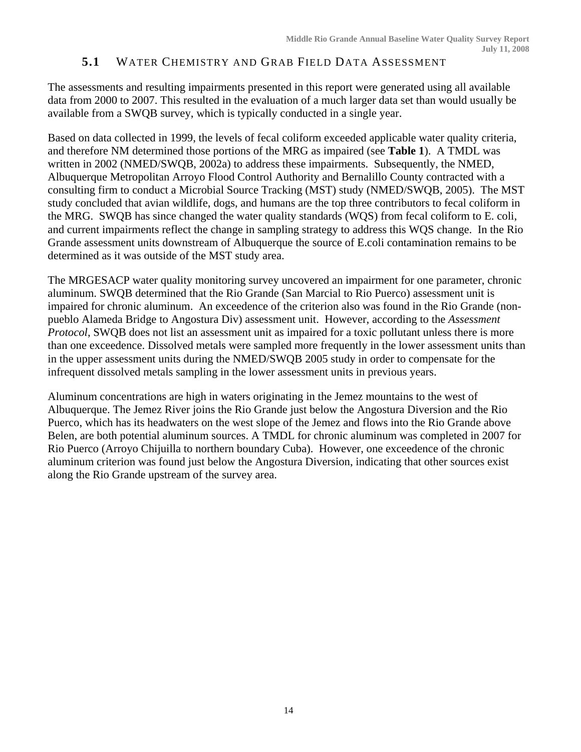## 5.1 Water Chemistry and Grab Field Data Assessment

The assessments and resulting impairments presented in this report were generated using all available data from 2000 to 2007. This resulted in the evaluation of a much larger data set than would usually be available from a SWQB survey, which is typically conducted in a single year.

Based on data collected in 1999, the levels of fecal coliform exceeded applicable water quality criteria, and therefore NM determined those portions of the MRG as impaired (see **Table 1**). A TMDL was written in 2002 (NMED/SWQB, 2002a) to address these impairments. Subsequently, the NMED, Albuquerque Metropolitan Arroyo Flood Control Authority and Bernalillo County contracted with a consulting firm to conduct a Microbial Source Tracking (MST) study (NMED/SWQB, 2005). The MST study concluded that avian wildlife, dogs, and humans are the top three contributors to fecal coliform in the MRG. SWQB has since changed the water quality standards (WQS) from fecal coliform to E. coli, and current impairments reflect the change in sampling strategy to address this WQS change. In the Rio Grande assessment units downstream of Albuquerque the source of E.coli contamination remains to be determined as it was outside of the MST study area.

The MRGESACP water quality monitoring survey uncovered an impairment for one parameter, chronic aluminum. SWQB determined that the Rio Grande (San Marcial to Rio Puerco) assessment unit is impaired for chronic aluminum. An exceedence of the criterion also was found in the Rio Grande (non-pueblo Alameda Bridge to Angostura Div) assessment unit. However, according to the *Assessment Protocol*, SWQB does not list an assessment unit as impaired for a toxic pollutant unless there is more than one exceedence. Dissolved metals were sampled more frequently in the lower assessment units than in the upper assessment units during the NMED/SWQB 2005 study in order to compensate for the infrequent dissolved metals sampling in the lower assessment units in previous years.

Aluminum concentrations are high in waters originating in the Jemez mountains to the west of Albuquerque. The Jemez River joins the Rio Grande just below the Angostura Diversion and the Rio Puerco, which has its headwaters on the west slope of the Jemez and flows into the Rio Grande above Belen, are both potential aluminum sources. A TMDL for chronic aluminum was completed in 2007 for Rio Puerco (Arroyo Chijuilla to northern boundary Cuba). However, one exceedence of the chronic aluminum criterion was found just below the Angostura Diversion, indicating that other sources exist along the Rio Grande upstream of the survey area.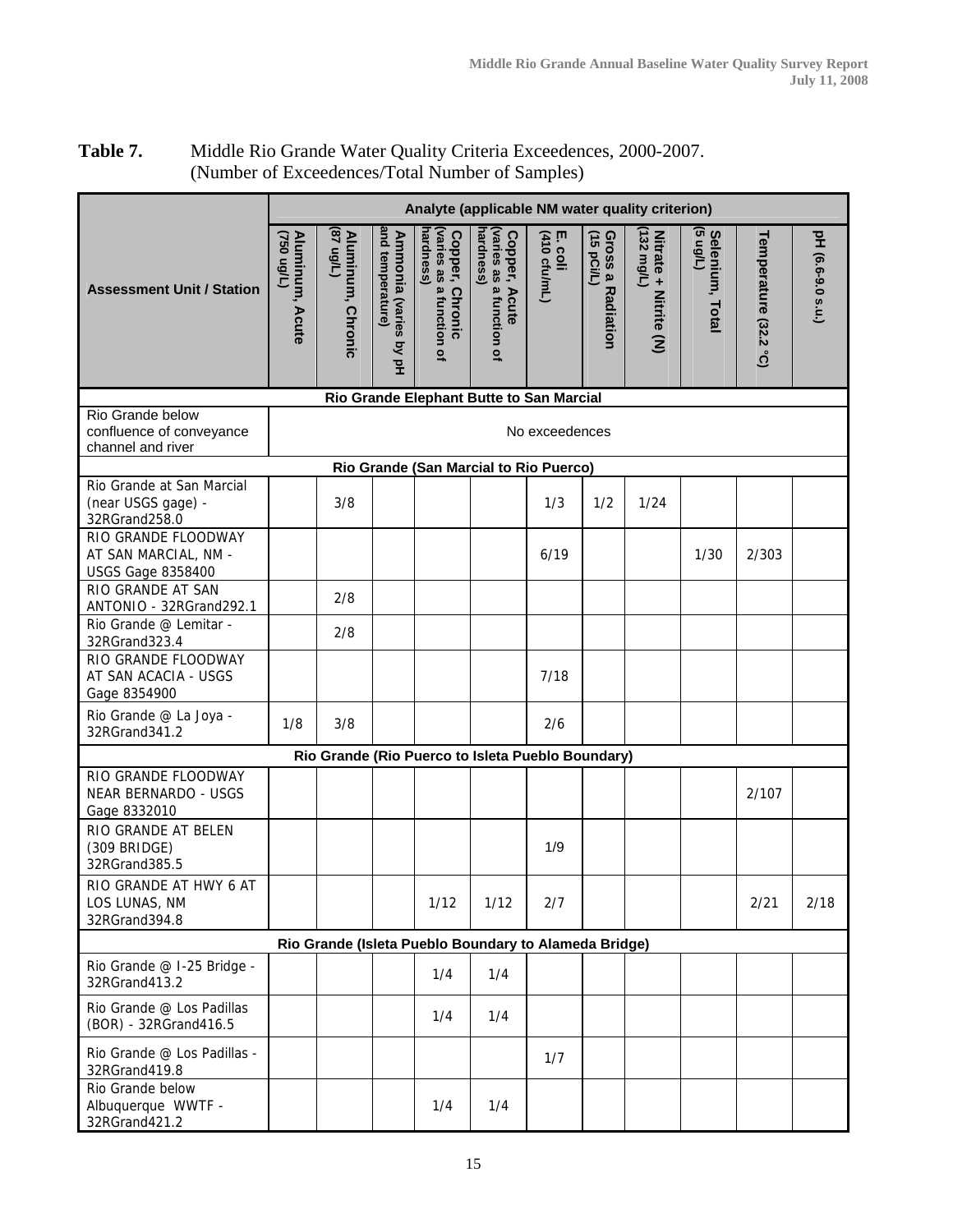**Table 7.** Middle Rio Grande Water Quality Criteria Exceedences, 2000-2007. (Number of Exceedences/Total Number of Samples)

| Assessment Unit / Station | Analyte (applicable NM water quality criterion) | | | | | | | | | | |
|---|---|---|---|---|---|---|---|---|---|---|---|
| | Aluminum, Acute (750 ug/L) | Aluminum, Chronic (87 ug/L) | Ammonia (varies by pH and temperature) | Copper, Chronic (varies as a function of hardness) | Copper, Acute (varies as a function of hardness) | E. coli (410 cfu/mL) | Gross a Radiation (15 pCi/L) | Nitrate + Nitrite (N) (132 mg/L) | Selenium, Total (5 ug/L) | Temperature (32.2 °C) | pH (6.6-9.0 s.u.) |
| **Rio Grande Elephant Butte to San Marcial** | | | | | | | | | | | |
| Rio Grande below confluence of conveyance channel and river | No exceedences | | | | | | | | | | |
| **Rio Grande (San Marcial to Rio Puerco)** | | | | | | | | | | | |
| Rio Grande at San Marcial (near USGS gage) - 32RGrand258.0 | | 3/8 | | | | 1/3 | 1/2 | 1/24 | | | |
| RIO GRANDE FLOODWAY AT SAN MARCIAL, NM - USGS Gage 8358400 | | | | | | 6/19 | | | 1/30 | 2/303 | |
| RIO GRANDE AT SAN ANTONIO - 32RGrand292.1 | | 2/8 | | | | | | | | | |
| Rio Grande @ Lemitar - 32RGrand323.4 | | 2/8 | | | | | | | | | |
| RIO GRANDE FLOODWAY AT SAN ACACIA - USGS Gage 8354900 | | | | | | 7/18 | | | | | |
| Rio Grande @ La Joya - 32RGrand341.2 | 1/8 | 3/8 | | | | 2/6 | | | | | |
| **Rio Grande (Rio Puerco to Isleta Pueblo Boundary)** | | | | | | | | | | | |
| RIO GRANDE FLOODWAY NEAR BERNARDO - USGS Gage 8332010 | | | | | | | | | | 2/107 | |
| RIO GRANDE AT BELEN (309 BRIDGE) 32RGrand385.5 | | | | | | 1/9 | | | | | |
| RIO GRANDE AT HWY 6 AT LOS LUNAS, NM 32RGrand394.8 | | | | 1/12 | 1/12 | 2/7 | | | | 2/21 | 2/18 |
| **Rio Grande (Isleta Pueblo Boundary to Alameda Bridge)** | | | | | | | | | | | |
| Rio Grande @ I-25 Bridge - 32RGrand413.2 | | | | 1/4 | 1/4 | | | | | | |
| Rio Grande @ Los Padillas (BOR) - 32RGrand416.5 | | | | 1/4 | 1/4 | | | | | | |
| Rio Grande @ Los Padillas - 32RGrand419.8 | | | | | | 1/7 | | | | | |
| Rio Grande below Albuquerque WWTF - 32RGrand421.2 | | | | 1/4 | 1/4 | | | | | | |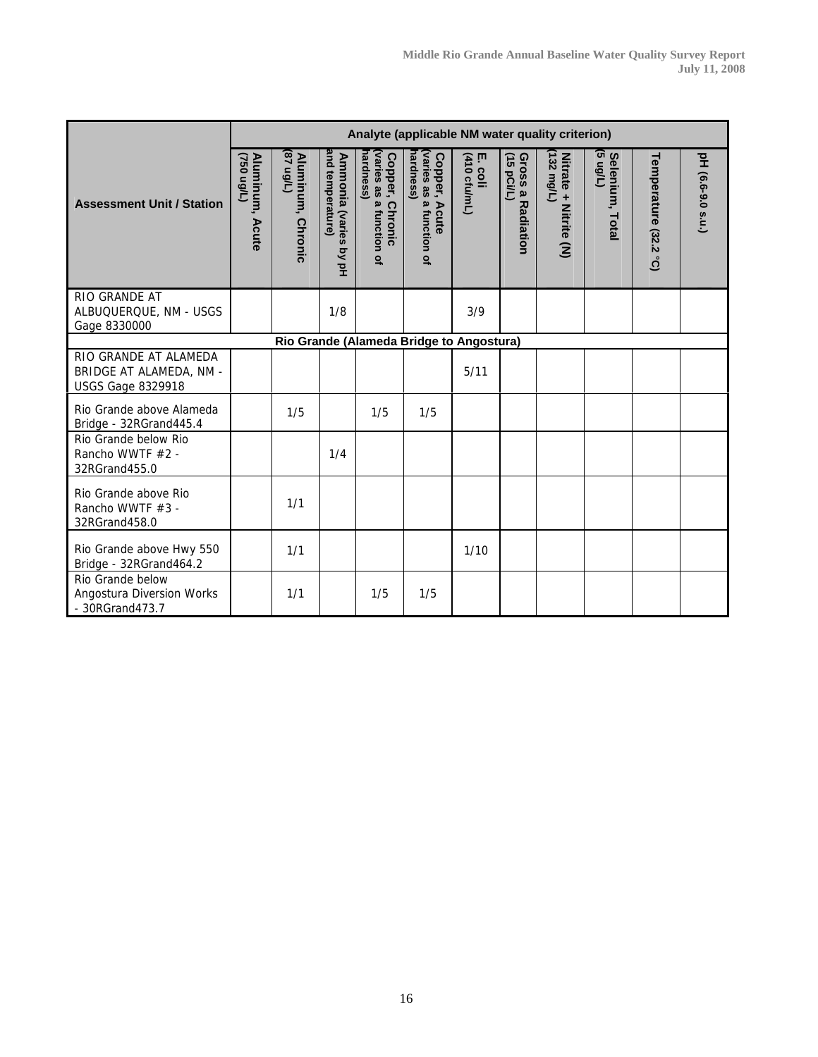| Assessment Unit / Station | Analyte (applicable NM water quality criterion) | | | | | | | | | | |
|---|---|---|---|---|---|---|---|---|---|---|---|
| | Aluminum, Acute (750 ug/L) | Aluminum, Chronic (87 ug/L) | Ammonia (varies by pH and temperature) | Copper, Chronic (varies as a function of hardness) | Copper, Acute (varies as a function of hardness) | E. coli (410 cfu/mL) | Gross a Radiation (15 pCi/L) | Nitrate + Nitrite (N) (132 mg/L) | Selenium, Total (5 ug/L) | Temperature (32.2 °C) | pH (6.6-9.0 s.u.) |
| RIO GRANDE AT ALBUQUERQUE, NM - USGS Gage 8330000 | | | 1/8 | | | 3/9 | | | | | |
| **Rio Grande (Alameda Bridge to Angostura)** | | | | | | | | | | | |
| RIO GRANDE AT ALAMEDA BRIDGE AT ALAMEDA, NM - USGS Gage 8329918 | | | | | | 5/11 | | | | | |
| Rio Grande above Alameda Bridge - 32RGrand445.4 | | 1/5 | | 1/5 | 1/5 | | | | | | |
| Rio Grande below Rio Rancho WWTF #2 - 32RGrand455.0 | | | 1/4 | | | | | | | | |
| Rio Grande above Rio Rancho WWTF #3 - 32RGrand458.0 | | 1/1 | | | | | | | | | |
| Rio Grande above Hwy 550 Bridge - 32RGrand464.2 | | 1/1 | | | | 1/10 | | | | | |
| Rio Grande below Angostura Diversion Works - 30RGrand473.7 | | 1/1 | | 1/5 | 1/5 | | | | | | |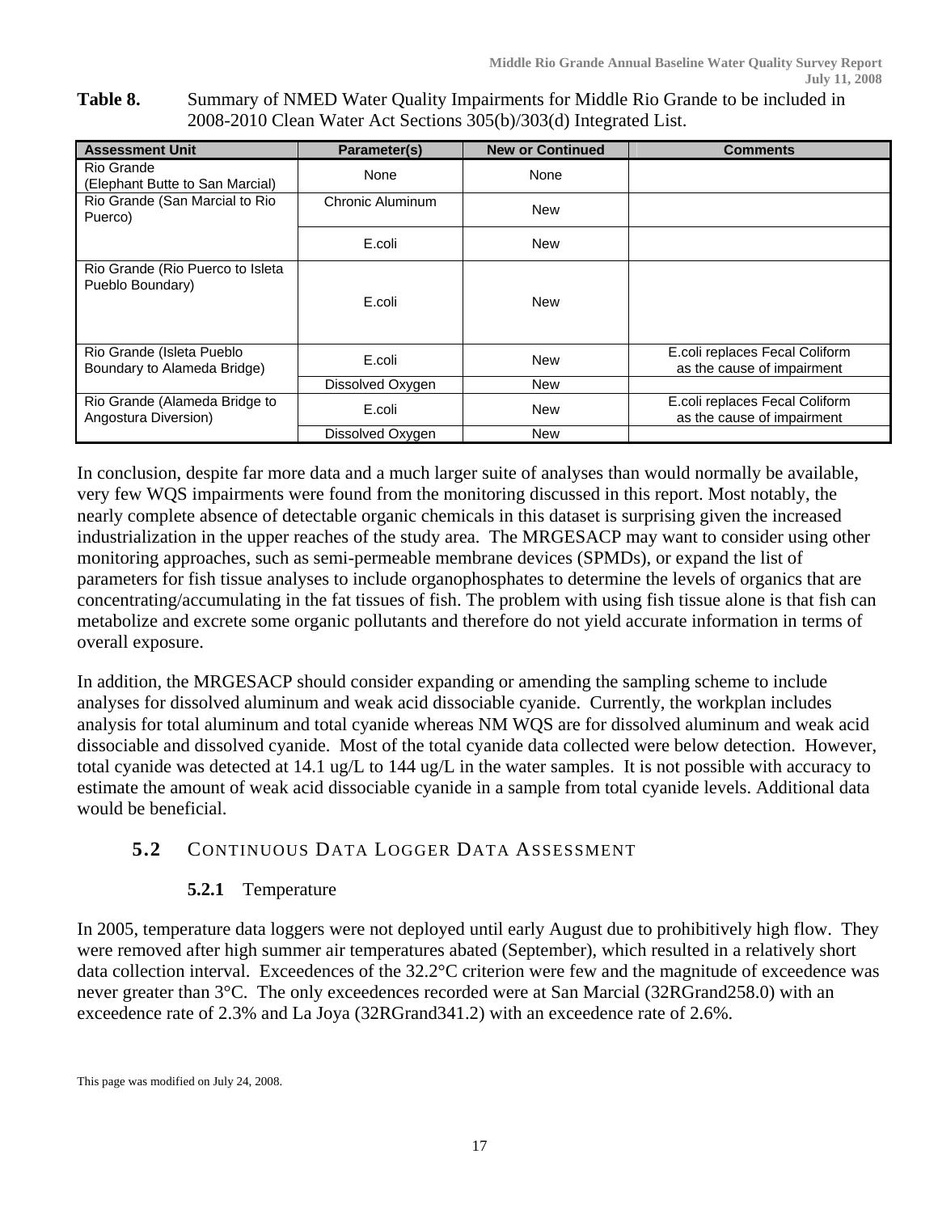**Table 8.** Summary of NMED Water Quality Impairments for Middle Rio Grande to be included in 2008-2010 Clean Water Act Sections 305(b)/303(d) Integrated List.

| Assessment Unit | Parameter(s) | New or Continued | Comments |
|---|---|---|---|
| Rio Grande (Elephant Butte to San Marcial) | None | None | |
| Rio Grande (San Marcial to Rio Puerco) | Chronic Aluminum | New | |
| | E.coli | New | |
| Rio Grande (Rio Puerco to Isleta Pueblo Boundary) | E.coli | New | |
| Rio Grande (Isleta Pueblo Boundary to Alameda Bridge) | E.coli | New | E.coli replaces Fecal Coliform as the cause of impairment |
| | Dissolved Oxygen | New | |
| Rio Grande (Alameda Bridge to Angostura Diversion) | E.coli | New | E.coli replaces Fecal Coliform as the cause of impairment |
| | Dissolved Oxygen | New | |

In conclusion, despite far more data and a much larger suite of analyses than would normally be available, very few WQS impairments were found from the monitoring discussed in this report. Most notably, the nearly complete absence of detectable organic chemicals in this dataset is surprising given the increased industrialization in the upper reaches of the study area. The MRGESACP may want to consider using other monitoring approaches, such as semi-permeable membrane devices (SPMDs), or expand the list of parameters for fish tissue analyses to include organophosphates to determine the levels of organics that are concentrating/accumulating in the fat tissues of fish. The problem with using fish tissue alone is that fish can metabolize and excrete some organic pollutants and therefore do not yield accurate information in terms of overall exposure.

In addition, the MRGESACP should consider expanding or amending the sampling scheme to include analyses for dissolved aluminum and weak acid dissociable cyanide. Currently, the workplan includes analysis for total aluminum and total cyanide whereas NM WQS are for dissolved aluminum and weak acid dissociable and dissolved cyanide. Most of the total cyanide data collected were below detection. However, total cyanide was detected at 14.1 ug/L to 144 ug/L in the water samples. It is not possible with accuracy to estimate the amount of weak acid dissociable cyanide in a sample from total cyanide levels. Additional data would be beneficial.

## 5.2 CONTINUOUS DATA LOGGER DATA ASSESSMENT

### 5.2.1 Temperature

In 2005, temperature data loggers were not deployed until early August due to prohibitively high flow. They were removed after high summer air temperatures abated (September), which resulted in a relatively short data collection interval. Exceedences of the 32.2°C criterion were few and the magnitude of exceedence was never greater than 3°C. The only exceedences recorded were at San Marcial (32RGrand258.0) with an exceedence rate of 2.3% and La Joya (32RGrand341.2) with an exceedence rate of 2.6%.

This page was modified on July 24, 2008.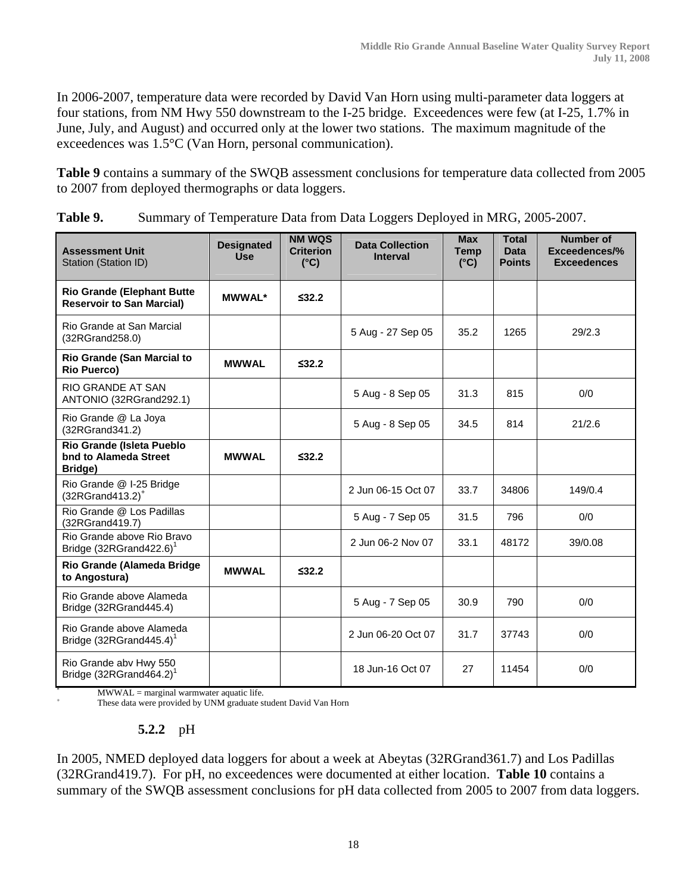In 2006-2007, temperature data were recorded by David Van Horn using multi-parameter data loggers at four stations, from NM Hwy 550 downstream to the I-25 bridge. Exceedences were few (at I-25, 1.7% in June, July, and August) and occurred only at the lower two stations. The maximum magnitude of the exceedences was 1.5°C (Van Horn, personal communication).

**Table 9** contains a summary of the SWQB assessment conclusions for temperature data collected from 2005 to 2007 from deployed thermographs or data loggers.

**Table 9.** Summary of Temperature Data from Data Loggers Deployed in MRG, 2005-2007.

| **Assessment Unit** Station (Station ID) | **Designated Use** | **NM WQS Criterion (°C)** | **Data Collection Interval** | **Max Temp (°C)** | **Total Data Points** | **Number of Exceedences/% Exceedences** |
|---|---|---|---|---|---|---|
| **Rio Grande (Elephant Butte Reservoir to San Marcial)** | **MWWAL*** | **≤32.2** | | | | |
| Rio Grande at San Marcial (32RGrand258.0) | | | 5 Aug - 27 Sep 05 | 35.2 | 1265 | 29/2.3 |
| **Rio Grande (San Marcial to Rio Puerco)** | **MWWAL** | **≤32.2** | | | | |
| RIO GRANDE AT SAN ANTONIO (32RGrand292.1) | | | 5 Aug - 8 Sep 05 | 31.3 | 815 | 0/0 |
| Rio Grande @ La Joya (32RGrand341.2) | | | 5 Aug - 8 Sep 05 | 34.5 | 814 | 21/2.6 |
| **Rio Grande (Isleta Pueblo bnd to Alameda Street Bridge)** | **MWWAL** | **≤32.2** | | | | |
| Rio Grande @ I-25 Bridge (32RGrand413.2)[+] | | | 2 Jun 06-15 Oct 07 | 33.7 | 34806 | 149/0.4 |
| Rio Grande @ Los Padillas (32RGrand419.7) | | | 5 Aug - 7 Sep 05 | 31.5 | 796 | 0/0 |
| Rio Grande above Rio Bravo Bridge (32RGrand422.6)[1] | | | 2 Jun 06-2 Nov 07 | 33.1 | 48172 | 39/0.08 |
| **Rio Grande (Alameda Bridge to Angostura)** | **MWWAL** | **≤32.2** | | | | |
| Rio Grande above Alameda Bridge (32RGrand445.4) | | | 5 Aug - 7 Sep 05 | 30.9 | 790 | 0/0 |
| Rio Grande above Alameda Bridge (32RGrand445.4)[1] | | | 2 Jun 06-20 Oct 07 | 31.7 | 37743 | 0/0 |
| Rio Grande abv Hwy 550 Bridge (32RGrand464.2)[1] | | | 18 Jun-16 Oct 07 | 27 | 11454 | 0/0 |

\* MWWAL = marginal warmwater aquatic life.
\+ These data were provided by UNM graduate student David Van Horn

### 5.2.2 pH

In 2005, NMED deployed data loggers for about a week at Abeytas (32RGrand361.7) and Los Padillas (32RGrand419.7). For pH, no exceedences were documented at either location. **Table 10** contains a summary of the SWQB assessment conclusions for pH data collected from 2005 to 2007 from data loggers.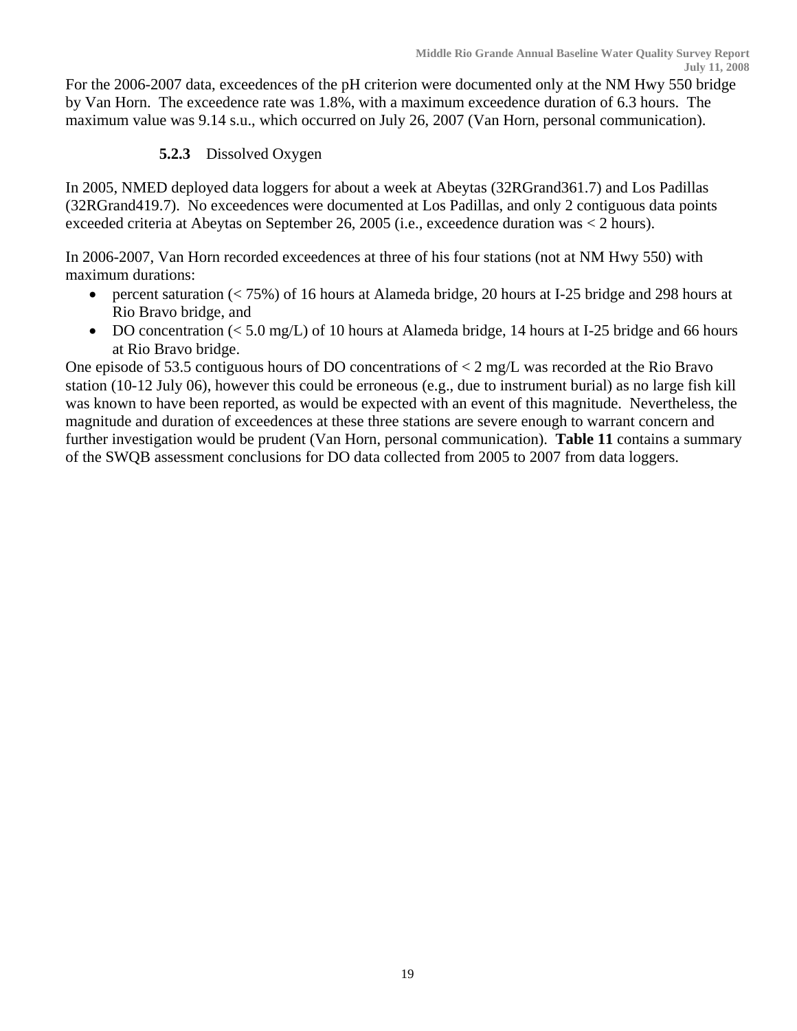For the 2006-2007 data, exceedences of the pH criterion were documented only at the NM Hwy 550 bridge by Van Horn. The exceedence rate was 1.8%, with a maximum exceedence duration of 6.3 hours. The maximum value was 9.14 s.u., which occurred on July 26, 2007 (Van Horn, personal communication).

### 5.2.3 Dissolved Oxygen

In 2005, NMED deployed data loggers for about a week at Abeytas (32RGrand361.7) and Los Padillas (32RGrand419.7). No exceedences were documented at Los Padillas, and only 2 contiguous data points exceeded criteria at Abeytas on September 26, 2005 (i.e., exceedence duration was < 2 hours).

In 2006-2007, Van Horn recorded exceedences at three of his four stations (not at NM Hwy 550) with maximum durations:

- percent saturation (< 75%) of 16 hours at Alameda bridge, 20 hours at I-25 bridge and 298 hours at Rio Bravo bridge, and
- DO concentration (< 5.0 mg/L) of 10 hours at Alameda bridge, 14 hours at I-25 bridge and 66 hours at Rio Bravo bridge.

One episode of 53.5 contiguous hours of DO concentrations of < 2 mg/L was recorded at the Rio Bravo station (10-12 July 06), however this could be erroneous (e.g., due to instrument burial) as no large fish kill was known to have been reported, as would be expected with an event of this magnitude. Nevertheless, the magnitude and duration of exceedences at these three stations are severe enough to warrant concern and further investigation would be prudent (Van Horn, personal communication). **Table 11** contains a summary of the SWQB assessment conclusions for DO data collected from 2005 to 2007 from data loggers.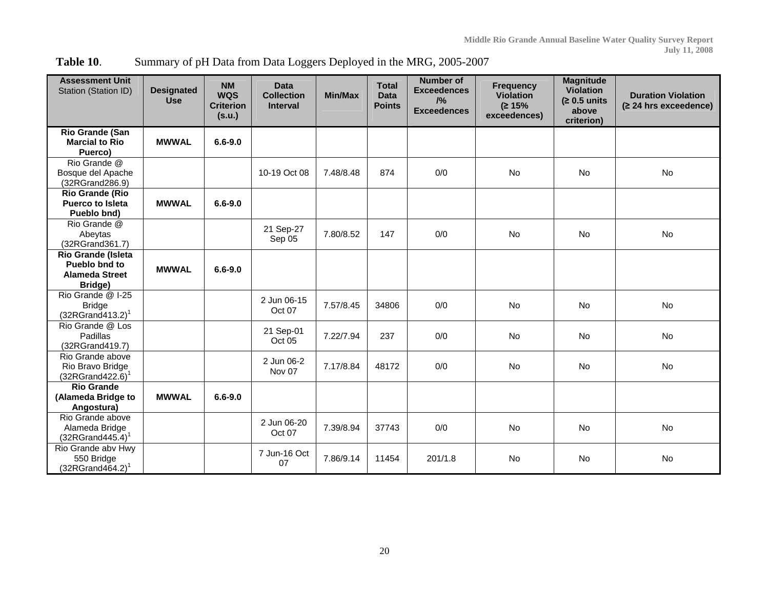**Table 10**. Summary of pH Data from Data Loggers Deployed in the MRG, 2005-2007

| **Assessment Unit** Station (Station ID) | Designated Use | NM WQS Criterion (s.u.) | Data Collection Interval | Min/Max | Total Data Points | Number of Exceedences /% Exceedences | Frequency Violation (≥ 15% exceedences) | Magnitude Violation (≥ 0.5 units above criterion) | Duration Violation (≥ 24 hrs exceedence) |
|---|---|---|---|---|---|---|---|---|---|
| **Rio Grande (San Marcial to Rio Puerco)** | **MWWAL** | **6.6-9.0** | | | | | | | |
| Rio Grande @ Bosque del Apache (32RGrand286.9) | | | 10-19 Oct 08 | 7.48/8.48 | 874 | 0/0 | No | No | No |
| **Rio Grande (Rio Puerco to Isleta Pueblo bnd)** | **MWWAL** | **6.6-9.0** | | | | | | | |
| Rio Grande @ Abeytas (32RGrand361.7) | | | 21 Sep-27 Sep 05 | 7.80/8.52 | 147 | 0/0 | No | No | No |
| **Rio Grande (Isleta Pueblo bnd to Alameda Street Bridge)** | **MWWAL** | **6.6-9.0** | | | | | | | |
| Rio Grande @ I-25 Bridge (32RGrand413.2)[1] | | | 2 Jun 06-15 Oct 07 | 7.57/8.45 | 34806 | 0/0 | No | No | No |
| Rio Grande @ Los Padillas (32RGrand419.7) | | | 21 Sep-01 Oct 05 | 7.22/7.94 | 237 | 0/0 | No | No | No |
| Rio Grande above Rio Bravo Bridge (32RGrand422.6)[1] | | | 2 Jun 06-2 Nov 07 | 7.17/8.84 | 48172 | 0/0 | No | No | No |
| **Rio Grande (Alameda Bridge to Angostura)** | **MWWAL** | **6.6-9.0** | | | | | | | |
| Rio Grande above Alameda Bridge (32RGrand445.4)[1] | | | 2 Jun 06-20 Oct 07 | 7.39/8.94 | 37743 | 0/0 | No | No | No |
| Rio Grande abv Hwy 550 Bridge (32RGrand464.2)[1] | | | 7 Jun-16 Oct 07 | 7.86/9.14 | 11454 | 201/1.8 | No | No | No |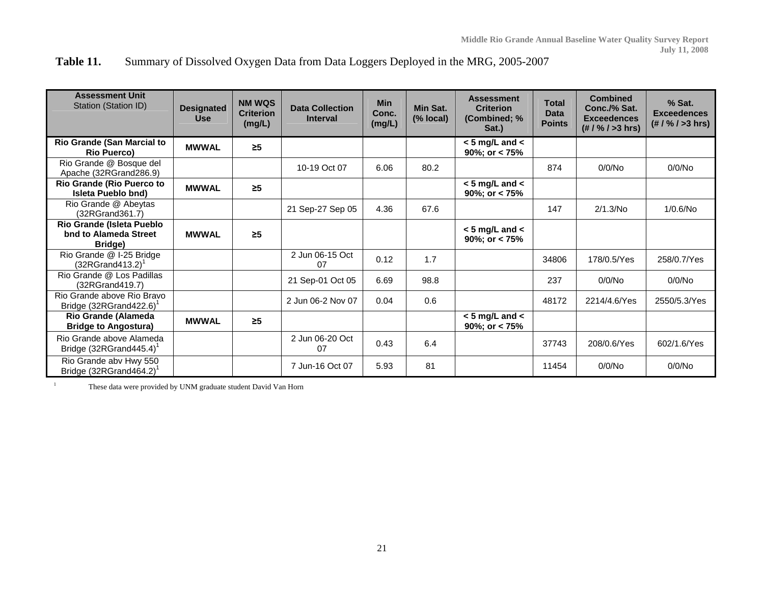**Table 11.** Summary of Dissolved Oxygen Data from Data Loggers Deployed in the MRG, 2005-2007

| Assessment Unit<br>Station (Station ID) | Designated Use | NM WQS Criterion (mg/L) | Data Collection Interval | Min Conc. (mg/L) | Min Sat. (% local) | Assessment Criterion (Combined; % Sat.) | Total Data Points | Combined Conc./% Sat. Exceedences (# / % / >3 hrs) | % Sat. Exceedences (# / % / >3 hrs) |
|---|---|---|---|---|---|---|---|---|---|
| **Rio Grande (San Marcial to Rio Puerco)** | **MWWAL** | **≥5** | | | | **< 5 mg/L and < 90%; or < 75%** | | | |
| Rio Grande @ Bosque del Apache (32RGrand286.9) | | | 10-19 Oct 07 | 6.06 | 80.2 | | 874 | 0/0/No | 0/0/No |
| **Rio Grande (Rio Puerco to Isleta Pueblo bnd)** | **MWWAL** | **≥5** | | | | **< 5 mg/L and < 90%; or < 75%** | | | |
| Rio Grande @ Abeytas (32RGrand361.7) | | | 21 Sep-27 Sep 05 | 4.36 | 67.6 | | 147 | 2/1.3/No | 1/0.6/No |
| **Rio Grande (Isleta Pueblo bnd to Alameda Street Bridge)** | **MWWAL** | **≥5** | | | | **< 5 mg/L and < 90%; or < 75%** | | | |
| Rio Grande @ I-25 Bridge (32RGrand413.2)[1] | | | 2 Jun 06-15 Oct 07 | 0.12 | 1.7 | | 34806 | 178/0.5/Yes | 258/0.7/Yes |
| Rio Grande @ Los Padillas (32RGrand419.7) | | | 21 Sep-01 Oct 05 | 6.69 | 98.8 | | 237 | 0/0/No | 0/0/No |
| Rio Grande above Rio Bravo Bridge (32RGrand422.6)[1] | | | 2 Jun 06-2 Nov 07 | 0.04 | 0.6 | | 48172 | 2214/4.6/Yes | 2550/5.3/Yes |
| **Rio Grande (Alameda Bridge to Angostura)** | **MWWAL** | **≥5** | | | | **< 5 mg/L and < 90%; or < 75%** | | | |
| Rio Grande above Alameda Bridge (32RGrand445.4)[1] | | | 2 Jun 06-20 Oct 07 | 0.43 | 6.4 | | 37743 | 208/0.6/Yes | 602/1.6/Yes |
| Rio Grande abv Hwy 550 Bridge (32RGrand464.2)[1] | | | 7 Jun-16 Oct 07 | 5.93 | 81 | | 11454 | 0/0/No | 0/0/No |

[1] These data were provided by UNM graduate student David Van Horn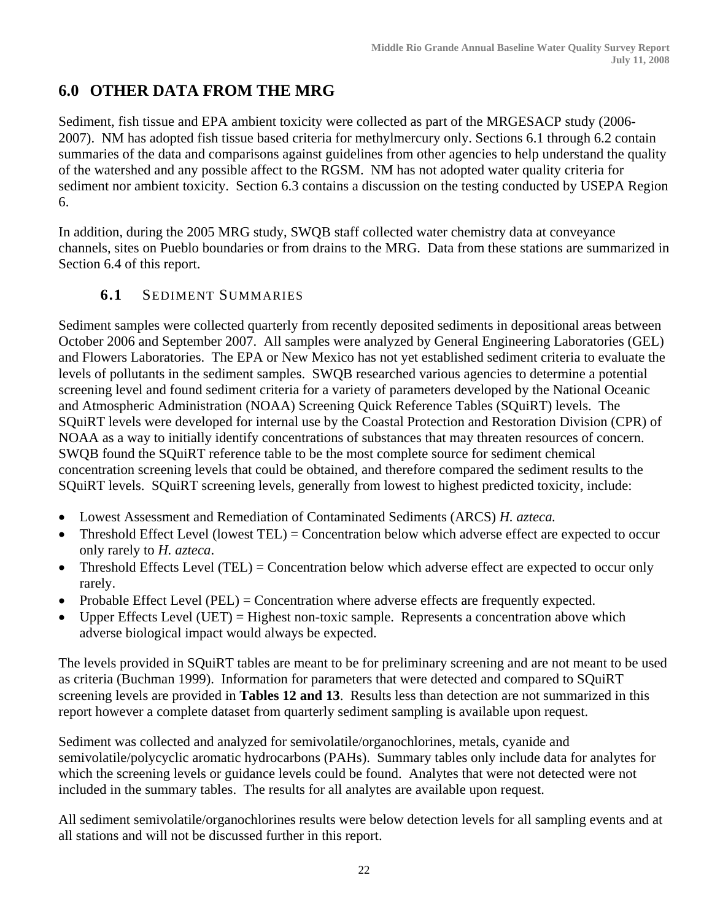# 6.0 OTHER DATA FROM THE MRG

Sediment, fish tissue and EPA ambient toxicity were collected as part of the MRGESACP study (2006-2007). NM has adopted fish tissue based criteria for methylmercury only. Sections 6.1 through 6.2 contain summaries of the data and comparisons against guidelines from other agencies to help understand the quality of the watershed and any possible affect to the RGSM. NM has not adopted water quality criteria for sediment nor ambient toxicity. Section 6.3 contains a discussion on the testing conducted by USEPA Region 6.

In addition, during the 2005 MRG study, SWQB staff collected water chemistry data at conveyance channels, sites on Pueblo boundaries or from drains to the MRG. Data from these stations are summarized in Section 6.4 of this report.

## 6.1 SEDIMENT SUMMARIES

Sediment samples were collected quarterly from recently deposited sediments in depositional areas between October 2006 and September 2007. All samples were analyzed by General Engineering Laboratories (GEL) and Flowers Laboratories. The EPA or New Mexico has not yet established sediment criteria to evaluate the levels of pollutants in the sediment samples. SWQB researched various agencies to determine a potential screening level and found sediment criteria for a variety of parameters developed by the National Oceanic and Atmospheric Administration (NOAA) Screening Quick Reference Tables (SQuiRT) levels. The SQuiRT levels were developed for internal use by the Coastal Protection and Restoration Division (CPR) of NOAA as a way to initially identify concentrations of substances that may threaten resources of concern. SWQB found the SQuiRT reference table to be the most complete source for sediment chemical concentration screening levels that could be obtained, and therefore compared the sediment results to the SQuiRT levels. SQuiRT screening levels, generally from lowest to highest predicted toxicity, include:

- Lowest Assessment and Remediation of Contaminated Sediments (ARCS) *H. azteca.*
- Threshold Effect Level (lowest TEL) = Concentration below which adverse effect are expected to occur only rarely to *H. azteca*.
- Threshold Effects Level (TEL) = Concentration below which adverse effect are expected to occur only rarely.
- Probable Effect Level (PEL) = Concentration where adverse effects are frequently expected.
- Upper Effects Level (UET) = Highest non-toxic sample. Represents a concentration above which adverse biological impact would always be expected.

The levels provided in SQuiRT tables are meant to be for preliminary screening and are not meant to be used as criteria (Buchman 1999). Information for parameters that were detected and compared to SQuiRT screening levels are provided in **Tables 12 and 13**. Results less than detection are not summarized in this report however a complete dataset from quarterly sediment sampling is available upon request.

Sediment was collected and analyzed for semivolatile/organochlorines, metals, cyanide and semivolatile/polycyclic aromatic hydrocarbons (PAHs). Summary tables only include data for analytes for which the screening levels or guidance levels could be found. Analytes that were not detected were not included in the summary tables. The results for all analytes are available upon request.

All sediment semivolatile/organochlorines results were below detection levels for all sampling events and at all stations and will not be discussed further in this report.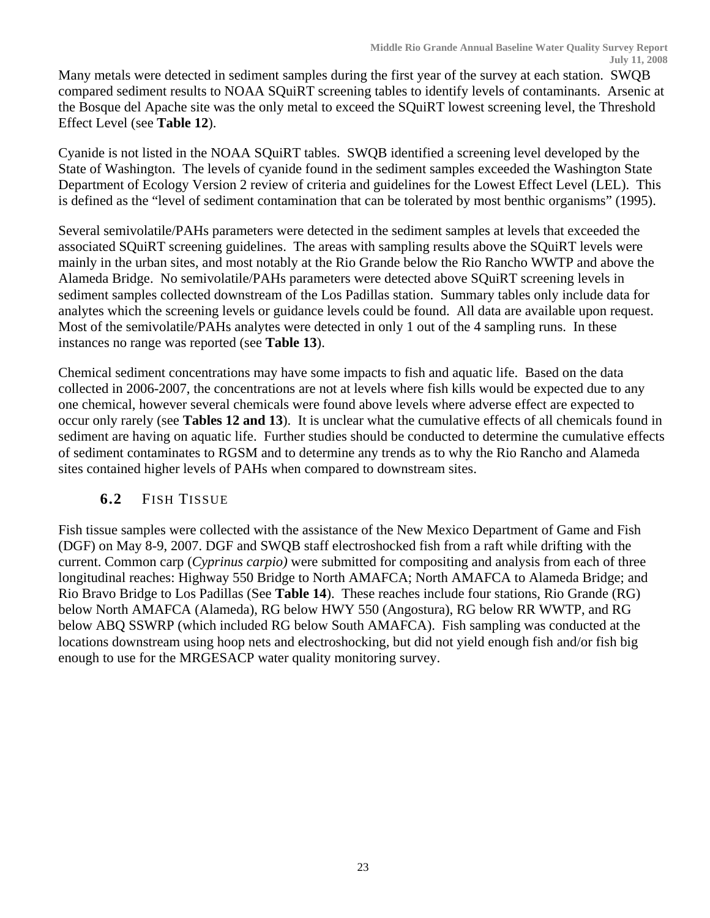Many metals were detected in sediment samples during the first year of the survey at each station. SWQB compared sediment results to NOAA SQuiRT screening tables to identify levels of contaminants. Arsenic at the Bosque del Apache site was the only metal to exceed the SQuiRT lowest screening level, the Threshold Effect Level (see **Table 12**).

Cyanide is not listed in the NOAA SQuiRT tables. SWQB identified a screening level developed by the State of Washington. The levels of cyanide found in the sediment samples exceeded the Washington State Department of Ecology Version 2 review of criteria and guidelines for the Lowest Effect Level (LEL). This is defined as the "level of sediment contamination that can be tolerated by most benthic organisms" (1995).

Several semivolatile/PAHs parameters were detected in the sediment samples at levels that exceeded the associated SQuiRT screening guidelines. The areas with sampling results above the SQuiRT levels were mainly in the urban sites, and most notably at the Rio Grande below the Rio Rancho WWTP and above the Alameda Bridge. No semivolatile/PAHs parameters were detected above SQuiRT screening levels in sediment samples collected downstream of the Los Padillas station. Summary tables only include data for analytes which the screening levels or guidance levels could be found. All data are available upon request. Most of the semivolatile/PAHs analytes were detected in only 1 out of the 4 sampling runs. In these instances no range was reported (see **Table 13**).

Chemical sediment concentrations may have some impacts to fish and aquatic life. Based on the data collected in 2006-2007, the concentrations are not at levels where fish kills would be expected due to any one chemical, however several chemicals were found above levels where adverse effect are expected to occur only rarely (see **Tables 12 and 13**). It is unclear what the cumulative effects of all chemicals found in sediment are having on aquatic life. Further studies should be conducted to determine the cumulative effects of sediment contaminates to RGSM and to determine any trends as to why the Rio Rancho and Alameda sites contained higher levels of PAHs when compared to downstream sites.

## 6.2 Fish Tissue

Fish tissue samples were collected with the assistance of the New Mexico Department of Game and Fish (DGF) on May 8-9, 2007. DGF and SWQB staff electroshocked fish from a raft while drifting with the current. Common carp (*Cyprinus carpio)* were submitted for compositing and analysis from each of three longitudinal reaches: Highway 550 Bridge to North AMAFCA; North AMAFCA to Alameda Bridge; and Rio Bravo Bridge to Los Padillas (See **Table 14**). These reaches include four stations, Rio Grande (RG) below North AMAFCA (Alameda), RG below HWY 550 (Angostura), RG below RR WWTP, and RG below ABQ SSWRP (which included RG below South AMAFCA). Fish sampling was conducted at the locations downstream using hoop nets and electroshocking, but did not yield enough fish and/or fish big enough to use for the MRGESACP water quality monitoring survey.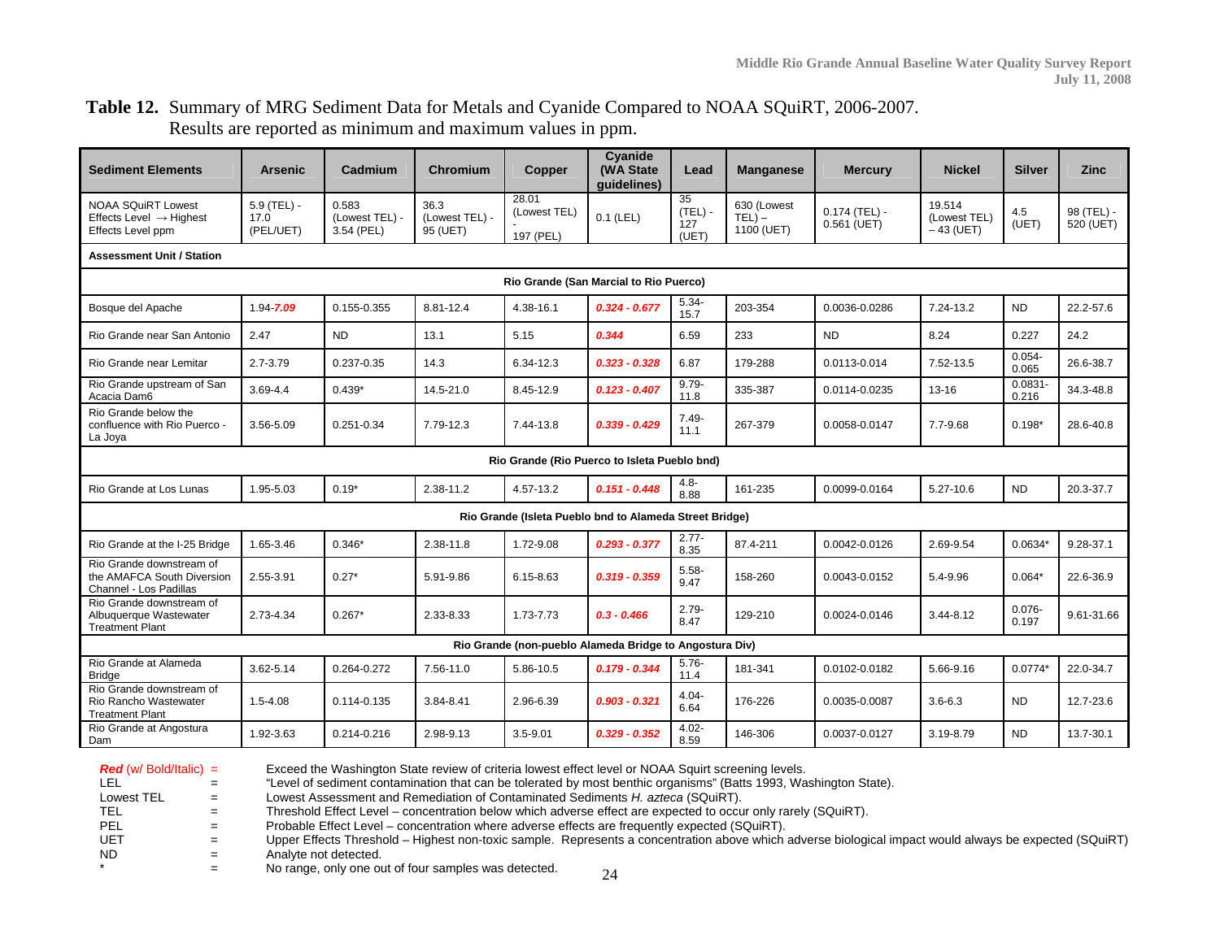**Table 12.** Summary of MRG Sediment Data for Metals and Cyanide Compared to NOAA SQuiRT, 2006-2007. Results are reported as minimum and maximum values in ppm.

| Sediment Elements | Arsenic | Cadmium | Chromium | Copper | Cyanide (WA State guidelines) | Lead | Manganese | Mercury | Nickel | Silver | Zinc |
|---|---|---|---|---|---|---|---|---|---|---|---|
| NOAA SQuiRT Lowest Effects Level → Highest Effects Level ppm | 5.9 (TEL) - 17.0 (PEL/UET) | 0.583 (Lowest TEL) - 3.54 (PEL) | 36.3 (Lowest TEL) - 95 (UET) | 28.01 (Lowest TEL) - 197 (PEL) | 0.1 (LEL) | 35 (TEL) - 127 (UET) | 630 (Lowest TEL) – 1100 (UET) | 0.174 (TEL) - 0.561 (UET) | 19.514 (Lowest TEL) – 43 (UET) | 4.5 (UET) | 98 (TEL) - 520 (UET) |
| **Assessment Unit / Station** | | | | | | | | | | | |
| **Rio Grande (San Marcial to Rio Puerco)** | | | | | | | | | | | |
| Bosque del Apache | 1.94-***7.09*** | 0.155-0.355 | 8.81-12.4 | 4.38-16.1 | ***0.324 - 0.677*** | 5.34-15.7 | 203-354 | 0.0036-0.0286 | 7.24-13.2 | ND | 22.2-57.6 |
| Rio Grande near San Antonio | 2.47 | ND | 13.1 | 5.15 | ***0.344*** | 6.59 | 233 | ND | 8.24 | 0.227 | 24.2 |
| Rio Grande near Lemitar | 2.7-3.79 | 0.237-0.35 | 14.3 | 6.34-12.3 | ***0.323 - 0.328*** | 6.87 | 179-288 | 0.0113-0.014 | 7.52-13.5 | 0.054-0.065 | 26.6-38.7 |
| Rio Grande upstream of San Acacia Dam6 | 3.69-4.4 | 0.439* | 14.5-21.0 | 8.45-12.9 | ***0.123 - 0.407*** | 9.79-11.8 | 335-387 | 0.0114-0.0235 | 13-16 | 0.0831-0.216 | 34.3-48.8 |
| Rio Grande below the confluence with Rio Puerco - La Joya | 3.56-5.09 | 0.251-0.34 | 7.79-12.3 | 7.44-13.8 | ***0.339 - 0.429*** | 7.49-11.1 | 267-379 | 0.0058-0.0147 | 7.7-9.68 | 0.198* | 28.6-40.8 |
| **Rio Grande (Rio Puerco to Isleta Pueblo bnd)** | | | | | | | | | | | |
| Rio Grande at Los Lunas | 1.95-5.03 | 0.19* | 2.38-11.2 | 4.57-13.2 | ***0.151 - 0.448*** | 4.8-8.88 | 161-235 | 0.0099-0.0164 | 5.27-10.6 | ND | 20.3-37.7 |
| **Rio Grande (Isleta Pueblo bnd to Alameda Street Bridge)** | | | | | | | | | | | |
| Rio Grande at the I-25 Bridge | 1.65-3.46 | 0.346* | 2.38-11.8 | 1.72-9.08 | ***0.293 - 0.377*** | 2.77-8.35 | 87.4-211 | 0.0042-0.0126 | 2.69-9.54 | 0.0634* | 9.28-37.1 |
| Rio Grande downstream of the AMAFCA South Diversion Channel - Los Padillas | 2.55-3.91 | 0.27* | 5.91-9.86 | 6.15-8.63 | ***0.319 - 0.359*** | 5.58-9.47 | 158-260 | 0.0043-0.0152 | 5.4-9.96 | 0.064* | 22.6-36.9 |
| Rio Grande downstream of Albuquerque Wastewater Treatment Plant | 2.73-4.34 | 0.267* | 2.33-8.33 | 1.73-7.73 | ***0.3 - 0.466*** | 2.79-8.47 | 129-210 | 0.0024-0.0146 | 3.44-8.12 | 0.076-0.197 | 9.61-31.66 |
| **Rio Grande (non-pueblo Alameda Bridge to Angostura Div)** | | | | | | | | | | | |
| Rio Grande at Alameda Bridge | 3.62-5.14 | 0.264-0.272 | 7.56-11.0 | 5.86-10.5 | ***0.179 - 0.344*** | 5.76-11.4 | 181-341 | 0.0102-0.0182 | 5.66-9.16 | 0.0774* | 22.0-34.7 |
| Rio Grande downstream of Rio Rancho Wastewater Treatment Plant | 1.5-4.08 | 0.114-0.135 | 3.84-8.41 | 2.96-6.39 | ***0.903 - 0.321*** | 4.04-6.64 | 176-226 | 0.0035-0.0087 | 3.6-6.3 | ND | 12.7-23.6 |
| Rio Grande at Angostura Dam | 1.92-3.63 | 0.214-0.216 | 2.98-9.13 | 3.5-9.01 | ***0.329 - 0.352*** | 4.02-8.59 | 146-306 | 0.0037-0.0127 | 3.19-8.79 | ND | 13.7-30.1 |

***Red*** (w/ Bold/Italic) = Exceed the Washington State review of criteria lowest effect level or NOAA Squirt screening levels.
LEL = "Level of sediment contamination that can be tolerated by most benthic organisms" (Batts 1993, Washington State).
Lowest TEL = Lowest Assessment and Remediation of Contaminated Sediments *H. azteca* (SQuiRT).
TEL = Threshold Effect Level – concentration below which adverse effect are expected to occur only rarely (SQuiRT).
PEL = Probable Effect Level – concentration where adverse effects are frequently expected (SQuiRT).
UET = Upper Effects Threshold – Highest non-toxic sample. Represents a concentration above which adverse biological impact would always be expected (SQuiRT)
ND = Analyte not detected.
* = No range, only one out of four samples was detected.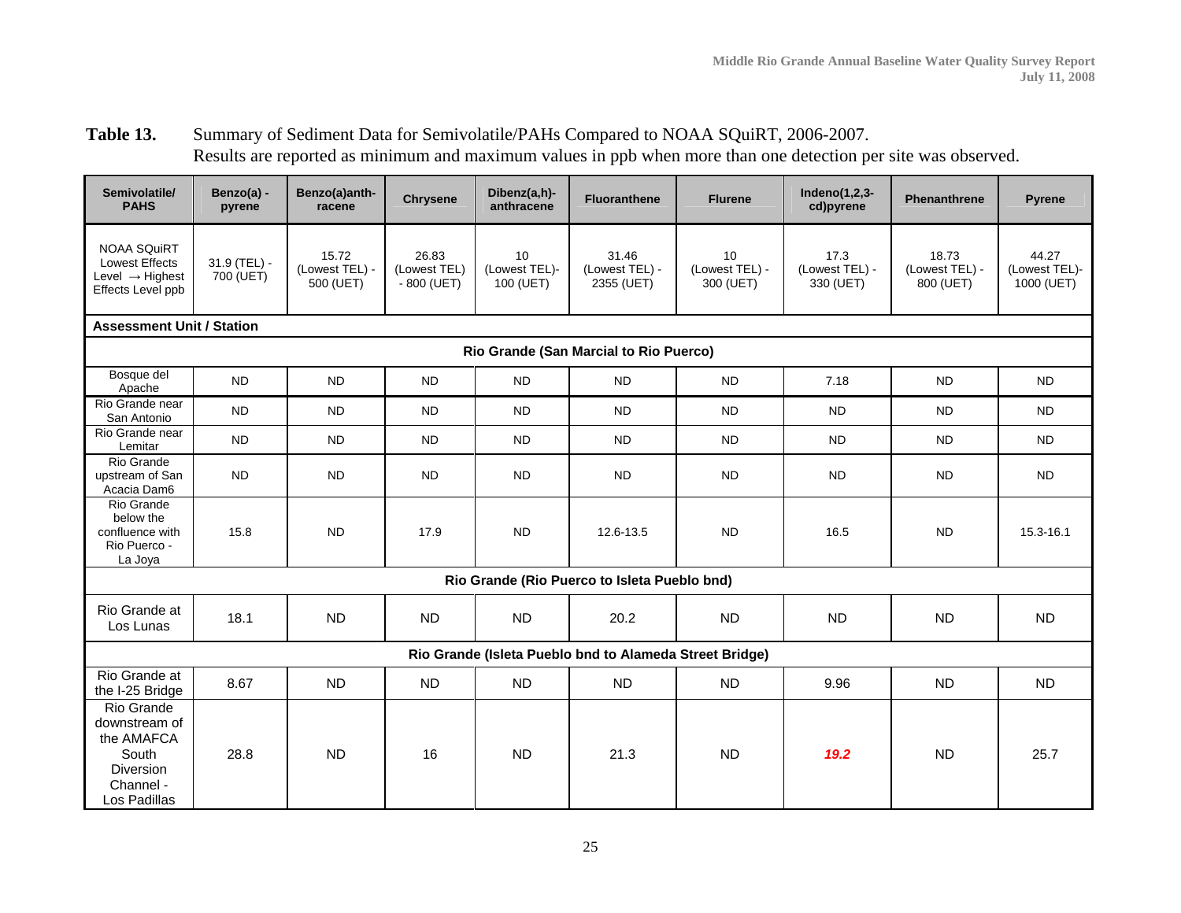**Table 13.** Summary of Sediment Data for Semivolatile/PAHs Compared to NOAA SQuiRT, 2006-2007. Results are reported as minimum and maximum values in ppb when more than one detection per site was observed.

| Semivolatile/ PAHS | Benzo(a) - pyrene | Benzo(a)anth-racene | Chrysene | Dibenz(a,h)-anthracene | Fluoranthene | Flurene | Indeno(1,2,3-cd)pyrene | Phenanthrene | Pyrene |
|---|---|---|---|---|---|---|---|---|---|
| NOAA SQuiRT Lowest Effects Level → Highest Effects Level ppb | 31.9 (TEL) - 700 (UET) | 15.72 (Lowest TEL) - 500 (UET) | 26.83 (Lowest TEL) - 800 (UET) | 10 (Lowest TEL)- 100 (UET) | 31.46 (Lowest TEL) - 2355 (UET) | 10 (Lowest TEL) - 300 (UET) | 17.3 (Lowest TEL) - 330 (UET) | 18.73 (Lowest TEL) - 800 (UET) | 44.27 (Lowest TEL)- 1000 (UET) |
| **Assessment Unit / Station** | | | | | | | | | |
| **Rio Grande (San Marcial to Rio Puerco)** | | | | | | | | | |
| Bosque del Apache | ND | ND | ND | ND | ND | ND | 7.18 | ND | ND |
| Rio Grande near San Antonio | ND | ND | ND | ND | ND | ND | ND | ND | ND |
| Rio Grande near Lemitar | ND | ND | ND | ND | ND | ND | ND | ND | ND |
| Rio Grande upstream of San Acacia Dam6 | ND | ND | ND | ND | ND | ND | ND | ND | ND |
| Rio Grande below the confluence with Rio Puerco - La Joya | 15.8 | ND | 17.9 | ND | 12.6-13.5 | ND | 16.5 | ND | 15.3-16.1 |
| **Rio Grande (Rio Puerco to Isleta Pueblo bnd)** | | | | | | | | | |
| Rio Grande at Los Lunas | 18.1 | ND | ND | ND | 20.2 | ND | ND | ND | ND |
| **Rio Grande (Isleta Pueblo bnd to Alameda Street Bridge)** | | | | | | | | | |
| Rio Grande at the I-25 Bridge | 8.67 | ND | ND | ND | ND | ND | 9.96 | ND | ND |
| Rio Grande downstream of the AMAFCA South Diversion Channel - Los Padillas | 28.8 | ND | 16 | ND | 21.3 | ND | ***19.2*** | ND | 25.7 |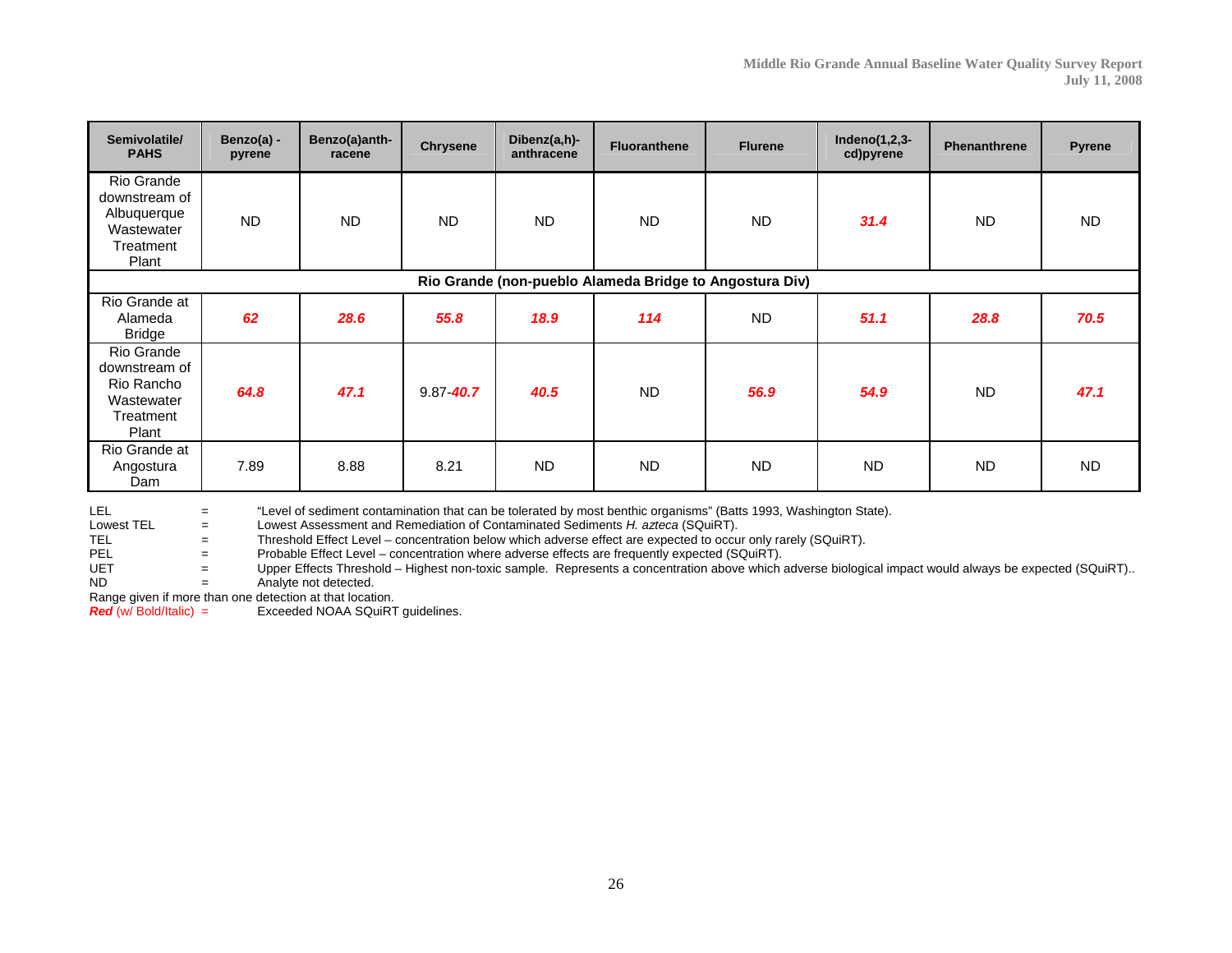| Semivolatile/ PAHS | Benzo(a) - pyrene | Benzo(a)anth- racene | Chrysene | Dibenz(a,h)- anthracene | Fluoranthene | Flurene | Indeno(1,2,3- cd)pyrene | Phenanthrene | Pyrene |
|---|---|---|---|---|---|---|---|---|---|
| Rio Grande downstream of Albuquerque Wastewater Treatment Plant | ND | ND | ND | ND | ND | ND | ***31.4*** | ND | ND |
| **Rio Grande (non-pueblo Alameda Bridge to Angostura Div)** | | | | | | | | | |
| Rio Grande at Alameda Bridge | ***62*** | ***28.6*** | ***55.8*** | ***18.9*** | ***114*** | ND | ***51.1*** | ***28.8*** | ***70.5*** |
| Rio Grande downstream of Rio Rancho Wastewater Treatment Plant | ***64.8*** | ***47.1*** | 9.87-***40.7*** | ***40.5*** | ND | ***56.9*** | ***54.9*** | ND | ***47.1*** |
| Rio Grande at Angostura Dam | 7.89 | 8.88 | 8.21 | ND | ND | ND | ND | ND | ND |

LEL = "Level of sediment contamination that can be tolerated by most benthic organisms" (Batts 1993, Washington State).
Lowest TEL = Lowest Assessment and Remediation of Contaminated Sediments *H. azteca* (SQuiRT).
TEL = Threshold Effect Level – concentration below which adverse effect are expected to occur only rarely (SQuiRT).
PEL = Probable Effect Level – concentration where adverse effects are frequently expected (SQuiRT).
UET = Upper Effects Threshold – Highest non-toxic sample. Represents a concentration above which adverse biological impact would always be expected (SQuiRT)..
ND = Analyte not detected.
Range given if more than one detection at that location.
***Red*** (w/ Bold/Italic) = Exceeded NOAA SQuiRT guidelines.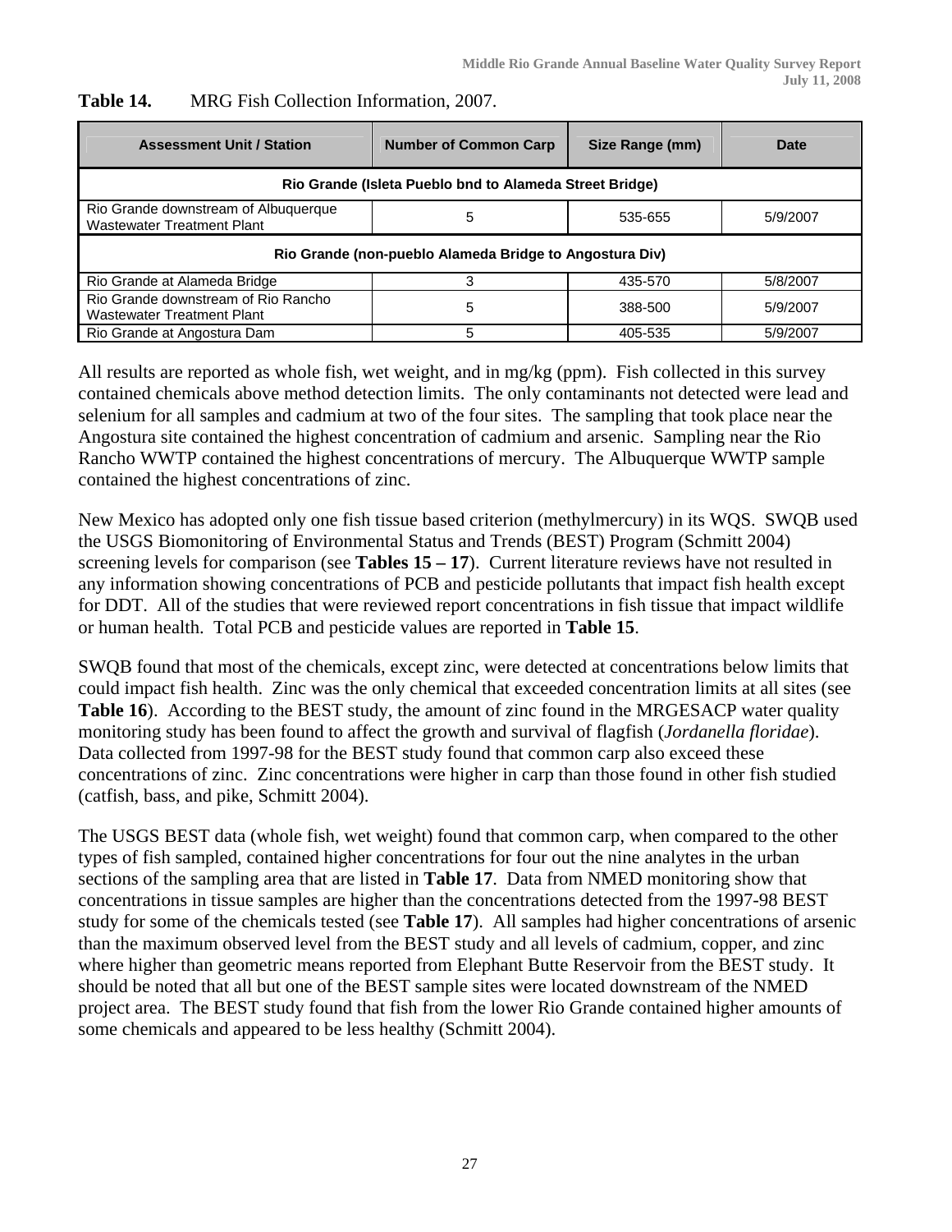**Table 14.** MRG Fish Collection Information, 2007.

| Assessment Unit / Station | Number of Common Carp | Size Range (mm) | Date |
| --- | --- | --- | --- |
| **Rio Grande (Isleta Pueblo bnd to Alameda Street Bridge)** | | | |
| Rio Grande downstream of Albuquerque Wastewater Treatment Plant | 5 | 535-655 | 5/9/2007 |
| **Rio Grande (non-pueblo Alameda Bridge to Angostura Div)** | | | |
| Rio Grande at Alameda Bridge | 3 | 435-570 | 5/8/2007 |
| Rio Grande downstream of Rio Rancho Wastewater Treatment Plant | 5 | 388-500 | 5/9/2007 |
| Rio Grande at Angostura Dam | 5 | 405-535 | 5/9/2007 |

All results are reported as whole fish, wet weight, and in mg/kg (ppm). Fish collected in this survey contained chemicals above method detection limits. The only contaminants not detected were lead and selenium for all samples and cadmium at two of the four sites. The sampling that took place near the Angostura site contained the highest concentration of cadmium and arsenic. Sampling near the Rio Rancho WWTP contained the highest concentrations of mercury. The Albuquerque WWTP sample contained the highest concentrations of zinc.

New Mexico has adopted only one fish tissue based criterion (methylmercury) in its WQS. SWQB used the USGS Biomonitoring of Environmental Status and Trends (BEST) Program (Schmitt 2004) screening levels for comparison (see **Tables 15 – 17**). Current literature reviews have not resulted in any information showing concentrations of PCB and pesticide pollutants that impact fish health except for DDT. All of the studies that were reviewed report concentrations in fish tissue that impact wildlife or human health. Total PCB and pesticide values are reported in **Table 15**.

SWQB found that most of the chemicals, except zinc, were detected at concentrations below limits that could impact fish health. Zinc was the only chemical that exceeded concentration limits at all sites (see **Table 16**). According to the BEST study, the amount of zinc found in the MRGESACP water quality monitoring study has been found to affect the growth and survival of flagfish (*Jordanella floridae*). Data collected from 1997-98 for the BEST study found that common carp also exceed these concentrations of zinc. Zinc concentrations were higher in carp than those found in other fish studied (catfish, bass, and pike, Schmitt 2004).

The USGS BEST data (whole fish, wet weight) found that common carp, when compared to the other types of fish sampled, contained higher concentrations for four out the nine analytes in the urban sections of the sampling area that are listed in **Table 17**. Data from NMED monitoring show that concentrations in tissue samples are higher than the concentrations detected from the 1997-98 BEST study for some of the chemicals tested (see **Table 17**). All samples had higher concentrations of arsenic than the maximum observed level from the BEST study and all levels of cadmium, copper, and zinc where higher than geometric means reported from Elephant Butte Reservoir from the BEST study. It should be noted that all but one of the BEST sample sites were located downstream of the NMED project area. The BEST study found that fish from the lower Rio Grande contained higher amounts of some chemicals and appeared to be less healthy (Schmitt 2004).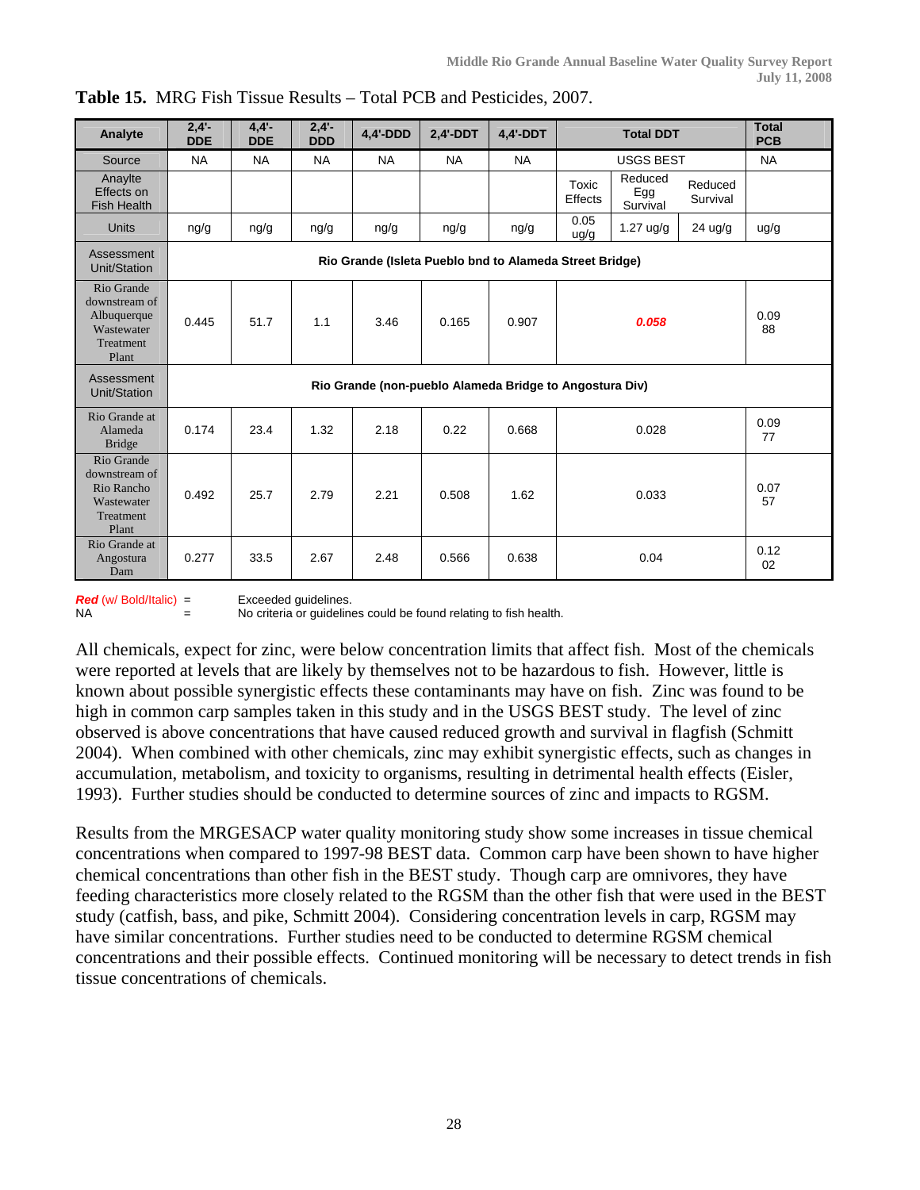**Table 15.** MRG Fish Tissue Results – Total PCB and Pesticides, 2007.

| Analyte | 2,4'-DDE | 4,4'-DDE | 2,4'-DDD | 4,4'-DDD | 2,4'-DDT | 4,4'-DDT | Total DDT | | | Total PCB |
|---|---|---|---|---|---|---|---|---|---|---|
| Source | NA | NA | NA | NA | NA | NA | USGS BEST | | | NA |
| Anaylte Effects on Fish Health | | | | | | | Toxic Effects | Reduced Egg Survival | Reduced Survival | |
| Units | ng/g | ng/g | ng/g | ng/g | ng/g | ng/g | 0.05 ug/g | 1.27 ug/g | 24 ug/g | ug/g |
| Assessment Unit/Station | Rio Grande (Isleta Pueblo bnd to Alameda Street Bridge) | | | | | | | | | |
| Rio Grande downstream of Albuquerque Wastewater Treatment Plant | 0.445 | 51.7 | 1.1 | 3.46 | 0.165 | 0.907 | ***0.058*** | | | 0.0988 |
| Assessment Unit/Station | Rio Grande (non-pueblo Alameda Bridge to Angostura Div) | | | | | | | | | |
| Rio Grande at Alameda Bridge | 0.174 | 23.4 | 1.32 | 2.18 | 0.22 | 0.668 | 0.028 | | | 0.0977 |
| Rio Grande downstream of Rio Rancho Wastewater Treatment Plant | 0.492 | 25.7 | 2.79 | 2.21 | 0.508 | 1.62 | 0.033 | | | 0.0757 |
| Rio Grande at Angostura Dam | 0.277 | 33.5 | 2.67 | 2.48 | 0.566 | 0.638 | 0.04 | | | 0.1202 |

***Red*** (w/ Bold/Italic) = Exceeded guidelines.
NA = No criteria or guidelines could be found relating to fish health.

All chemicals, expect for zinc, were below concentration limits that affect fish. Most of the chemicals were reported at levels that are likely by themselves not to be hazardous to fish. However, little is known about possible synergistic effects these contaminants may have on fish. Zinc was found to be high in common carp samples taken in this study and in the USGS BEST study. The level of zinc observed is above concentrations that have caused reduced growth and survival in flagfish (Schmitt 2004). When combined with other chemicals, zinc may exhibit synergistic effects, such as changes in accumulation, metabolism, and toxicity to organisms, resulting in detrimental health effects (Eisler, 1993). Further studies should be conducted to determine sources of zinc and impacts to RGSM.

Results from the MRGESACP water quality monitoring study show some increases in tissue chemical concentrations when compared to 1997-98 BEST data. Common carp have been shown to have higher chemical concentrations than other fish in the BEST study. Though carp are omnivores, they have feeding characteristics more closely related to the RGSM than the other fish that were used in the BEST study (catfish, bass, and pike, Schmitt 2004). Considering concentration levels in carp, RGSM may have similar concentrations. Further studies need to be conducted to determine RGSM chemical concentrations and their possible effects. Continued monitoring will be necessary to detect trends in fish tissue concentrations of chemicals.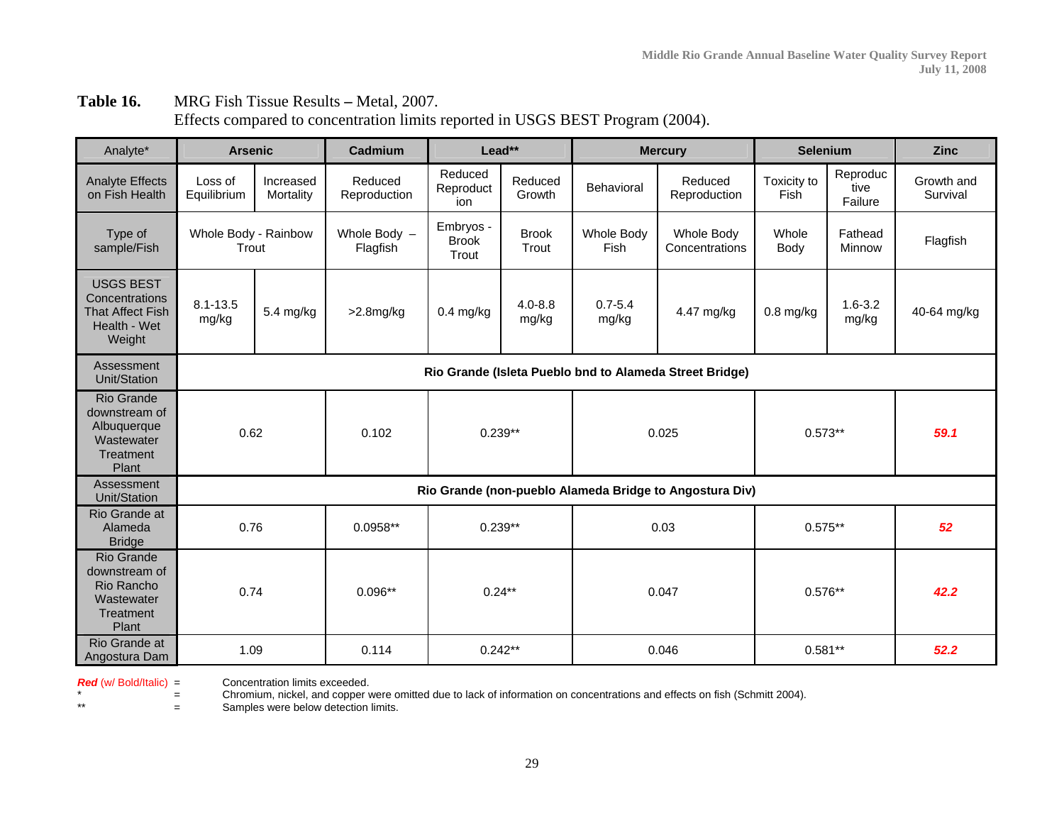**Table 16.** MRG Fish Tissue Results – Metal, 2007.
Effects compared to concentration limits reported in USGS BEST Program (2004).

| Analyte* | Arsenic | | Cadmium | Lead** | | Mercury | | Selenium | | Zinc |
|---|---|---|---|---|---|---|---|---|---|---|
| Analyte Effects on Fish Health | Loss of Equilibrium | Increased Mortality | Reduced Reproduction | Reduced Reproduction | Reduced Growth | Behavioral | Reduced Reproduction | Toxicity to Fish | Reproductive Failure | Growth and Survival |
| Type of sample/Fish | Whole Body - Rainbow Trout | | Whole Body – Flagfish | Embryos - Brook Trout | Brook Trout | Whole Body Fish | Whole Body Concentrations | Whole Body | Fathead Minnow | Flagfish |
| USGS BEST Concentrations That Affect Fish Health - Wet Weight | 8.1-13.5 mg/kg | 5.4 mg/kg | >2.8mg/kg | 0.4 mg/kg | 4.0-8.8 mg/kg | 0.7-5.4 mg/kg | 4.47 mg/kg | 0.8 mg/kg | 1.6-3.2 mg/kg | 40-64 mg/kg |
| Assessment Unit/Station | **Rio Grande (Isleta Pueblo bnd to Alameda Street Bridge)** | | | | | | | | | |
| Rio Grande downstream of Albuquerque Wastewater Treatment Plant | 0.62 | | 0.102 | 0.239** | | 0.025 | | 0.573** | | ***59.1*** |
| Assessment Unit/Station | **Rio Grande (non-pueblo Alameda Bridge to Angostura Div)** | | | | | | | | | |
| Rio Grande at Alameda Bridge | 0.76 | | 0.0958** | 0.239** | | 0.03 | | 0.575** | | ***52*** |
| Rio Grande downstream of Rio Rancho Wastewater Treatment Plant | 0.74 | | 0.096** | 0.24** | | 0.047 | | 0.576** | | ***42.2*** |
| Rio Grande at Angostura Dam | 1.09 | | 0.114 | 0.242** | | 0.046 | | 0.581** | | ***52.2*** |

***Red*** (w/ Bold/Italic) = Concentration limits exceeded.
* = Chromium, nickel, and copper were omitted due to lack of information on concentrations and effects on fish (Schmitt 2004).
** = Samples were below detection limits.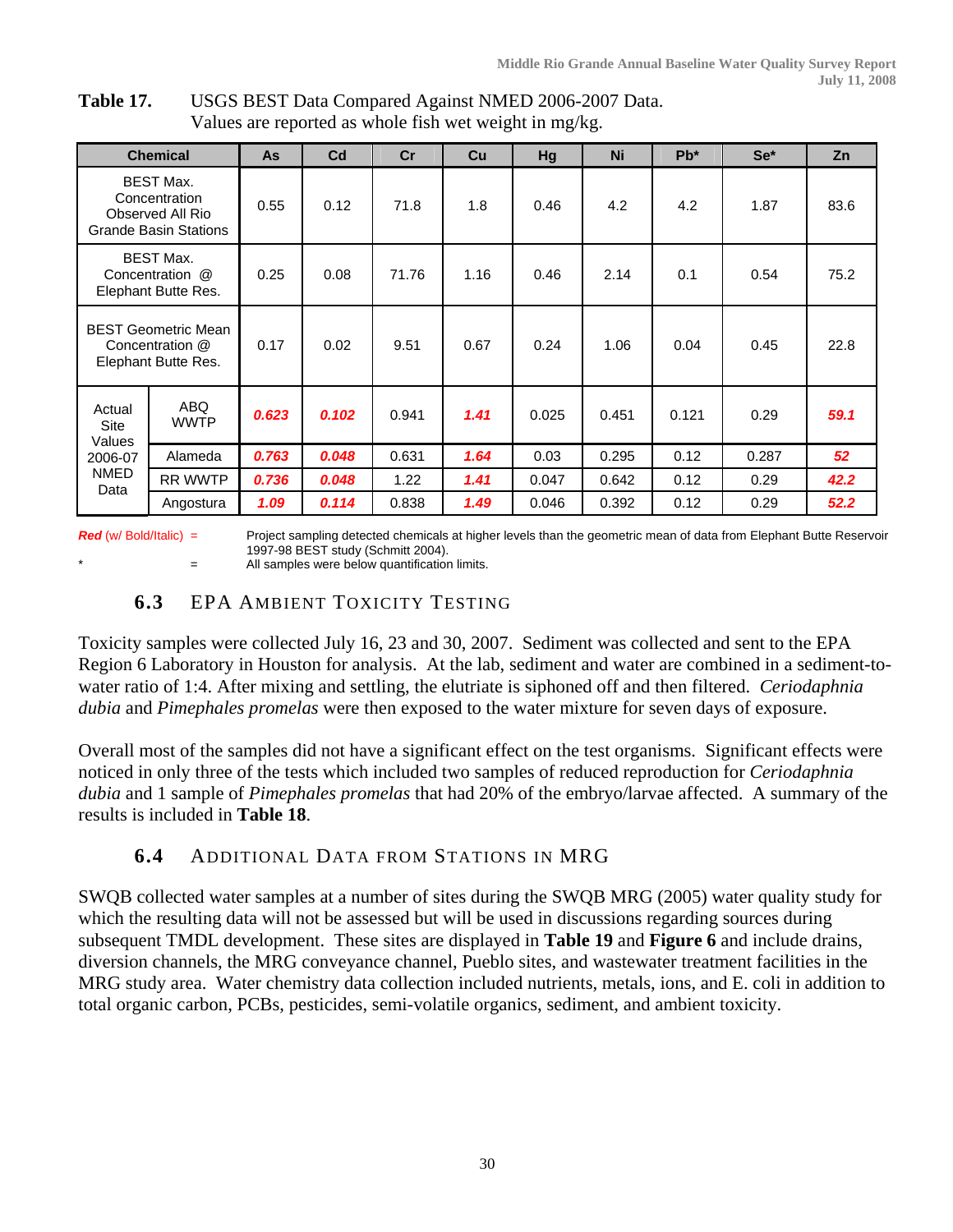**Table 17.** USGS BEST Data Compared Against NMED 2006-2007 Data. Values are reported as whole fish wet weight in mg/kg.

| Chemical | | As | Cd | Cr | Cu | Hg | Ni | Pb* | Se* | Zn |
|---|---|---|---|---|---|---|---|---|---|---|
| BEST Max. Concentration Observed All Rio Grande Basin Stations | | 0.55 | 0.12 | 71.8 | 1.8 | 0.46 | 4.2 | 4.2 | 1.87 | 83.6 |
| BEST Max. Concentration @ Elephant Butte Res. | | 0.25 | 0.08 | 71.76 | 1.16 | 0.46 | 2.14 | 0.1 | 0.54 | 75.2 |
| BEST Geometric Mean Concentration @ Elephant Butte Res. | | 0.17 | 0.02 | 9.51 | 0.67 | 0.24 | 1.06 | 0.04 | 0.45 | 22.8 |
| Actual Site Values 2006-07 NMED Data | ABQ WWTP | ***0.623*** | ***0.102*** | 0.941 | ***1.41*** | 0.025 | 0.451 | 0.121 | 0.29 | ***59.1*** |
| | Alameda | ***0.763*** | ***0.048*** | 0.631 | ***1.64*** | 0.03 | 0.295 | 0.12 | 0.287 | ***52*** |
| | RR WWTP | ***0.736*** | ***0.048*** | 1.22 | ***1.41*** | 0.047 | 0.642 | 0.12 | 0.29 | ***42.2*** |
| | Angostura | ***1.09*** | ***0.114*** | 0.838 | ***1.49*** | 0.046 | 0.392 | 0.12 | 0.29 | ***52.2*** |

***Red*** (w/ Bold/Italic) = Project sampling detected chemicals at higher levels than the geometric mean of data from Elephant Butte Reservoir 1997-98 BEST study (Schmitt 2004).

* = All samples were below quantification limits.

## 6.3 EPA Ambient Toxicity Testing

Toxicity samples were collected July 16, 23 and 30, 2007. Sediment was collected and sent to the EPA Region 6 Laboratory in Houston for analysis. At the lab, sediment and water are combined in a sediment-to-water ratio of 1:4. After mixing and settling, the elutriate is siphoned off and then filtered. *Ceriodaphnia dubia* and *Pimephales promelas* were then exposed to the water mixture for seven days of exposure.

Overall most of the samples did not have a significant effect on the test organisms. Significant effects were noticed in only three of the tests which included two samples of reduced reproduction for *Ceriodaphnia dubia* and 1 sample of *Pimephales promelas* that had 20% of the embryo/larvae affected. A summary of the results is included in **Table 18**.

## 6.4 Additional Data from Stations in MRG

SWQB collected water samples at a number of sites during the SWQB MRG (2005) water quality study for which the resulting data will not be assessed but will be used in discussions regarding sources during subsequent TMDL development. These sites are displayed in **Table 19** and **Figure 6** and include drains, diversion channels, the MRG conveyance channel, Pueblo sites, and wastewater treatment facilities in the MRG study area. Water chemistry data collection included nutrients, metals, ions, and E. coli in addition to total organic carbon, PCBs, pesticides, semi-volatile organics, sediment, and ambient toxicity.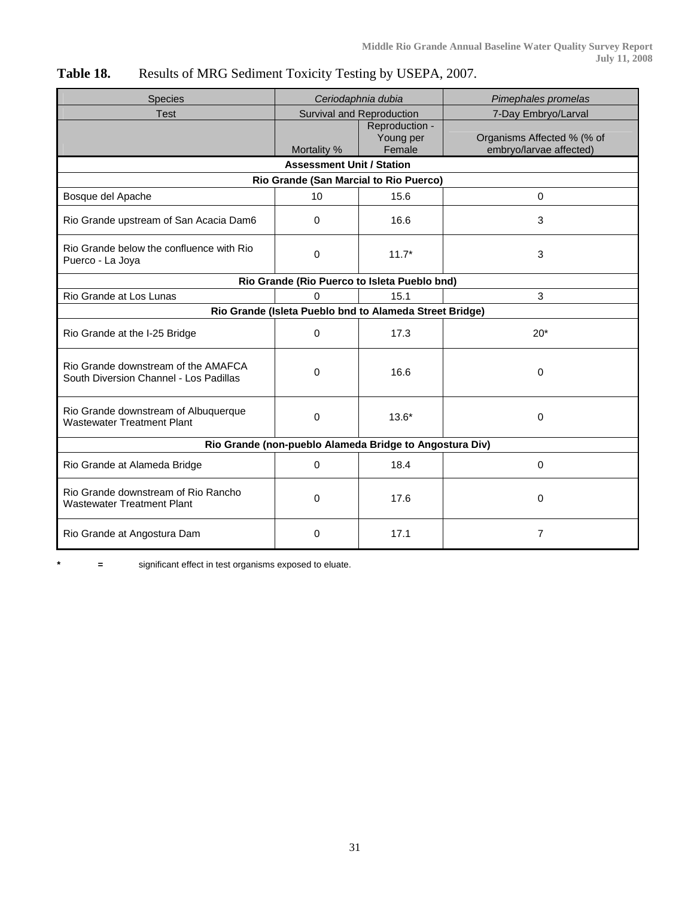**Table 18.** Results of MRG Sediment Toxicity Testing by USEPA, 2007.

| Species | *Ceriodaphnia dubia* | | *Pimephales promelas* |
|---|---|---|---|
| Test | Survival and Reproduction | | 7-Day Embryo/Larval |
| | Mortality % | Reproduction - Young per Female | Organisms Affected % (% of embryo/larvae affected) |
| **Assessment Unit / Station** | | | |
| **Rio Grande (San Marcial to Rio Puerco)** | | | |
| Bosque del Apache | 10 | 15.6 | 0 |
| Rio Grande upstream of San Acacia Dam6 | 0 | 16.6 | 3 |
| Rio Grande below the confluence with Rio Puerco - La Joya | 0 | 11.7* | 3 |
| **Rio Grande (Rio Puerco to Isleta Pueblo bnd)** | | | |
| Rio Grande at Los Lunas | 0 | 15.1 | 3 |
| **Rio Grande (Isleta Pueblo bnd to Alameda Street Bridge)** | | | |
| Rio Grande at the I-25 Bridge | 0 | 17.3 | 20* |
| Rio Grande downstream of the AMAFCA South Diversion Channel - Los Padillas | 0 | 16.6 | 0 |
| Rio Grande downstream of Albuquerque Wastewater Treatment Plant | 0 | 13.6* | 0 |
| **Rio Grande (non-pueblo Alameda Bridge to Angostura Div)** | | | |
| Rio Grande at Alameda Bridge | 0 | 18.4 | 0 |
| Rio Grande downstream of Rio Rancho Wastewater Treatment Plant | 0 | 17.6 | 0 |
| Rio Grande at Angostura Dam | 0 | 17.1 | 7 |

**\*** **=** significant effect in test organisms exposed to eluate.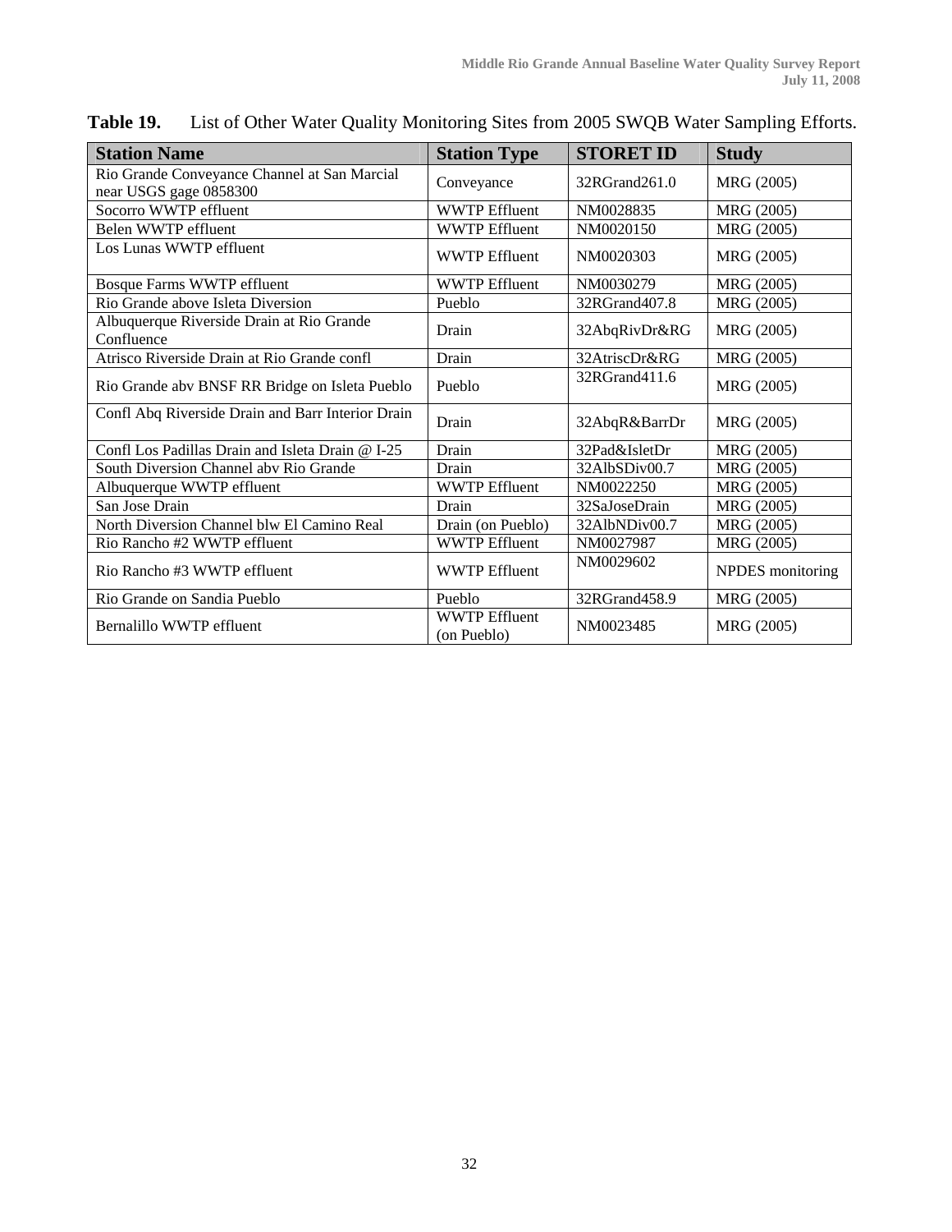**Table 19.** List of Other Water Quality Monitoring Sites from 2005 SWQB Water Sampling Efforts.

| Station Name | Station Type | STORET ID | Study |
|---|---|---|---|
| Rio Grande Conveyance Channel at San Marcial near USGS gage 0858300 | Conveyance | 32RGrand261.0 | MRG (2005) |
| Socorro WWTP effluent | WWTP Effluent | NM0028835 | MRG (2005) |
| Belen WWTP effluent | WWTP Effluent | NM0020150 | MRG (2005) |
| Los Lunas WWTP effluent | WWTP Effluent | NM0020303 | MRG (2005) |
| Bosque Farms WWTP effluent | WWTP Effluent | NM0030279 | MRG (2005) |
| Rio Grande above Isleta Diversion | Pueblo | 32RGrand407.8 | MRG (2005) |
| Albuquerque Riverside Drain at Rio Grande Confluence | Drain | 32AbqRivDr&RG | MRG (2005) |
| Atrisco Riverside Drain at Rio Grande confl | Drain | 32AtriscDr&RG | MRG (2005) |
| Rio Grande abv BNSF RR Bridge on Isleta Pueblo | Pueblo | 32RGrand411.6 | MRG (2005) |
| Confl Abq Riverside Drain and Barr Interior Drain | Drain | 32AbqR&BarrDr | MRG (2005) |
| Confl Los Padillas Drain and Isleta Drain @ I-25 | Drain | 32Pad&IsletDr | MRG (2005) |
| South Diversion Channel abv Rio Grande | Drain | 32AlbSDiv00.7 | MRG (2005) |
| Albuquerque WWTP effluent | WWTP Effluent | NM0022250 | MRG (2005) |
| San Jose Drain | Drain | 32SaJoseDrain | MRG (2005) |
| North Diversion Channel blw El Camino Real | Drain (on Pueblo) | 32AlbNDiv00.7 | MRG (2005) |
| Rio Rancho #2 WWTP effluent | WWTP Effluent | NM0027987 | MRG (2005) |
| Rio Rancho #3 WWTP effluent | WWTP Effluent | NM0029602 | NPDES monitoring |
| Rio Grande on Sandia Pueblo | Pueblo | 32RGrand458.9 | MRG (2005) |
| Bernalillo WWTP effluent | WWTP Effluent (on Pueblo) | NM0023485 | MRG (2005) |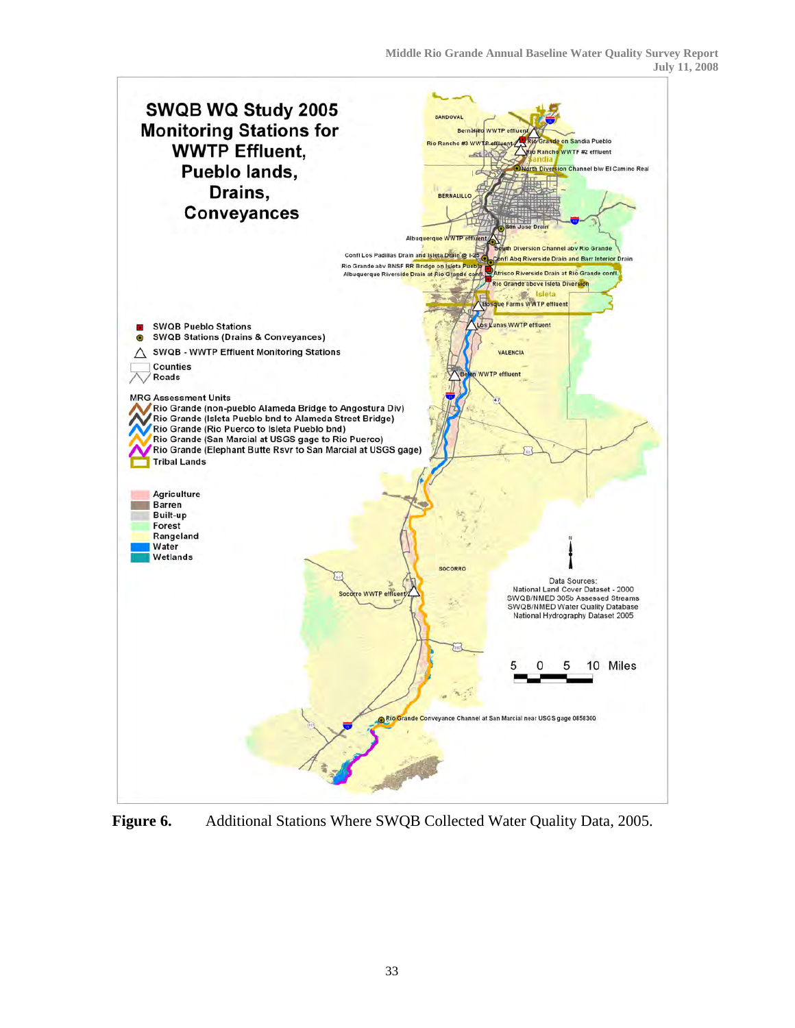**Figure 6.** Additional Stations Where SWQB Collected Water Quality Data, 2005.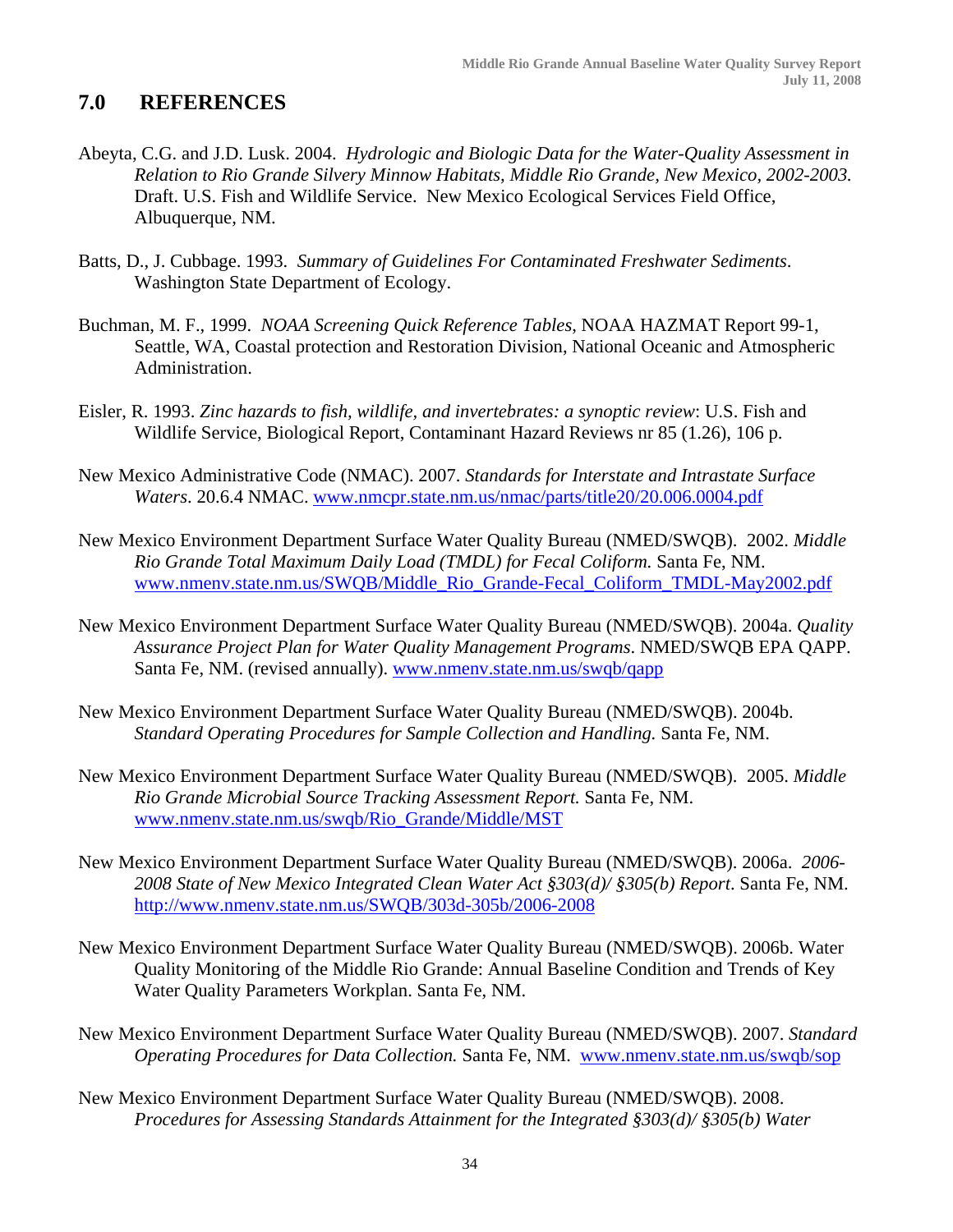## 7.0 REFERENCES

Abeyta, C.G. and J.D. Lusk. 2004. *Hydrologic and Biologic Data for the Water-Quality Assessment in Relation to Rio Grande Silvery Minnow Habitats, Middle Rio Grande, New Mexico, 2002-2003.* Draft. U.S. Fish and Wildlife Service. New Mexico Ecological Services Field Office, Albuquerque, NM.

Batts, D., J. Cubbage. 1993. *Summary of Guidelines For Contaminated Freshwater Sediments.* Washington State Department of Ecology.

Buchman, M. F., 1999. *NOAA Screening Quick Reference Tables*, NOAA HAZMAT Report 99-1, Seattle, WA, Coastal protection and Restoration Division, National Oceanic and Atmospheric Administration.

Eisler, R. 1993. *Zinc hazards to fish, wildlife, and invertebrates: a synoptic review*: U.S. Fish and Wildlife Service, Biological Report, Contaminant Hazard Reviews nr 85 (1.26), 106 p.

New Mexico Administrative Code (NMAC). 2007. *Standards for Interstate and Intrastate Surface Waters.* 20.6.4 NMAC. www.nmcpr.state.nm.us/nmac/parts/title20/20.006.0004.pdf

New Mexico Environment Department Surface Water Quality Bureau (NMED/SWQB). 2002. *Middle Rio Grande Total Maximum Daily Load (TMDL) for Fecal Coliform.* Santa Fe, NM. www.nmenv.state.nm.us/SWQB/Middle_Rio_Grande-Fecal_Coliform_TMDL-May2002.pdf

New Mexico Environment Department Surface Water Quality Bureau (NMED/SWQB). 2004a. *Quality Assurance Project Plan for Water Quality Management Programs*. NMED/SWQB EPA QAPP. Santa Fe, NM. (revised annually). www.nmenv.state.nm.us/swqb/qapp

New Mexico Environment Department Surface Water Quality Bureau (NMED/SWQB). 2004b. *Standard Operating Procedures for Sample Collection and Handling.* Santa Fe, NM.

New Mexico Environment Department Surface Water Quality Bureau (NMED/SWQB). 2005. *Middle Rio Grande Microbial Source Tracking Assessment Report.* Santa Fe, NM. www.nmenv.state.nm.us/swqb/Rio_Grande/Middle/MST

New Mexico Environment Department Surface Water Quality Bureau (NMED/SWQB). 2006a. *2006-2008 State of New Mexico Integrated Clean Water Act §303(d)/ §305(b) Report*. Santa Fe, NM. http://www.nmenv.state.nm.us/SWQB/303d-305b/2006-2008

New Mexico Environment Department Surface Water Quality Bureau (NMED/SWQB). 2006b. Water Quality Monitoring of the Middle Rio Grande: Annual Baseline Condition and Trends of Key Water Quality Parameters Workplan. Santa Fe, NM.

New Mexico Environment Department Surface Water Quality Bureau (NMED/SWQB). 2007. *Standard Operating Procedures for Data Collection.* Santa Fe, NM. www.nmenv.state.nm.us/swqb/sop

New Mexico Environment Department Surface Water Quality Bureau (NMED/SWQB). 2008. *Procedures for Assessing Standards Attainment for the Integrated §303(d)/ §305(b) Water*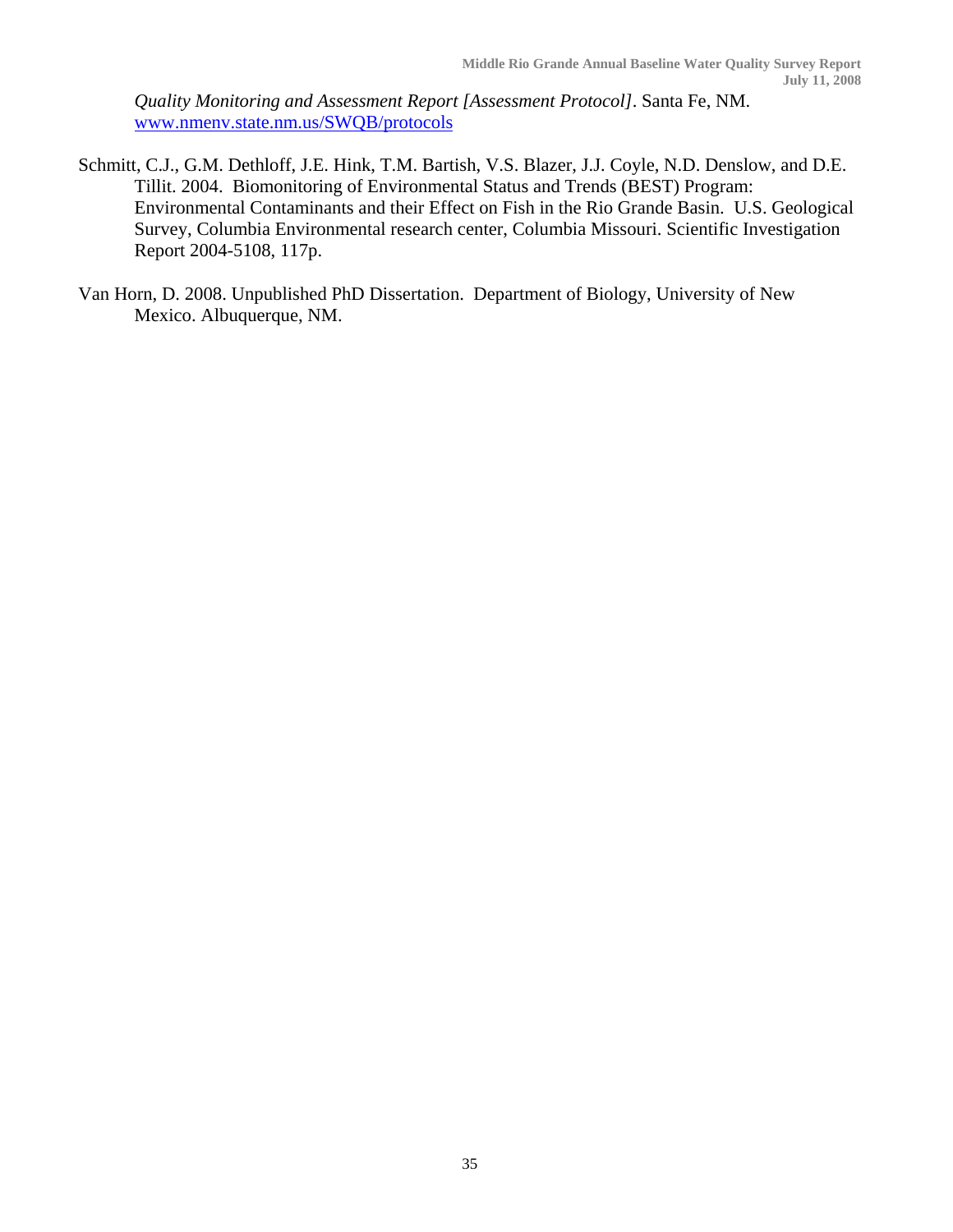*Quality Monitoring and Assessment Report [Assessment Protocol]*. Santa Fe, NM. www.nmenv.state.nm.us/SWQB/protocols

Schmitt, C.J., G.M. Dethloff, J.E. Hink, T.M. Bartish, V.S. Blazer, J.J. Coyle, N.D. Denslow, and D.E. Tillit. 2004. Biomonitoring of Environmental Status and Trends (BEST) Program: Environmental Contaminants and their Effect on Fish in the Rio Grande Basin. U.S. Geological Survey, Columbia Environmental research center, Columbia Missouri. Scientific Investigation Report 2004-5108, 117p.

Van Horn, D. 2008. Unpublished PhD Dissertation. Department of Biology, University of New Mexico. Albuquerque, NM.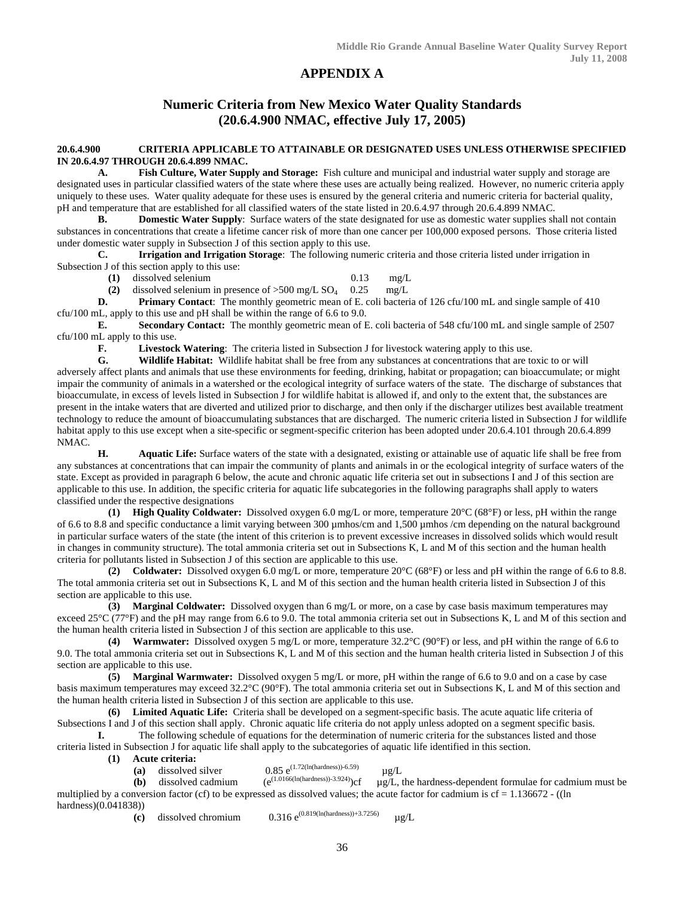# APPENDIX A

## Numeric Criteria from New Mexico Water Quality Standards (20.6.4.900 NMAC, effective July 17, 2005)

**20.6.4.900 CRITERIA APPLICABLE TO ATTAINABLE OR DESIGNATED USES UNLESS OTHERWISE SPECIFIED IN 20.6.4.97 THROUGH 20.6.4.899 NMAC.**

**A. Fish Culture, Water Supply and Storage:** Fish culture and municipal and industrial water supply and storage are designated uses in particular classified waters of the state where these uses are actually being realized. However, no numeric criteria apply uniquely to these uses. Water quality adequate for these uses is ensured by the general criteria and numeric criteria for bacterial quality, pH and temperature that are established for all classified waters of the state listed in 20.6.4.97 through 20.6.4.899 NMAC.

**B. Domestic Water Supply**: Surface waters of the state designated for use as domestic water supplies shall not contain substances in concentrations that create a lifetime cancer risk of more than one cancer per 100,000 exposed persons. Those criteria listed under domestic water supply in Subsection J of this section apply to this use.

**C. Irrigation and Irrigation Storage**: The following numeric criteria and those criteria listed under irrigation in Subsection J of this section apply to this use:

**(1)** dissolved selenium 0.13 mg/L

**(2)** dissolved selenium in presence of >500 mg/L $SO_4$ 0.25 mg/L

**D. Primary Contact**: The monthly geometric mean of E. coli bacteria of 126 cfu/100 mL and single sample of 410 cfu/100 mL, apply to this use and pH shall be within the range of 6.6 to 9.0.

**E. Secondary Contact:** The monthly geometric mean of E. coli bacteria of 548 cfu/100 mL and single sample of 2507 cfu/100 mL apply to this use.

**F. Livestock Watering**: The criteria listed in Subsection J for livestock watering apply to this use.

**G. Wildlife Habitat:** Wildlife habitat shall be free from any substances at concentrations that are toxic to or will adversely affect plants and animals that use these environments for feeding, drinking, habitat or propagation; can bioaccumulate; or might impair the community of animals in a watershed or the ecological integrity of surface waters of the state. The discharge of substances that bioaccumulate, in excess of levels listed in Subsection J for wildlife habitat is allowed if, and only to the extent that, the substances are present in the intake waters that are diverted and utilized prior to discharge, and then only if the discharger utilizes best available treatment technology to reduce the amount of bioaccumulating substances that are discharged. The numeric criteria listed in Subsection J for wildlife habitat apply to this use except when a site-specific or segment-specific criterion has been adopted under 20.6.4.101 through 20.6.4.899 NMAC.

**H. Aquatic Life:** Surface waters of the state with a designated, existing or attainable use of aquatic life shall be free from any substances at concentrations that can impair the community of plants and animals in or the ecological integrity of surface waters of the state. Except as provided in paragraph 6 below, the acute and chronic aquatic life criteria set out in subsections I and J of this section are applicable to this use. In addition, the specific criteria for aquatic life subcategories in the following paragraphs shall apply to waters classified under the respective designations

**(1) High Quality Coldwater:** Dissolved oxygen 6.0 mg/L or more, temperature 20°C (68°F) or less, pH within the range of 6.6 to 8.8 and specific conductance a limit varying between 300 µmhos/cm and 1,500 µmhos /cm depending on the natural background in particular surface waters of the state (the intent of this criterion is to prevent excessive increases in dissolved solids which would result in changes in community structure). The total ammonia criteria set out in Subsections K, L and M of this section and the human health criteria for pollutants listed in Subsection J of this section are applicable to this use.

**(2) Coldwater:** Dissolved oxygen 6.0 mg/L or more, temperature 20°C (68°F) or less and pH within the range of 6.6 to 8.8. The total ammonia criteria set out in Subsections K, L and M of this section and the human health criteria listed in Subsection J of this section are applicable to this use.

**(3) Marginal Coldwater:** Dissolved oxygen than 6 mg/L or more, on a case by case basis maximum temperatures may exceed 25°C (77°F) and the pH may range from 6.6 to 9.0. The total ammonia criteria set out in Subsections K, L and M of this section and the human health criteria listed in Subsection J of this section are applicable to this use.

**(4) Warmwater:** Dissolved oxygen 5 mg/L or more, temperature 32.2°C (90°F) or less, and pH within the range of 6.6 to 9.0. The total ammonia criteria set out in Subsections K, L and M of this section and the human health criteria listed in Subsection J of this section are applicable to this use.

**(5) Marginal Warmwater:** Dissolved oxygen 5 mg/L or more, pH within the range of 6.6 to 9.0 and on a case by case basis maximum temperatures may exceed 32.2°C (90°F). The total ammonia criteria set out in Subsections K, L and M of this section and the human health criteria listed in Subsection J of this section are applicable to this use.

**(6) Limited Aquatic Life:** Criteria shall be developed on a segment-specific basis. The acute aquatic life criteria of Subsections I and J of this section shall apply. Chronic aquatic life criteria do not apply unless adopted on a segment specific basis.

**I.** The following schedule of equations for the determination of numeric criteria for the substances listed and those criteria listed in Subsection J for aquatic life shall apply to the subcategories of aquatic life identified in this section.

**(1) Acute criteria:**

**(a)** dissolved silver $0.85\, e^{(1.72(\ln(hardness))-6.59)}$ µg/L

**(b)** dissolved cadmium $(e^{(1.0166(\ln(hardness))-3.924)})cf$ µg/L, the hardness-dependent formulae for cadmium must be multiplied by a conversion factor (cf) to be expressed as dissolved values; the acute factor for cadmium is cf = 1.136672 - ((ln hardness)(0.041838))

**(c)** dissolved chromium $0.316\, e^{(0.819(\ln(hardness))+3.7256)}$ µg/L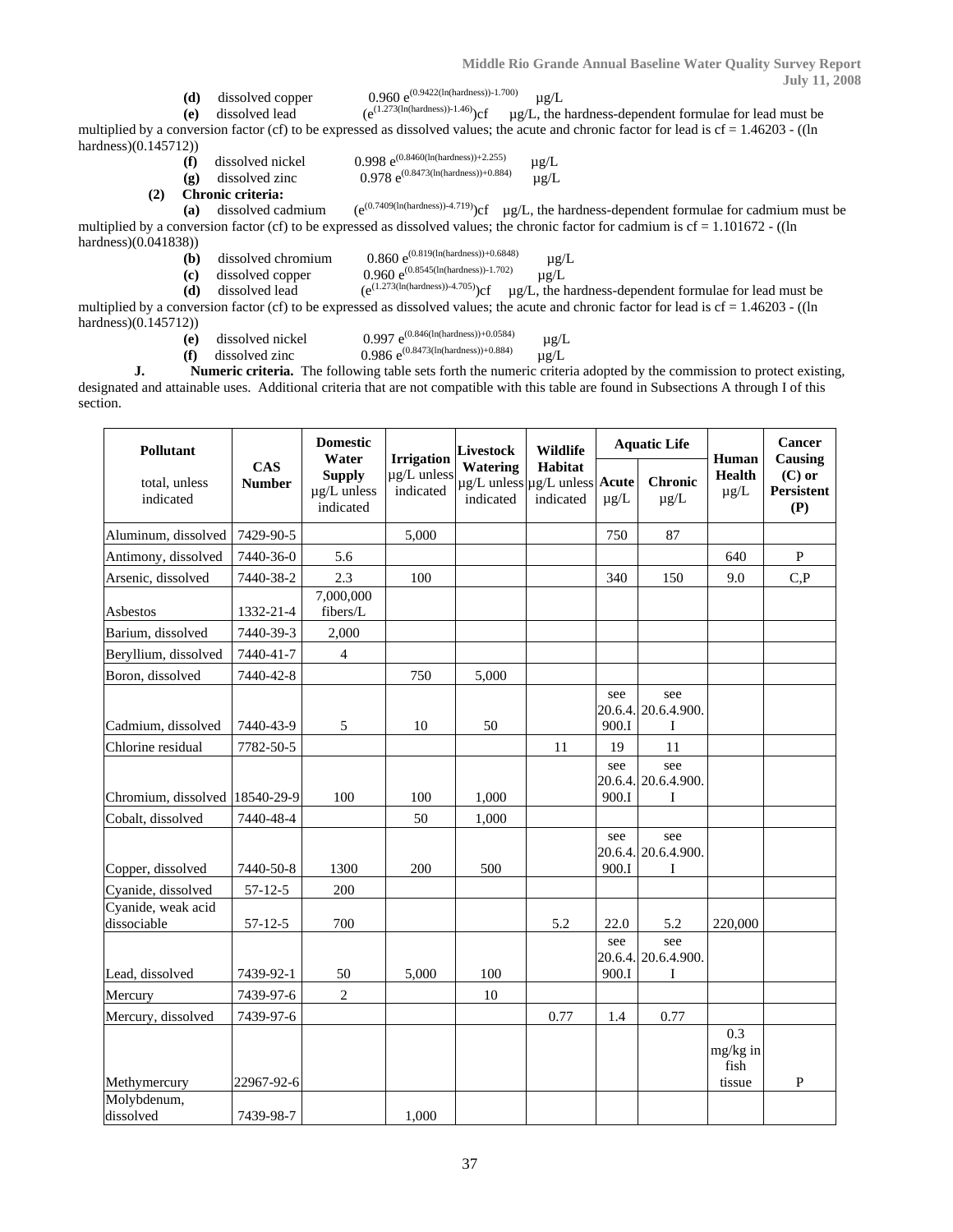**(d)** dissolved copper $0.960\ e^{(0.9422(\ln(hardness))-1.700)}$ µg/L

**(e)** dissolved lead $(e^{(1.273(\ln(hardness))-1.46)})cf$ µg/L, the hardness-dependent formulae for lead must be multiplied by a conversion factor (cf) to be expressed as dissolved values; the acute and chronic factor for lead is cf = 1.46203 - ((ln hardness)(0.145712))

**(f)** dissolved nickel $0.998\ e^{(0.8460(\ln(hardness))+2.255)}$ µg/L

**(g)** dissolved zinc $0.978\ e^{(0.8473(\ln(hardness))+0.884)}$ µg/L

**(2) Chronic criteria:**

**(a)** dissolved cadmium $(e^{(0.7409(\ln(hardness))-4.719)})cf$ µg/L, the hardness-dependent formulae for cadmium must be multiplied by a conversion factor (cf) to be expressed as dissolved values; the chronic factor for cadmium is cf = 1.101672 - ((ln hardness)(0.041838))

**(b)** dissolved chromium $0.860\ e^{(0.819(\ln(hardness))+0.6848)}$ µg/L

**(c)** dissolved copper $0.960\ e^{(0.8545(\ln(hardness))-1.702)}$ µg/L

**(d)** dissolved lead $(e^{(1.273(\ln(hardness))-4.705)})cf$ µg/L, the hardness-dependent formulae for lead must be multiplied by a conversion factor (cf) to be expressed as dissolved values; the acute and chronic factor for lead is cf = 1.46203 - ((ln hardness)(0.145712))

**(e)** dissolved nickel $0.997\ e^{(0.846(\ln(hardness))+0.0584)}$ µg/L

**(f)** dissolved zinc $0.986\ e^{(0.8473(\ln(hardness))+0.884)}$ µg/L

**J. Numeric criteria.** The following table sets forth the numeric criteria adopted by the commission to protect existing, designated and attainable uses. Additional criteria that are not compatible with this table are found in Subsections A through I of this section.

| **Pollutant** total, unless indicated | **CAS Number** | **Domestic Water Supply** µg/L unless indicated | **Irrigation** µg/L unless indicated | **Livestock Watering** µg/L unless indicated | **Wildlife Habitat** µg/L unless indicated | **Aquatic Life** | | **Human Health** µg/L | **Cancer Causing (C) or Persistent (P)** |
|---|---|---|---|---|---|---|---|---|---|
| | | | | | | **Acute** µg/L | **Chronic** µg/L | | |
| Aluminum, dissolved | 7429-90-5 | | 5,000 | | | 750 | 87 | | |
| Antimony, dissolved | 7440-36-0 | 5.6 | | | | | | 640 | P |
| Arsenic, dissolved | 7440-38-2 | 2.3 | 100 | | | 340 | 150 | 9.0 | C,P |
| Asbestos | 1332-21-4 | 7,000,000 fibers/L | | | | | | | |
| Barium, dissolved | 7440-39-3 | 2,000 | | | | | | | |
| Beryllium, dissolved | 7440-41-7 | 4 | | | | | | | |
| Boron, dissolved | 7440-42-8 | | 750 | 5,000 | | | | | |
| Cadmium, dissolved | 7440-43-9 | 5 | 10 | 50 | | see 20.6.4.900.I | see 20.6.4.900.I | | |
| Chlorine residual | 7782-50-5 | | | | 11 | 19 | 11 | | |
| Chromium, dissolved | 18540-29-9 | 100 | 100 | 1,000 | | see 20.6.4.900.I | see 20.6.4.900.I | | |
| Cobalt, dissolved | 7440-48-4 | | 50 | 1,000 | | | | | |
| Copper, dissolved | 7440-50-8 | 1300 | 200 | 500 | | see 20.6.4.900.I | see 20.6.4.900.I | | |
| Cyanide, dissolved | 57-12-5 | 200 | | | | | | | |
| Cyanide, weak acid dissociable | 57-12-5 | 700 | | | 5.2 | 22.0 | 5.2 | 220,000 | |
| Lead, dissolved | 7439-92-1 | 50 | 5,000 | 100 | | see 20.6.4.900.I | see 20.6.4.900.I | | |
| Mercury | 7439-97-6 | 2 | | 10 | | | | | |
| Mercury, dissolved | 7439-97-6 | | | | 0.77 | 1.4 | 0.77 | | |
| Methymercury | 22967-92-6 | | | | | | | 0.3 mg/kg in fish tissue | P |
| Molybdenum, dissolved | 7439-98-7 | | 1,000 | | | | | | |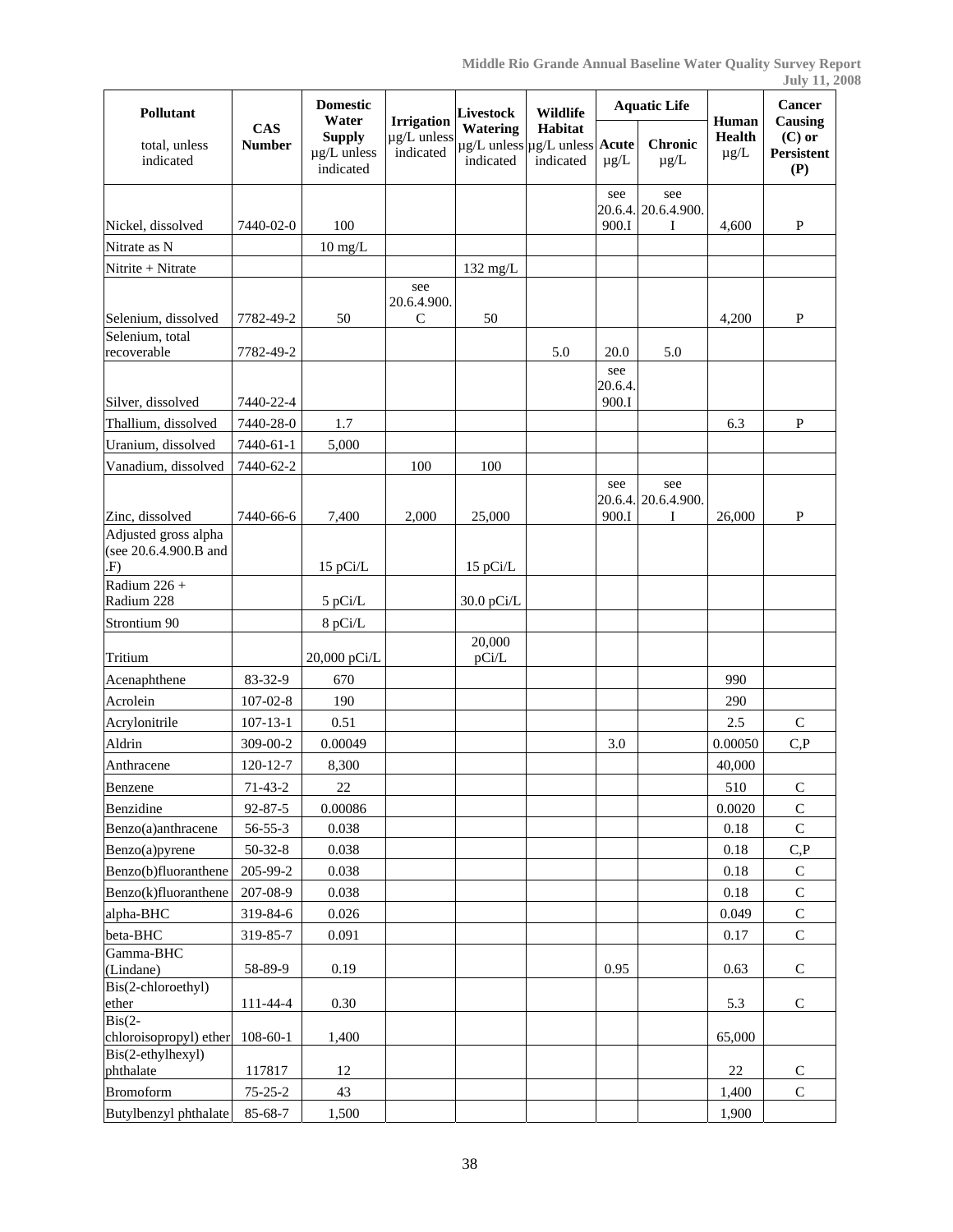| Pollutant total, unless indicated | CAS Number | Domestic Water Supply µg/L unless indicated | Irrigation µg/L unless indicated | Livestock Watering µg/L unless indicated | Wildlife Habitat µg/L unless indicated | Aquatic Life | | Human Health µg/L | Cancer Causing (C) or Persistent (P) |
|---|---|---|---|---|---|---|---|---|---|
| | | | | | | Acute µg/L | Chronic µg/L | | |
| Nickel, dissolved | 7440-02-0 | 100 | | | | see 20.6.4.900.I | see 20.6.4.900.I | 4,600 | P |
| Nitrate as N | | 10 mg/L | | | | | | | |
| Nitrite + Nitrate | | | | 132 mg/L | | | | | |
| Selenium, dissolved | 7782-49-2 | 50 | see 20.6.4.900.C | 50 | | | | 4,200 | P |
| Selenium, total recoverable | 7782-49-2 | | | | 5.0 | 20.0 | 5.0 | | |
| Silver, dissolved | 7440-22-4 | | | | | see 20.6.4.900.I | | | |
| Thallium, dissolved | 7440-28-0 | 1.7 | | | | | | 6.3 | P |
| Uranium, dissolved | 7440-61-1 | 5,000 | | | | | | | |
| Vanadium, dissolved | 7440-62-2 | | 100 | 100 | | | | | |
| Zinc, dissolved | 7440-66-6 | 7,400 | 2,000 | 25,000 | | see 20.6.4.900.I | see 20.6.4.900.I | 26,000 | P |
| Adjusted gross alpha (see 20.6.4.900.B and .F) | | 15 pCi/L | | 15 pCi/L | | | | | |
| Radium 226 + Radium 228 | | 5 pCi/L | | 30.0 pCi/L | | | | | |
| Strontium 90 | | 8 pCi/L | | | | | | | |
| Tritium | | 20,000 pCi/L | | 20,000 pCi/L | | | | | |
| Acenaphthene | 83-32-9 | 670 | | | | | | 990 | |
| Acrolein | 107-02-8 | 190 | | | | | | 290 | |
| Acrylonitrile | 107-13-1 | 0.51 | | | | | | 2.5 | C |
| Aldrin | 309-00-2 | 0.00049 | | | | 3.0 | | 0.00050 | C,P |
| Anthracene | 120-12-7 | 8,300 | | | | | | 40,000 | |
| Benzene | 71-43-2 | 22 | | | | | | 510 | C |
| Benzidine | 92-87-5 | 0.00086 | | | | | | 0.0020 | C |
| Benzo(a)anthracene | 56-55-3 | 0.038 | | | | | | 0.18 | C |
| Benzo(a)pyrene | 50-32-8 | 0.038 | | | | | | 0.18 | C,P |
| Benzo(b)fluoranthene | 205-99-2 | 0.038 | | | | | | 0.18 | C |
| Benzo(k)fluoranthene | 207-08-9 | 0.038 | | | | | | 0.18 | C |
| alpha-BHC | 319-84-6 | 0.026 | | | | | | 0.049 | C |
| beta-BHC | 319-85-7 | 0.091 | | | | | | 0.17 | C |
| Gamma-BHC (Lindane) | 58-89-9 | 0.19 | | | | 0.95 | | 0.63 | C |
| Bis(2-chloroethyl) ether | 111-44-4 | 0.30 | | | | | | 5.3 | C |
| Bis(2-chloroisopropyl) ether | 108-60-1 | 1,400 | | | | | | 65,000 | |
| Bis(2-ethylhexyl) phthalate | 117817 | 12 | | | | | | 22 | C |
| Bromoform | 75-25-2 | 43 | | | | | | 1,400 | C |
| Butylbenzyl phthalate | 85-68-7 | 1,500 | | | | | | 1,900 | |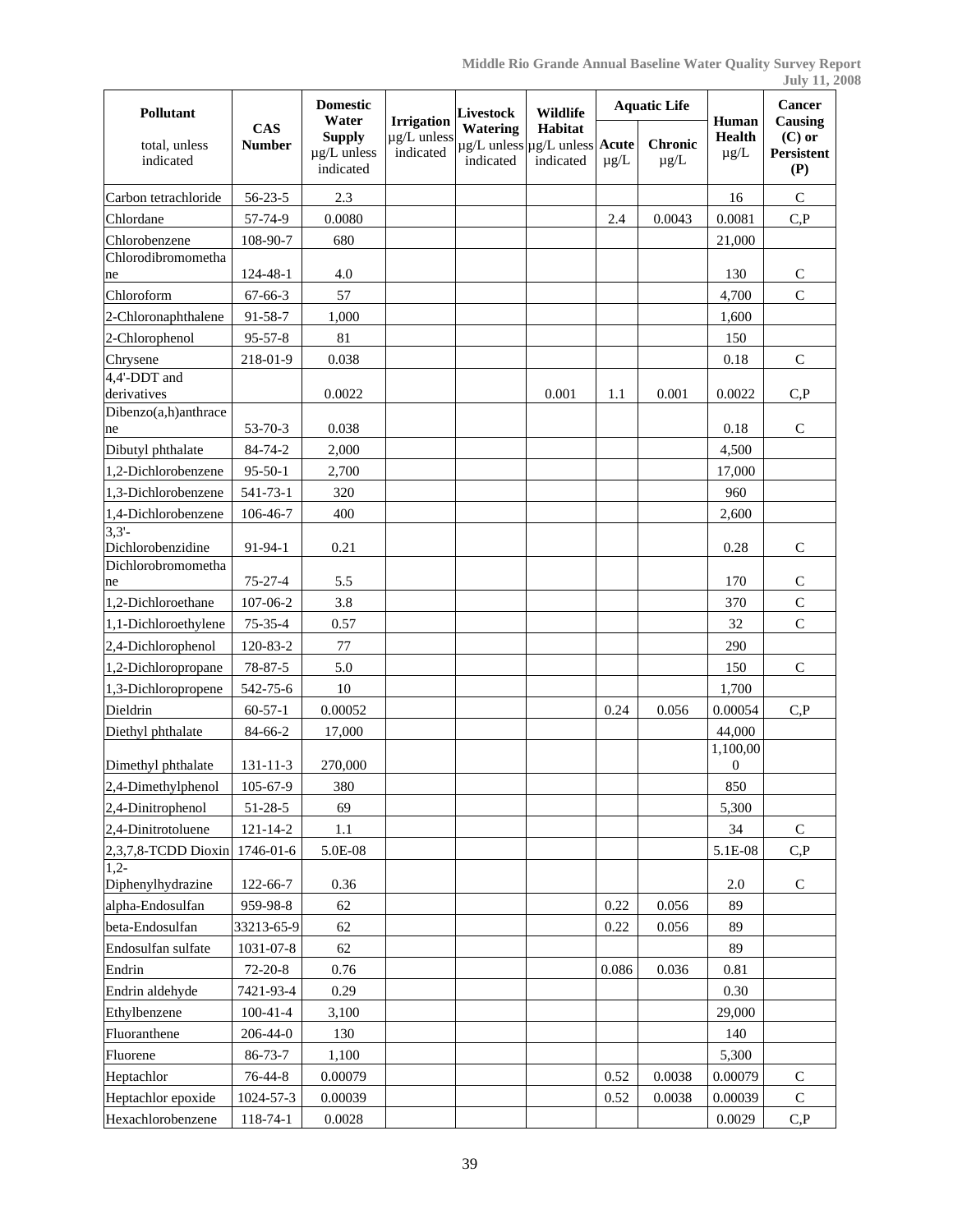| Pollutant total, unless indicated | CAS Number | Domestic Water Supply µg/L unless indicated | Irrigation µg/L unless indicated | Livestock Watering µg/L unless indicated | Wildlife Habitat µg/L unless indicated | Aquatic Life | | Human Health µg/L | Cancer Causing (C) or Persistent (P) |
|---|---|---|---|---|---|---|---|---|---|
| | | | | | | Acute µg/L | Chronic µg/L | | |
| Carbon tetrachloride | 56-23-5 | 2.3 | | | | | | 16 | C |
| Chlordane | 57-74-9 | 0.0080 | | | | 2.4 | 0.0043 | 0.0081 | C,P |
| Chlorobenzene | 108-90-7 | 680 | | | | | | 21,000 | |
| Chlorodibromomethane | 124-48-1 | 4.0 | | | | | | 130 | C |
| Chloroform | 67-66-3 | 57 | | | | | | 4,700 | C |
| 2-Chloronaphthalene | 91-58-7 | 1,000 | | | | | | 1,600 | |
| 2-Chlorophenol | 95-57-8 | 81 | | | | | | 150 | |
| Chrysene | 218-01-9 | 0.038 | | | | | | 0.18 | C |
| 4,4'-DDT and derivatives | | 0.0022 | | | 0.001 | 1.1 | 0.001 | 0.0022 | C,P |
| Dibenzo(a,h)anthracene | 53-70-3 | 0.038 | | | | | | 0.18 | C |
| Dibutyl phthalate | 84-74-2 | 2,000 | | | | | | 4,500 | |
| 1,2-Dichlorobenzene | 95-50-1 | 2,700 | | | | | | 17,000 | |
| 1,3-Dichlorobenzene | 541-73-1 | 320 | | | | | | 960 | |
| 1,4-Dichlorobenzene | 106-46-7 | 400 | | | | | | 2,600 | |
| 3,3'-Dichlorobenzidine | 91-94-1 | 0.21 | | | | | | 0.28 | C |
| Dichlorobromomethane | 75-27-4 | 5.5 | | | | | | 170 | C |
| 1,2-Dichloroethane | 107-06-2 | 3.8 | | | | | | 370 | C |
| 1,1-Dichloroethylene | 75-35-4 | 0.57 | | | | | | 32 | C |
| 2,4-Dichlorophenol | 120-83-2 | 77 | | | | | | 290 | |
| 1,2-Dichloropropane | 78-87-5 | 5.0 | | | | | | 150 | C |
| 1,3-Dichloropropene | 542-75-6 | 10 | | | | | | 1,700 | |
| Dieldrin | 60-57-1 | 0.00052 | | | | 0.24 | 0.056 | 0.00054 | C,P |
| Diethyl phthalate | 84-66-2 | 17,000 | | | | | | 44,000 | |
| Dimethyl phthalate | 131-11-3 | 270,000 | | | | | | 1,100,000 | |
| 2,4-Dimethylphenol | 105-67-9 | 380 | | | | | | 850 | |
| 2,4-Dinitrophenol | 51-28-5 | 69 | | | | | | 5,300 | |
| 2,4-Dinitrotoluene | 121-14-2 | 1.1 | | | | | | 34 | C |
| 2,3,7,8-TCDD Dioxin | 1746-01-6 | 5.0E-08 | | | | | | 5.1E-08 | C,P |
| 1,2-Diphenylhydrazine | 122-66-7 | 0.36 | | | | | | 2.0 | C |
| alpha-Endosulfan | 959-98-8 | 62 | | | | 0.22 | 0.056 | 89 | |
| beta-Endosulfan | 33213-65-9 | 62 | | | | 0.22 | 0.056 | 89 | |
| Endosulfan sulfate | 1031-07-8 | 62 | | | | | | 89 | |
| Endrin | 72-20-8 | 0.76 | | | | 0.086 | 0.036 | 0.81 | |
| Endrin aldehyde | 7421-93-4 | 0.29 | | | | | | 0.30 | |
| Ethylbenzene | 100-41-4 | 3,100 | | | | | | 29,000 | |
| Fluoranthene | 206-44-0 | 130 | | | | | | 140 | |
| Fluorene | 86-73-7 | 1,100 | | | | | | 5,300 | |
| Heptachlor | 76-44-8 | 0.00079 | | | | 0.52 | 0.0038 | 0.00079 | C |
| Heptachlor epoxide | 1024-57-3 | 0.00039 | | | | 0.52 | 0.0038 | 0.00039 | C |
| Hexachlorobenzene | 118-74-1 | 0.0028 | | | | | | 0.0029 | C,P |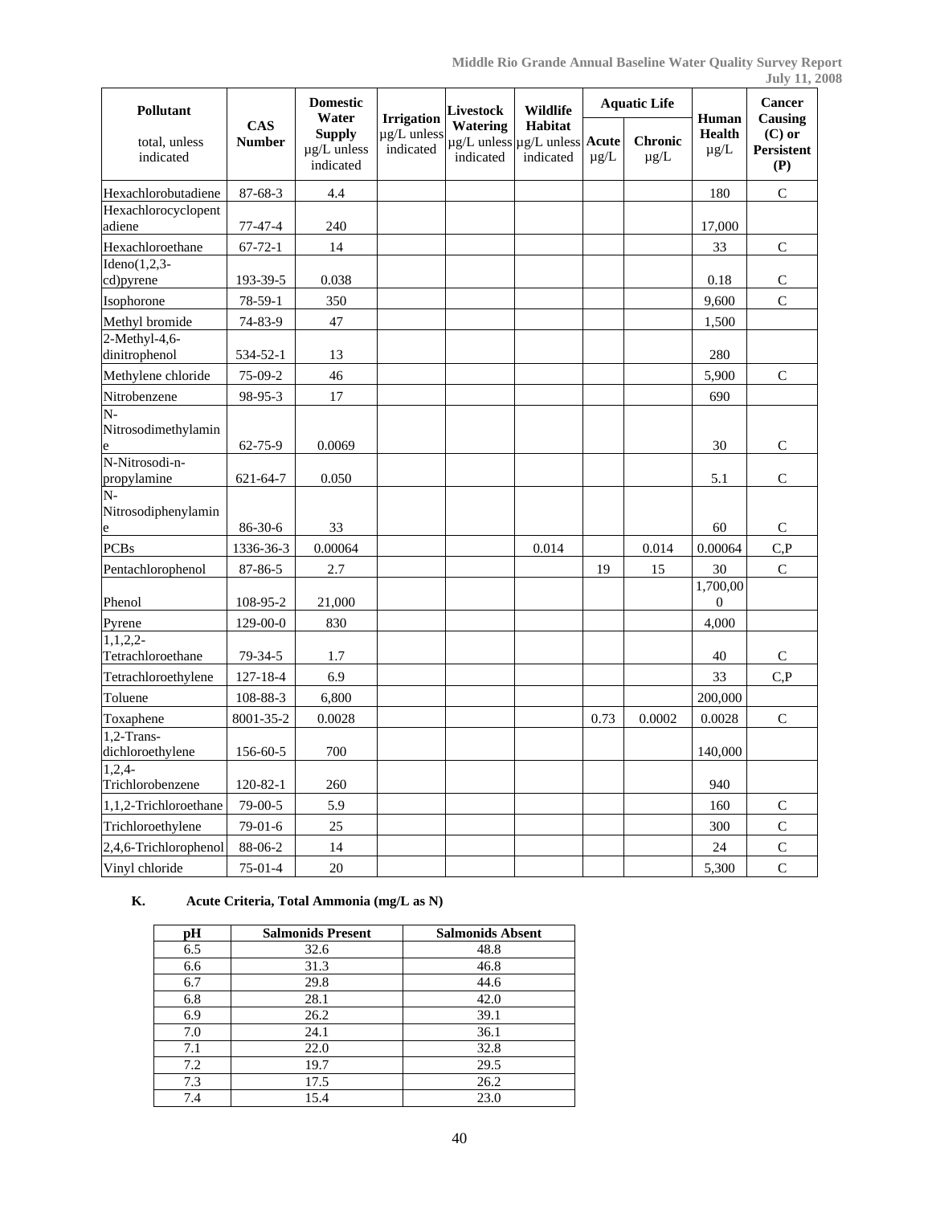| Pollutant total, unless indicated | CAS Number | Domestic Water Supply µg/L unless indicated | Irrigation µg/L unless indicated | Livestock Watering µg/L unless indicated | Wildlife Habitat µg/L unless indicated | Aquatic Life | | Human Health µg/L | Cancer Causing (C) or Persistent (P) |
|---|---|---|---|---|---|---|---|---|---|
| | | | | | | Acute µg/L | Chronic µg/L | | |
| Hexachlorobutadiene | 87-68-3 | 4.4 | | | | | | 180 | C |
| Hexachlorocyclopentadiene | 77-47-4 | 240 | | | | | | 17,000 | |
| Hexachloroethane | 67-72-1 | 14 | | | | | | 33 | C |
| Ideno(1,2,3-cd)pyrene | 193-39-5 | 0.038 | | | | | | 0.18 | C |
| Isophorone | 78-59-1 | 350 | | | | | | 9,600 | C |
| Methyl bromide | 74-83-9 | 47 | | | | | | 1,500 | |
| 2-Methyl-4,6-dinitrophenol | 534-52-1 | 13 | | | | | | 280 | |
| Methylene chloride | 75-09-2 | 46 | | | | | | 5,900 | C |
| Nitrobenzene | 98-95-3 | 17 | | | | | | 690 | |
| N-Nitrosodimethylamine | 62-75-9 | 0.0069 | | | | | | 30 | C |
| N-Nitrosodi-n-propylamine | 621-64-7 | 0.050 | | | | | | 5.1 | C |
| N-Nitrosodiphenylamine | 86-30-6 | 33 | | | | | | 60 | C |
| PCBs | 1336-36-3 | 0.00064 | | | 0.014 | | 0.014 | 0.00064 | C,P |
| Pentachlorophenol | 87-86-5 | 2.7 | | | | 19 | 15 | 30 | C |
| Phenol | 108-95-2 | 21,000 | | | | | | 1,700,000 | |
| Pyrene | 129-00-0 | 830 | | | | | | 4,000 | |
| 1,1,2,2-Tetrachloroethane | 79-34-5 | 1.7 | | | | | | 40 | C |
| Tetrachloroethylene | 127-18-4 | 6.9 | | | | | | 33 | C,P |
| Toluene | 108-88-3 | 6,800 | | | | | | 200,000 | |
| Toxaphene | 8001-35-2 | 0.0028 | | | | 0.73 | 0.0002 | 0.0028 | C |
| 1,2-Trans-dichloroethylene | 156-60-5 | 700 | | | | | | 140,000 | |
| 1,2,4-Trichlorobenzene | 120-82-1 | 260 | | | | | | 940 | |
| 1,1,2-Trichloroethane | 79-00-5 | 5.9 | | | | | | 160 | C |
| Trichloroethylene | 79-01-6 | 25 | | | | | | 300 | C |
| 2,4,6-Trichlorophenol | 88-06-2 | 14 | | | | | | 24 | C |
| Vinyl chloride | 75-01-4 | 20 | | | | | | 5,300 | C |

**K. Acute Criteria, Total Ammonia (mg/L as N)**

| pH | Salmonids Present | Salmonids Absent |
|---|---|---|
| 6.5 | 32.6 | 48.8 |
| 6.6 | 31.3 | 46.8 |
| 6.7 | 29.8 | 44.6 |
| 6.8 | 28.1 | 42.0 |
| 6.9 | 26.2 | 39.1 |
| 7.0 | 24.1 | 36.1 |
| 7.1 | 22.0 | 32.8 |
| 7.2 | 19.7 | 29.5 |
| 7.3 | 17.5 | 26.2 |
| 7.4 | 15.4 | 23.0 |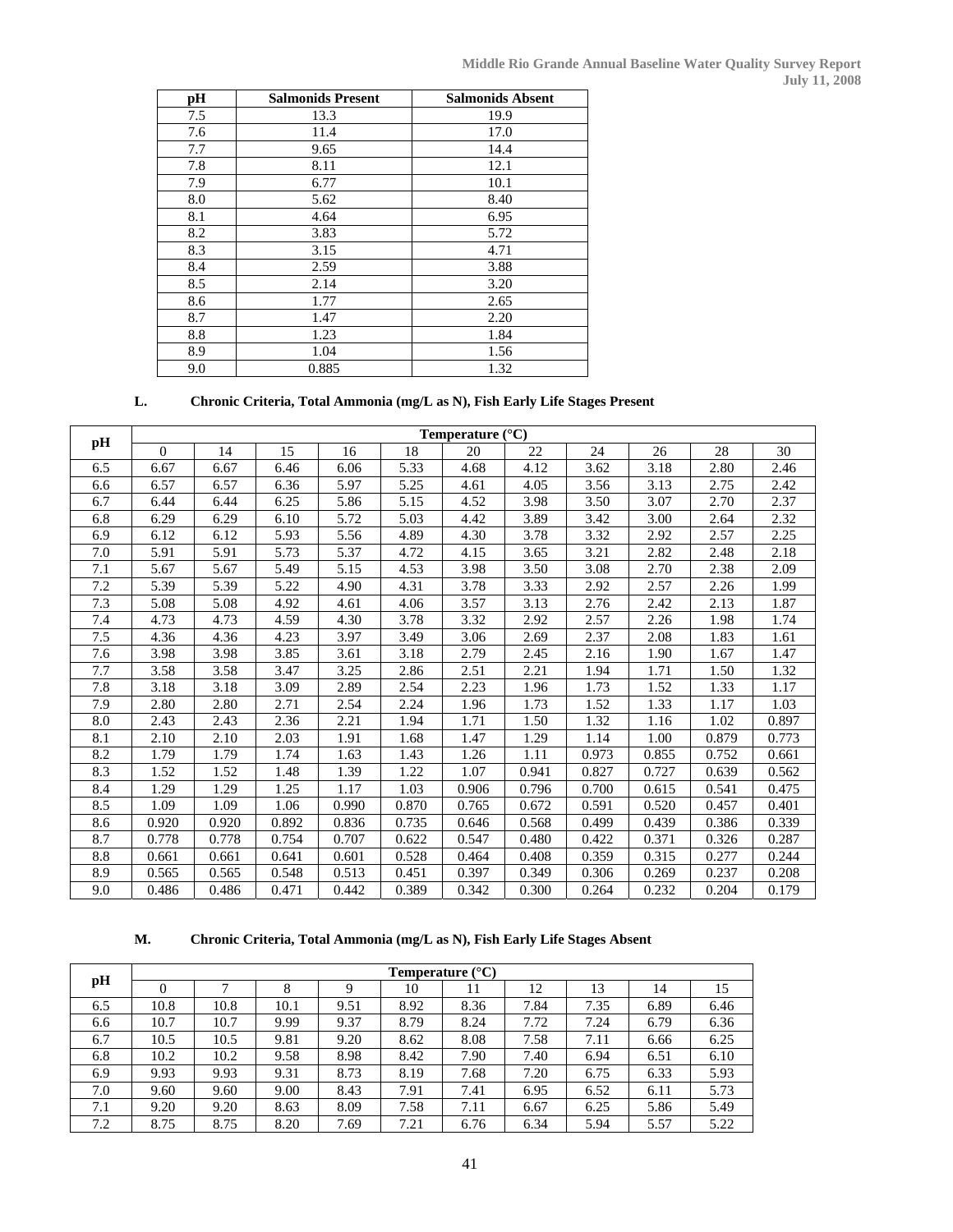| pH | Salmonids Present | Salmonids Absent |
|---|---|---|
| 7.5 | 13.3 | 19.9 |
| 7.6 | 11.4 | 17.0 |
| 7.7 | 9.65 | 14.4 |
| 7.8 | 8.11 | 12.1 |
| 7.9 | 6.77 | 10.1 |
| 8.0 | 5.62 | 8.40 |
| 8.1 | 4.64 | 6.95 |
| 8.2 | 3.83 | 5.72 |
| 8.3 | 3.15 | 4.71 |
| 8.4 | 2.59 | 3.88 |
| 8.5 | 2.14 | 3.20 |
| 8.6 | 1.77 | 2.65 |
| 8.7 | 1.47 | 2.20 |
| 8.8 | 1.23 | 1.84 |
| 8.9 | 1.04 | 1.56 |
| 9.0 | 0.885 | 1.32 |

**L. Chronic Criteria, Total Ammonia (mg/L as N), Fish Early Life Stages Present**

| pH | Temperature (°C) | | | | | | | | | | |
|---|---|---|---|---|---|---|---|---|---|---|---|
| | 0 | 14 | 15 | 16 | 18 | 20 | 22 | 24 | 26 | 28 | 30 |
| 6.5 | 6.67 | 6.67 | 6.46 | 6.06 | 5.33 | 4.68 | 4.12 | 3.62 | 3.18 | 2.80 | 2.46 |
| 6.6 | 6.57 | 6.57 | 6.36 | 5.97 | 5.25 | 4.61 | 4.05 | 3.56 | 3.13 | 2.75 | 2.42 |
| 6.7 | 6.44 | 6.44 | 6.25 | 5.86 | 5.15 | 4.52 | 3.98 | 3.50 | 3.07 | 2.70 | 2.37 |
| 6.8 | 6.29 | 6.29 | 6.10 | 5.72 | 5.03 | 4.42 | 3.89 | 3.42 | 3.00 | 2.64 | 2.32 |
| 6.9 | 6.12 | 6.12 | 5.93 | 5.56 | 4.89 | 4.30 | 3.78 | 3.32 | 2.92 | 2.57 | 2.25 |
| 7.0 | 5.91 | 5.91 | 5.73 | 5.37 | 4.72 | 4.15 | 3.65 | 3.21 | 2.82 | 2.48 | 2.18 |
| 7.1 | 5.67 | 5.67 | 5.49 | 5.15 | 4.53 | 3.98 | 3.50 | 3.08 | 2.70 | 2.38 | 2.09 |
| 7.2 | 5.39 | 5.39 | 5.22 | 4.90 | 4.31 | 3.78 | 3.33 | 2.92 | 2.57 | 2.26 | 1.99 |
| 7.3 | 5.08 | 5.08 | 4.92 | 4.61 | 4.06 | 3.57 | 3.13 | 2.76 | 2.42 | 2.13 | 1.87 |
| 7.4 | 4.73 | 4.73 | 4.59 | 4.30 | 3.78 | 3.32 | 2.92 | 2.57 | 2.26 | 1.98 | 1.74 |
| 7.5 | 4.36 | 4.36 | 4.23 | 3.97 | 3.49 | 3.06 | 2.69 | 2.37 | 2.08 | 1.83 | 1.61 |
| 7.6 | 3.98 | 3.98 | 3.85 | 3.61 | 3.18 | 2.79 | 2.45 | 2.16 | 1.90 | 1.67 | 1.47 |
| 7.7 | 3.58 | 3.58 | 3.47 | 3.25 | 2.86 | 2.51 | 2.21 | 1.94 | 1.71 | 1.50 | 1.32 |
| 7.8 | 3.18 | 3.18 | 3.09 | 2.89 | 2.54 | 2.23 | 1.96 | 1.73 | 1.52 | 1.33 | 1.17 |
| 7.9 | 2.80 | 2.80 | 2.71 | 2.54 | 2.24 | 1.96 | 1.73 | 1.52 | 1.33 | 1.17 | 1.03 |
| 8.0 | 2.43 | 2.43 | 2.36 | 2.21 | 1.94 | 1.71 | 1.50 | 1.32 | 1.16 | 1.02 | 0.897 |
| 8.1 | 2.10 | 2.10 | 2.03 | 1.91 | 1.68 | 1.47 | 1.29 | 1.14 | 1.00 | 0.879 | 0.773 |
| 8.2 | 1.79 | 1.79 | 1.74 | 1.63 | 1.43 | 1.26 | 1.11 | 0.973 | 0.855 | 0.752 | 0.661 |
| 8.3 | 1.52 | 1.52 | 1.48 | 1.39 | 1.22 | 1.07 | 0.941 | 0.827 | 0.727 | 0.639 | 0.562 |
| 8.4 | 1.29 | 1.29 | 1.25 | 1.17 | 1.03 | 0.906 | 0.796 | 0.700 | 0.615 | 0.541 | 0.475 |
| 8.5 | 1.09 | 1.09 | 1.06 | 0.990 | 0.870 | 0.765 | 0.672 | 0.591 | 0.520 | 0.457 | 0.401 |
| 8.6 | 0.920 | 0.920 | 0.892 | 0.836 | 0.735 | 0.646 | 0.568 | 0.499 | 0.439 | 0.386 | 0.339 |
| 8.7 | 0.778 | 0.778 | 0.754 | 0.707 | 0.622 | 0.547 | 0.480 | 0.422 | 0.371 | 0.326 | 0.287 |
| 8.8 | 0.661 | 0.661 | 0.641 | 0.601 | 0.528 | 0.464 | 0.408 | 0.359 | 0.315 | 0.277 | 0.244 |
| 8.9 | 0.565 | 0.565 | 0.548 | 0.513 | 0.451 | 0.397 | 0.349 | 0.306 | 0.269 | 0.237 | 0.208 |
| 9.0 | 0.486 | 0.486 | 0.471 | 0.442 | 0.389 | 0.342 | 0.300 | 0.264 | 0.232 | 0.204 | 0.179 |

**M. Chronic Criteria, Total Ammonia (mg/L as N), Fish Early Life Stages Absent**

| pH | Temperature (°C) | | | | | | | | | |
|---|---|---|---|---|---|---|---|---|---|---|
| | 0 | 7 | 8 | 9 | 10 | 11 | 12 | 13 | 14 | 15 |
| 6.5 | 10.8 | 10.8 | 10.1 | 9.51 | 8.92 | 8.36 | 7.84 | 7.35 | 6.89 | 6.46 |
| 6.6 | 10.7 | 10.7 | 9.99 | 9.37 | 8.79 | 8.24 | 7.72 | 7.24 | 6.79 | 6.36 |
| 6.7 | 10.5 | 10.5 | 9.81 | 9.20 | 8.62 | 8.08 | 7.58 | 7.11 | 6.66 | 6.25 |
| 6.8 | 10.2 | 10.2 | 9.58 | 8.98 | 8.42 | 7.90 | 7.40 | 6.94 | 6.51 | 6.10 |
| 6.9 | 9.93 | 9.93 | 9.31 | 8.73 | 8.19 | 7.68 | 7.20 | 6.75 | 6.33 | 5.93 |
| 7.0 | 9.60 | 9.60 | 9.00 | 8.43 | 7.91 | 7.41 | 6.95 | 6.52 | 6.11 | 5.73 |
| 7.1 | 9.20 | 9.20 | 8.63 | 8.09 | 7.58 | 7.11 | 6.67 | 6.25 | 5.86 | 5.49 |
| 7.2 | 8.75 | 8.75 | 8.20 | 7.69 | 7.21 | 6.76 | 6.34 | 5.94 | 5.57 | 5.22 |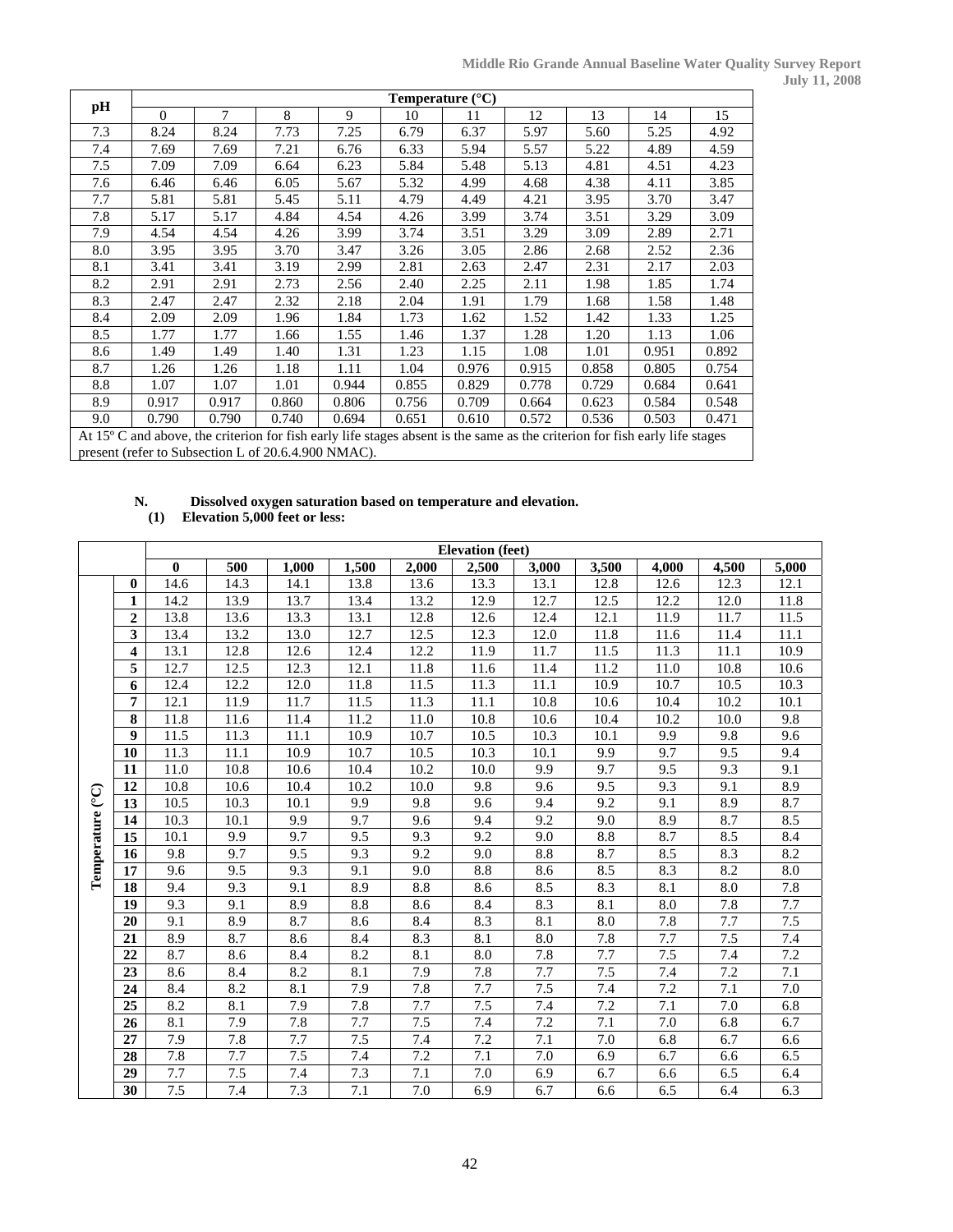| pH | Temperature (°C) | | | | | | | | | |
|---|---|---|---|---|---|---|---|---|---|---|
| | 0 | 7 | 8 | 9 | 10 | 11 | 12 | 13 | 14 | 15 |
| 7.3 | 8.24 | 8.24 | 7.73 | 7.25 | 6.79 | 6.37 | 5.97 | 5.60 | 5.25 | 4.92 |
| 7.4 | 7.69 | 7.69 | 7.21 | 6.76 | 6.33 | 5.94 | 5.57 | 5.22 | 4.89 | 4.59 |
| 7.5 | 7.09 | 7.09 | 6.64 | 6.23 | 5.84 | 5.48 | 5.13 | 4.81 | 4.51 | 4.23 |
| 7.6 | 6.46 | 6.46 | 6.05 | 5.67 | 5.32 | 4.99 | 4.68 | 4.38 | 4.11 | 3.85 |
| 7.7 | 5.81 | 5.81 | 5.45 | 5.11 | 4.79 | 4.49 | 4.21 | 3.95 | 3.70 | 3.47 |
| 7.8 | 5.17 | 5.17 | 4.84 | 4.54 | 4.26 | 3.99 | 3.74 | 3.51 | 3.29 | 3.09 |
| 7.9 | 4.54 | 4.54 | 4.26 | 3.99 | 3.74 | 3.51 | 3.29 | 3.09 | 2.89 | 2.71 |
| 8.0 | 3.95 | 3.95 | 3.70 | 3.47 | 3.26 | 3.05 | 2.86 | 2.68 | 2.52 | 2.36 |
| 8.1 | 3.41 | 3.41 | 3.19 | 2.99 | 2.81 | 2.63 | 2.47 | 2.31 | 2.17 | 2.03 |
| 8.2 | 2.91 | 2.91 | 2.73 | 2.56 | 2.40 | 2.25 | 2.11 | 1.98 | 1.85 | 1.74 |
| 8.3 | 2.47 | 2.47 | 2.32 | 2.18 | 2.04 | 1.91 | 1.79 | 1.68 | 1.58 | 1.48 |
| 8.4 | 2.09 | 2.09 | 1.96 | 1.84 | 1.73 | 1.62 | 1.52 | 1.42 | 1.33 | 1.25 |
| 8.5 | 1.77 | 1.77 | 1.66 | 1.55 | 1.46 | 1.37 | 1.28 | 1.20 | 1.13 | 1.06 |
| 8.6 | 1.49 | 1.49 | 1.40 | 1.31 | 1.23 | 1.15 | 1.08 | 1.01 | 0.951 | 0.892 |
| 8.7 | 1.26 | 1.26 | 1.18 | 1.11 | 1.04 | 0.976 | 0.915 | 0.858 | 0.805 | 0.754 |
| 8.8 | 1.07 | 1.07 | 1.01 | 0.944 | 0.855 | 0.829 | 0.778 | 0.729 | 0.684 | 0.641 |
| 8.9 | 0.917 | 0.917 | 0.860 | 0.806 | 0.756 | 0.709 | 0.664 | 0.623 | 0.584 | 0.548 |
| 9.0 | 0.790 | 0.790 | 0.740 | 0.694 | 0.651 | 0.610 | 0.572 | 0.536 | 0.503 | 0.471 |

At 15º C and above, the criterion for fish early life stages absent is the same as the criterion for fish early life stages present (refer to Subsection L of 20.6.4.900 NMAC).

**N. Dissolved oxygen saturation based on temperature and elevation.**

**(1) Elevation 5,000 feet or less:**

| Temperature (°C) | Elevation (feet) | | | | | | | | | | |
|---|---|---|---|---|---|---|---|---|---|---|---|
| | **0** | **500** | **1,000** | **1,500** | **2,000** | **2,500** | **3,000** | **3,500** | **4,000** | **4,500** | **5,000** |
| **0** | 14.6 | 14.3 | 14.1 | 13.8 | 13.6 | 13.3 | 13.1 | 12.8 | 12.6 | 12.3 | 12.1 |
| **1** | 14.2 | 13.9 | 13.7 | 13.4 | 13.2 | 12.9 | 12.7 | 12.5 | 12.2 | 12.0 | 11.8 |
| **2** | 13.8 | 13.6 | 13.3 | 13.1 | 12.8 | 12.6 | 12.4 | 12.1 | 11.9 | 11.7 | 11.5 |
| **3** | 13.4 | 13.2 | 13.0 | 12.7 | 12.5 | 12.3 | 12.0 | 11.8 | 11.6 | 11.4 | 11.1 |
| **4** | 13.1 | 12.8 | 12.6 | 12.4 | 12.2 | 11.9 | 11.7 | 11.5 | 11.3 | 11.1 | 10.9 |
| **5** | 12.7 | 12.5 | 12.3 | 12.1 | 11.8 | 11.6 | 11.4 | 11.2 | 11.0 | 10.8 | 10.6 |
| **6** | 12.4 | 12.2 | 12.0 | 11.8 | 11.5 | 11.3 | 11.1 | 10.9 | 10.7 | 10.5 | 10.3 |
| **7** | 12.1 | 11.9 | 11.7 | 11.5 | 11.3 | 11.1 | 10.8 | 10.6 | 10.4 | 10.2 | 10.1 |
| **8** | 11.8 | 11.6 | 11.4 | 11.2 | 11.0 | 10.8 | 10.6 | 10.4 | 10.2 | 10.0 | 9.8 |
| **9** | 11.5 | 11.3 | 11.1 | 10.9 | 10.7 | 10.5 | 10.3 | 10.1 | 9.9 | 9.8 | 9.6 |
| **10** | 11.3 | 11.1 | 10.9 | 10.7 | 10.5 | 10.3 | 10.1 | 9.9 | 9.7 | 9.5 | 9.4 |
| **11** | 11.0 | 10.8 | 10.6 | 10.4 | 10.2 | 10.0 | 9.9 | 9.7 | 9.5 | 9.3 | 9.1 |
| **12** | 10.8 | 10.6 | 10.4 | 10.2 | 10.0 | 9.8 | 9.6 | 9.5 | 9.3 | 9.1 | 8.9 |
| **13** | 10.5 | 10.3 | 10.1 | 9.9 | 9.8 | 9.6 | 9.4 | 9.2 | 9.1 | 8.9 | 8.7 |
| **14** | 10.3 | 10.1 | 9.9 | 9.7 | 9.6 | 9.4 | 9.2 | 9.0 | 8.9 | 8.7 | 8.5 |
| **15** | 10.1 | 9.9 | 9.7 | 9.5 | 9.3 | 9.2 | 9.0 | 8.8 | 8.7 | 8.5 | 8.4 |
| **16** | 9.8 | 9.7 | 9.5 | 9.3 | 9.2 | 9.0 | 8.8 | 8.7 | 8.5 | 8.3 | 8.2 |
| **17** | 9.6 | 9.5 | 9.3 | 9.1 | 9.0 | 8.8 | 8.6 | 8.5 | 8.3 | 8.2 | 8.0 |
| **18** | 9.4 | 9.3 | 9.1 | 8.9 | 8.8 | 8.6 | 8.5 | 8.3 | 8.1 | 8.0 | 7.8 |
| **19** | 9.3 | 9.1 | 8.9 | 8.8 | 8.6 | 8.4 | 8.3 | 8.1 | 8.0 | 7.8 | 7.7 |
| **20** | 9.1 | 8.9 | 8.7 | 8.6 | 8.4 | 8.3 | 8.1 | 8.0 | 7.8 | 7.7 | 7.5 |
| **21** | 8.9 | 8.7 | 8.6 | 8.4 | 8.3 | 8.1 | 8.0 | 7.8 | 7.7 | 7.5 | 7.4 |
| **22** | 8.7 | 8.6 | 8.4 | 8.2 | 8.1 | 8.0 | 7.8 | 7.7 | 7.5 | 7.4 | 7.2 |
| **23** | 8.6 | 8.4 | 8.2 | 8.1 | 7.9 | 7.8 | 7.7 | 7.5 | 7.4 | 7.2 | 7.1 |
| **24** | 8.4 | 8.2 | 8.1 | 7.9 | 7.8 | 7.7 | 7.5 | 7.4 | 7.2 | 7.1 | 7.0 |
| **25** | 8.2 | 8.1 | 7.9 | 7.8 | 7.7 | 7.5 | 7.4 | 7.2 | 7.1 | 7.0 | 6.8 |
| **26** | 8.1 | 7.9 | 7.8 | 7.7 | 7.5 | 7.4 | 7.2 | 7.1 | 7.0 | 6.8 | 6.7 |
| **27** | 7.9 | 7.8 | 7.7 | 7.5 | 7.4 | 7.2 | 7.1 | 7.0 | 6.8 | 6.7 | 6.6 |
| **28** | 7.8 | 7.7 | 7.5 | 7.4 | 7.2 | 7.1 | 7.0 | 6.9 | 6.7 | 6.6 | 6.5 |
| **29** | 7.7 | 7.5 | 7.4 | 7.3 | 7.1 | 7.0 | 6.9 | 6.7 | 6.6 | 6.5 | 6.4 |
| **30** | 7.5 | 7.4 | 7.3 | 7.1 | 7.0 | 6.9 | 6.7 | 6.6 | 6.5 | 6.4 | 6.3 |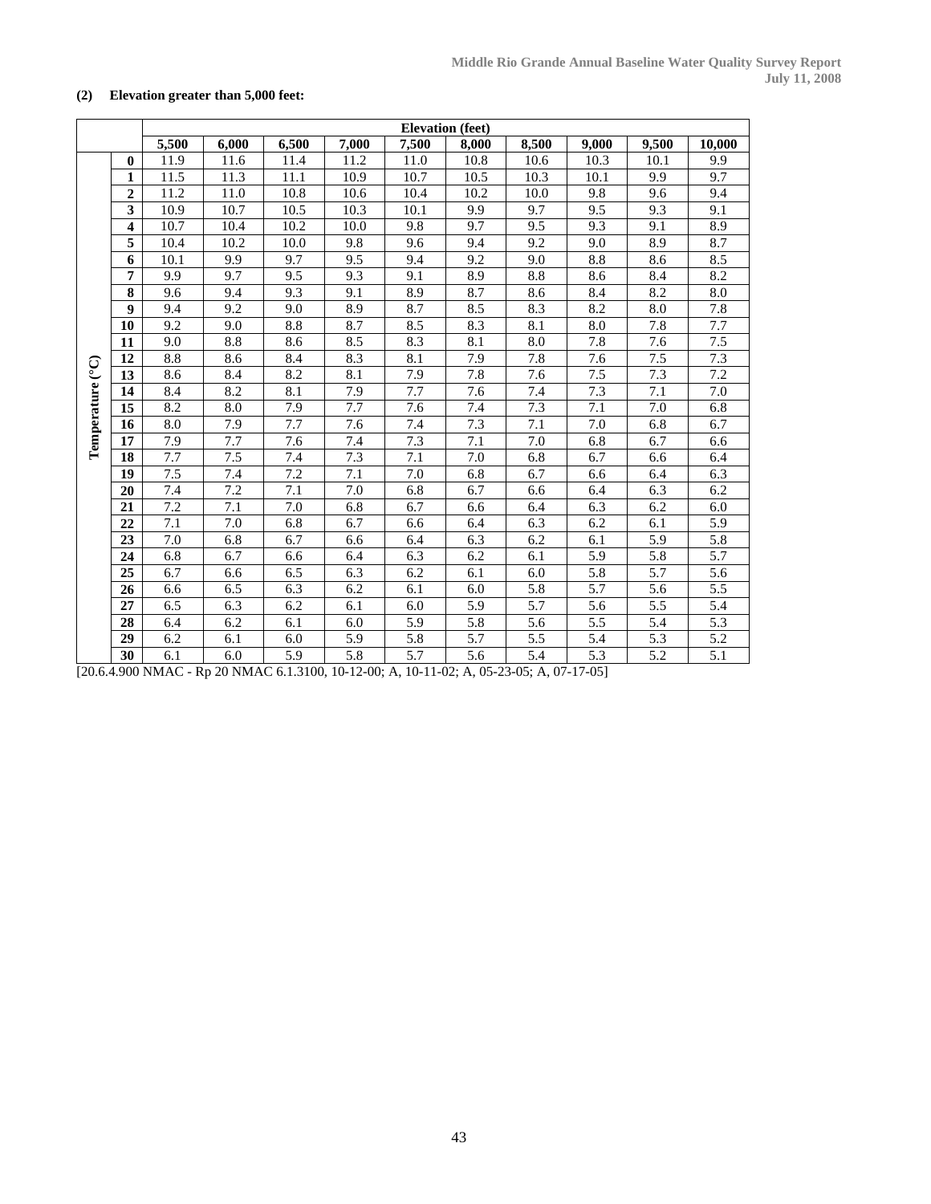**(2) Elevation greater than 5,000 feet:**

| | | Elevation (feet) | | | | | | | | | |
|---|---|---|---|---|---|---|---|---|---|---|---|
| | | 5,500 | 6,000 | 6,500 | 7,000 | 7,500 | 8,000 | 8,500 | 9,000 | 9,500 | 10,000 |
| Temperature (°C) | 0 | 11.9 | 11.6 | 11.4 | 11.2 | 11.0 | 10.8 | 10.6 | 10.3 | 10.1 | 9.9 |
| | 1 | 11.5 | 11.3 | 11.1 | 10.9 | 10.7 | 10.5 | 10.3 | 10.1 | 9.9 | 9.7 |
| | 2 | 11.2 | 11.0 | 10.8 | 10.6 | 10.4 | 10.2 | 10.0 | 9.8 | 9.6 | 9.4 |
| | 3 | 10.9 | 10.7 | 10.5 | 10.3 | 10.1 | 9.9 | 9.7 | 9.5 | 9.3 | 9.1 |
| | 4 | 10.7 | 10.4 | 10.2 | 10.0 | 9.8 | 9.7 | 9.5 | 9.3 | 9.1 | 8.9 |
| | 5 | 10.4 | 10.2 | 10.0 | 9.8 | 9.6 | 9.4 | 9.2 | 9.0 | 8.9 | 8.7 |
| | 6 | 10.1 | 9.9 | 9.7 | 9.5 | 9.4 | 9.2 | 9.0 | 8.8 | 8.6 | 8.5 |
| | 7 | 9.9 | 9.7 | 9.5 | 9.3 | 9.1 | 8.9 | 8.8 | 8.6 | 8.4 | 8.2 |
| | 8 | 9.6 | 9.4 | 9.3 | 9.1 | 8.9 | 8.7 | 8.6 | 8.4 | 8.2 | 8.0 |
| | 9 | 9.4 | 9.2 | 9.0 | 8.9 | 8.7 | 8.5 | 8.3 | 8.2 | 8.0 | 7.8 |
| | 10 | 9.2 | 9.0 | 8.8 | 8.7 | 8.5 | 8.3 | 8.1 | 8.0 | 7.8 | 7.7 |
| | 11 | 9.0 | 8.8 | 8.6 | 8.5 | 8.3 | 8.1 | 8.0 | 7.8 | 7.6 | 7.5 |
| | 12 | 8.8 | 8.6 | 8.4 | 8.3 | 8.1 | 7.9 | 7.8 | 7.6 | 7.5 | 7.3 |
| | 13 | 8.6 | 8.4 | 8.2 | 8.1 | 7.9 | 7.8 | 7.6 | 7.5 | 7.3 | 7.2 |
| | 14 | 8.4 | 8.2 | 8.1 | 7.9 | 7.7 | 7.6 | 7.4 | 7.3 | 7.1 | 7.0 |
| | 15 | 8.2 | 8.0 | 7.9 | 7.7 | 7.6 | 7.4 | 7.3 | 7.1 | 7.0 | 6.8 |
| | 16 | 8.0 | 7.9 | 7.7 | 7.6 | 7.4 | 7.3 | 7.1 | 7.0 | 6.8 | 6.7 |
| | 17 | 7.9 | 7.7 | 7.6 | 7.4 | 7.3 | 7.1 | 7.0 | 6.8 | 6.7 | 6.6 |
| | 18 | 7.7 | 7.5 | 7.4 | 7.3 | 7.1 | 7.0 | 6.8 | 6.7 | 6.6 | 6.4 |
| | 19 | 7.5 | 7.4 | 7.2 | 7.1 | 7.0 | 6.8 | 6.7 | 6.6 | 6.4 | 6.3 |
| | 20 | 7.4 | 7.2 | 7.1 | 7.0 | 6.8 | 6.7 | 6.6 | 6.4 | 6.3 | 6.2 |
| | 21 | 7.2 | 7.1 | 7.0 | 6.8 | 6.7 | 6.6 | 6.4 | 6.3 | 6.2 | 6.0 |
| | 22 | 7.1 | 7.0 | 6.8 | 6.7 | 6.6 | 6.4 | 6.3 | 6.2 | 6.1 | 5.9 |
| | 23 | 7.0 | 6.8 | 6.7 | 6.6 | 6.4 | 6.3 | 6.2 | 6.1 | 5.9 | 5.8 |
| | 24 | 6.8 | 6.7 | 6.6 | 6.4 | 6.3 | 6.2 | 6.1 | 5.9 | 5.8 | 5.7 |
| | 25 | 6.7 | 6.6 | 6.5 | 6.3 | 6.2 | 6.1 | 6.0 | 5.8 | 5.7 | 5.6 |
| | 26 | 6.6 | 6.5 | 6.3 | 6.2 | 6.1 | 6.0 | 5.8 | 5.7 | 5.6 | 5.5 |
| | 27 | 6.5 | 6.3 | 6.2 | 6.1 | 6.0 | 5.9 | 5.7 | 5.6 | 5.5 | 5.4 |
| | 28 | 6.4 | 6.2 | 6.1 | 6.0 | 5.9 | 5.8 | 5.6 | 5.5 | 5.4 | 5.3 |
| | 29 | 6.2 | 6.1 | 6.0 | 5.9 | 5.8 | 5.7 | 5.5 | 5.4 | 5.3 | 5.2 |
| | 30 | 6.1 | 6.0 | 5.9 | 5.8 | 5.7 | 5.6 | 5.4 | 5.3 | 5.2 | 5.1 |

[20.6.4.900 NMAC - Rp 20 NMAC 6.1.3100, 10-12-00; A, 10-11-02; A, 05-23-05; A, 07-17-05]